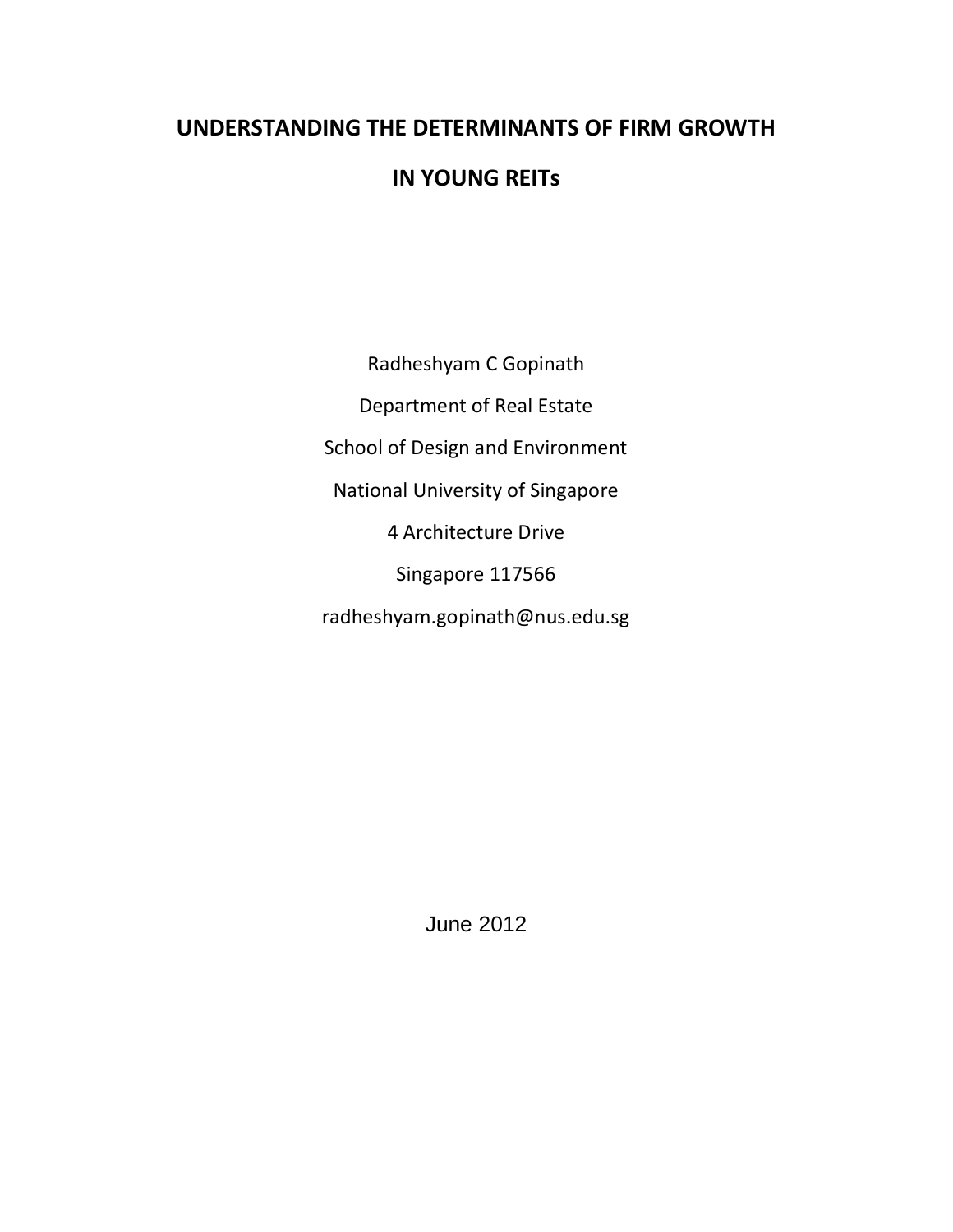# UNDERSTANDING THE DETERMINANTS OF FIRM GROWTH IN YOUNG REITs

Radheshyam C Gopinath

Department of Real Estate

School of Design and Environment

National University of Singapore

4 Architecture Drive

Singapore 117566

radheshyam.gopinath@nus.edu.sg

June 2012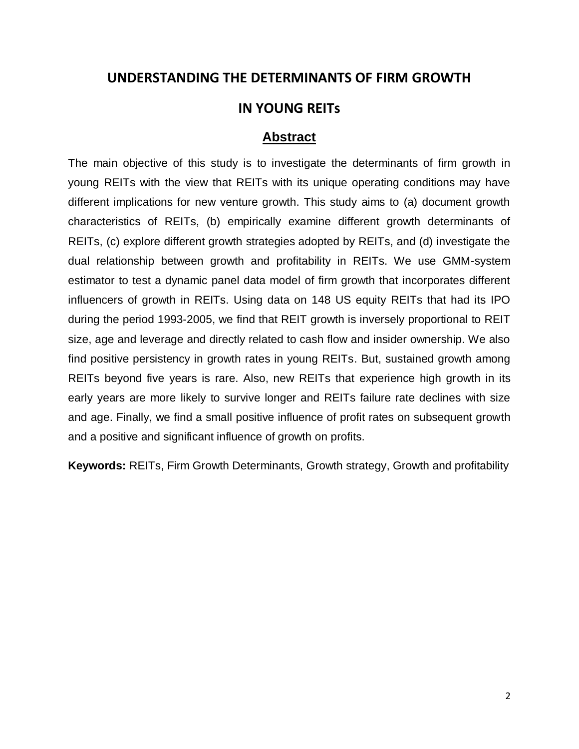# UNDERSTANDING THE DETERMINANTS OF FIRM GROWTH IN YOUNG REITs

## Abstract

The main objective of this study is to investigate the determinants of firm growth in young REITs with the view that REITs with its unique operating conditions may have different implications for new venture growth. This study aims to (a) document growth characteristics of REITs, (b) empirically examine different growth determinants of REITs, (c) explore different growth strategies adopted by REITs, and (d) investigate the dual relationship between growth and profitability in REITs. We use GMM-system estimator to test a dynamic panel data model of firm growth that incorporates different influencers of growth in REITs. Using data on 148 US equity REITs that had its IPO during the period 1993-2005, we find that REIT growth is inversely proportional to REIT size, age and leverage and directly related to cash flow and insider ownership. We also find positive persistency in growth rates in young REITs. But, sustained growth among REITs beyond five years is rare. Also, new REITs that experience high growth in its early years are more likely to survive longer and REITs failure rate declines with size and age. Finally, we find a small positive influence of profit rates on subsequent growth and a positive and significant influence of growth on profits.

**Keywords:** REITs, Firm Growth Determinants, Growth strategy, Growth and profitability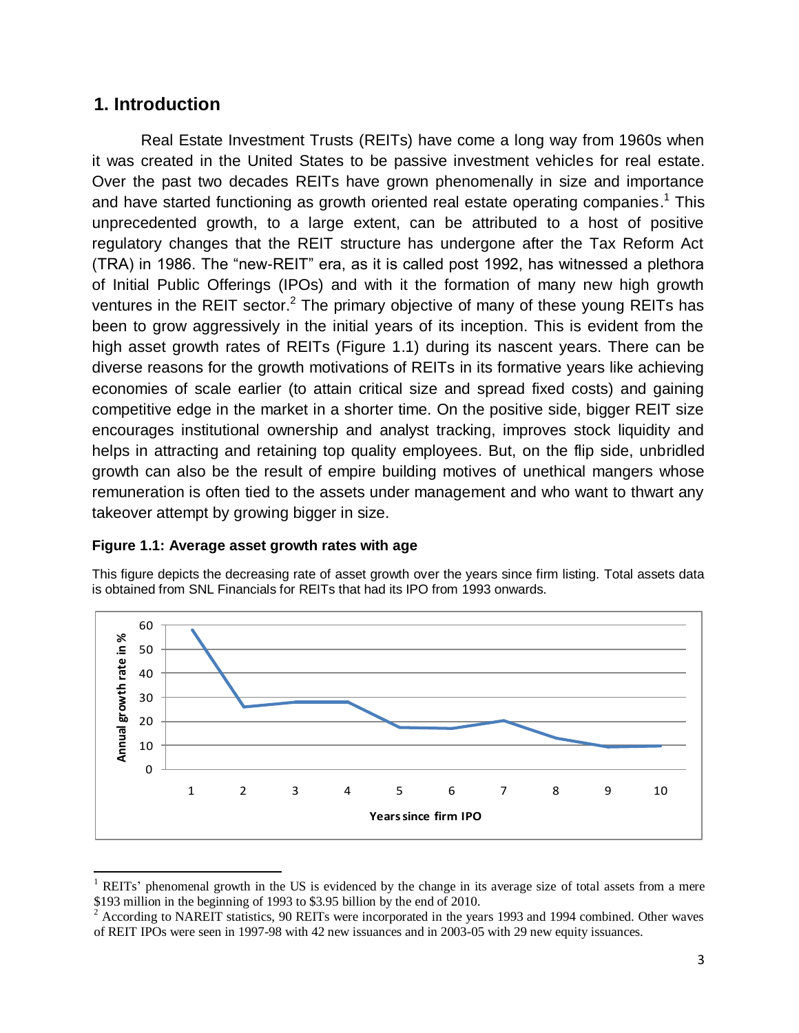## 1. Introduction

Real Estate Investment Trusts (REITs) have come a long way from 1960s when it was created in the United States to be passive investment vehicles for real estate. Over the past two decades REITs have grown phenomenally in size and importance and have started functioning as growth oriented real estate operating companies.[1] This unprecedented growth, to a large extent, can be attributed to a host of positive regulatory changes that the REIT structure has undergone after the Tax Reform Act (TRA) in 1986. The "new-REIT" era, as it is called post 1992, has witnessed a plethora of Initial Public Offerings (IPOs) and with it the formation of many new high growth ventures in the REIT sector.[2] The primary objective of many of these young REITs has been to grow aggressively in the initial years of its inception. This is evident from the high asset growth rates of REITs (Figure 1.1) during its nascent years. There can be diverse reasons for the growth motivations of REITs in its formative years like achieving economies of scale earlier (to attain critical size and spread fixed costs) and gaining competitive edge in the market in a shorter time. On the positive side, bigger REIT size encourages institutional ownership and analyst tracking, improves stock liquidity and helps in attracting and retaining top quality employees. But, on the flip side, unbridled growth can also be the result of empire building motives of unethical mangers whose remuneration is often tied to the assets under management and who want to thwart any takeover attempt by growing bigger in size.

**Figure 1.1: Average asset growth rates with age**

This figure depicts the decreasing rate of asset growth over the years since firm listing. Total assets data is obtained from SNL Financials for REITs that had its IPO from 1993 onwards.

[1] REITs' phenomenal growth in the US is evidenced by the change in its average size of total assets from a mere $193 million in the beginning of 1993 to $3.95 billion by the end of 2010.

[2] According to NAREIT statistics, 90 REITs were incorporated in the years 1993 and 1994 combined. Other waves of REIT IPOs were seen in 1997-98 with 42 new issuances and in 2003-05 with 29 new equity issuances.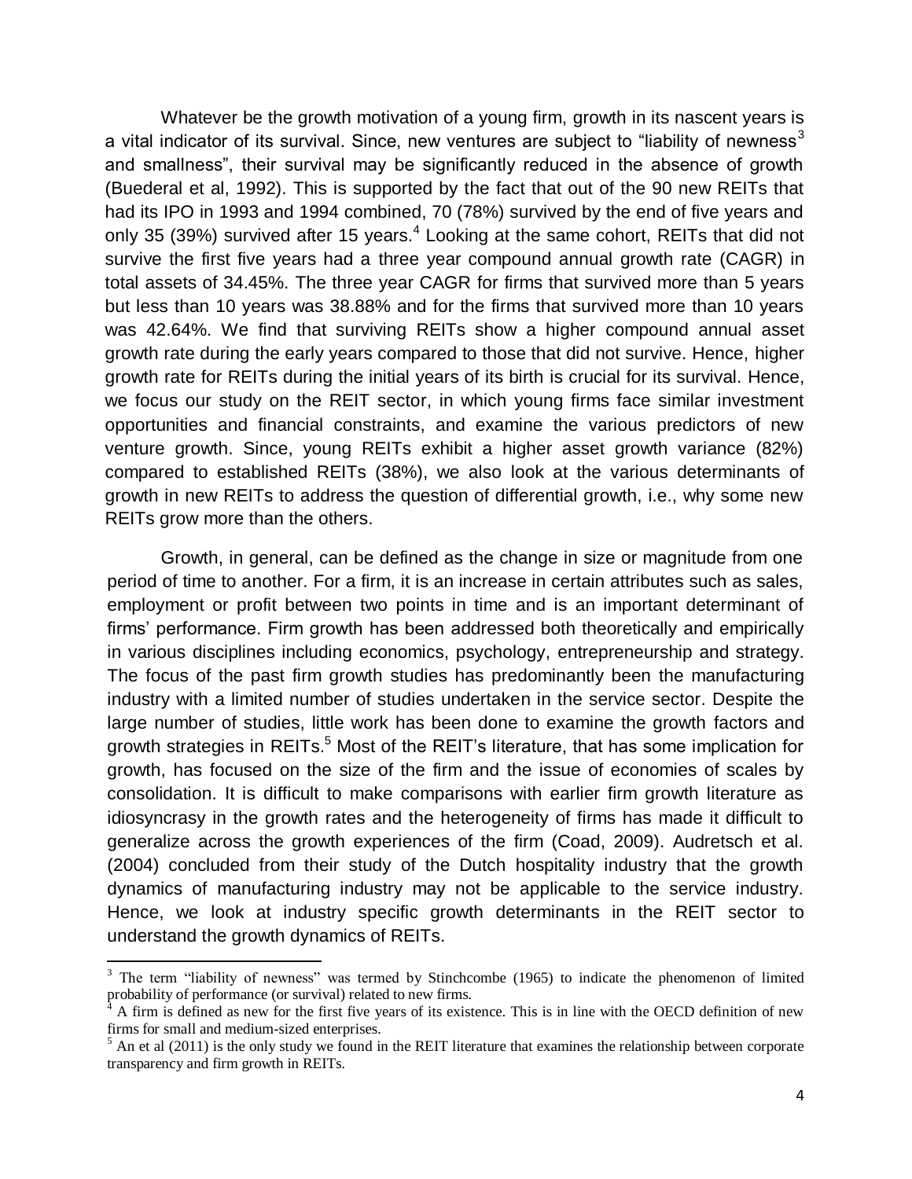Whatever be the growth motivation of a young firm, growth in its nascent years is a vital indicator of its survival. Since, new ventures are subject to "liability of newness[3] and smallness", their survival may be significantly reduced in the absence of growth (Buederal et al, 1992). This is supported by the fact that out of the 90 new REITs that had its IPO in 1993 and 1994 combined, 70 (78%) survived by the end of five years and only 35 (39%) survived after 15 years.[4] Looking at the same cohort, REITs that did not survive the first five years had a three year compound annual growth rate (CAGR) in total assets of 34.45%. The three year CAGR for firms that survived more than 5 years but less than 10 years was 38.88% and for the firms that survived more than 10 years was 42.64%. We find that surviving REITs show a higher compound annual asset growth rate during the early years compared to those that did not survive. Hence, higher growth rate for REITs during the initial years of its birth is crucial for its survival. Hence, we focus our study on the REIT sector, in which young firms face similar investment opportunities and financial constraints, and examine the various predictors of new venture growth. Since, young REITs exhibit a higher asset growth variance (82%) compared to established REITs (38%), we also look at the various determinants of growth in new REITs to address the question of differential growth, i.e., why some new REITs grow more than the others.

Growth, in general, can be defined as the change in size or magnitude from one period of time to another. For a firm, it is an increase in certain attributes such as sales, employment or profit between two points in time and is an important determinant of firms' performance. Firm growth has been addressed both theoretically and empirically in various disciplines including economics, psychology, entrepreneurship and strategy. The focus of the past firm growth studies has predominantly been the manufacturing industry with a limited number of studies undertaken in the service sector. Despite the large number of studies, little work has been done to examine the growth factors and growth strategies in REITs.[5] Most of the REIT's literature, that has some implication for growth, has focused on the size of the firm and the issue of economies of scales by consolidation. It is difficult to make comparisons with earlier firm growth literature as idiosyncrasy in the growth rates and the heterogeneity of firms has made it difficult to generalize across the growth experiences of the firm (Coad, 2009). Audretsch et al. (2004) concluded from their study of the Dutch hospitality industry that the growth dynamics of manufacturing industry may not be applicable to the service industry. Hence, we look at industry specific growth determinants in the REIT sector to understand the growth dynamics of REITs.

---

[3] The term "liability of newness" was termed by Stinchcombe (1965) to indicate the phenomenon of limited probability of performance (or survival) related to new firms.

[4] A firm is defined as new for the first five years of its existence. This is in line with the OECD definition of new firms for small and medium-sized enterprises.

[5] An et al (2011) is the only study we found in the REIT literature that examines the relationship between corporate transparency and firm growth in REITs.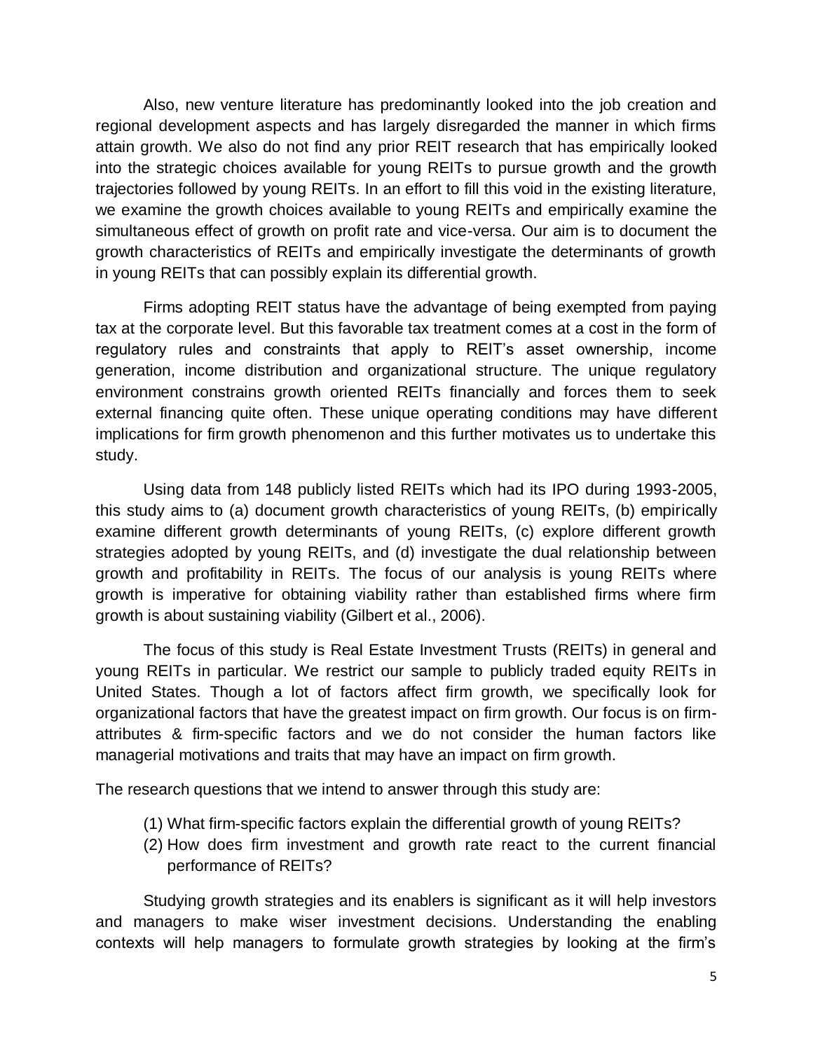Also, new venture literature has predominantly looked into the job creation and regional development aspects and has largely disregarded the manner in which firms attain growth. We also do not find any prior REIT research that has empirically looked into the strategic choices available for young REITs to pursue growth and the growth trajectories followed by young REITs. In an effort to fill this void in the existing literature, we examine the growth choices available to young REITs and empirically examine the simultaneous effect of growth on profit rate and vice-versa. Our aim is to document the growth characteristics of REITs and empirically investigate the determinants of growth in young REITs that can possibly explain its differential growth.

Firms adopting REIT status have the advantage of being exempted from paying tax at the corporate level. But this favorable tax treatment comes at a cost in the form of regulatory rules and constraints that apply to REIT's asset ownership, income generation, income distribution and organizational structure. The unique regulatory environment constrains growth oriented REITs financially and forces them to seek external financing quite often. These unique operating conditions may have different implications for firm growth phenomenon and this further motivates us to undertake this study.

Using data from 148 publicly listed REITs which had its IPO during 1993-2005, this study aims to (a) document growth characteristics of young REITs, (b) empirically examine different growth determinants of young REITs, (c) explore different growth strategies adopted by young REITs, and (d) investigate the dual relationship between growth and profitability in REITs. The focus of our analysis is young REITs where growth is imperative for obtaining viability rather than established firms where firm growth is about sustaining viability (Gilbert et al., 2006).

The focus of this study is Real Estate Investment Trusts (REITs) in general and young REITs in particular. We restrict our sample to publicly traded equity REITs in United States. Though a lot of factors affect firm growth, we specifically look for organizational factors that have the greatest impact on firm growth. Our focus is on firm-attributes & firm-specific factors and we do not consider the human factors like managerial motivations and traits that may have an impact on firm growth.

The research questions that we intend to answer through this study are:

(1) What firm-specific factors explain the differential growth of young REITs?
(2) How does firm investment and growth rate react to the current financial performance of REITs?

Studying growth strategies and its enablers is significant as it will help investors and managers to make wiser investment decisions. Understanding the enabling contexts will help managers to formulate growth strategies by looking at the firm's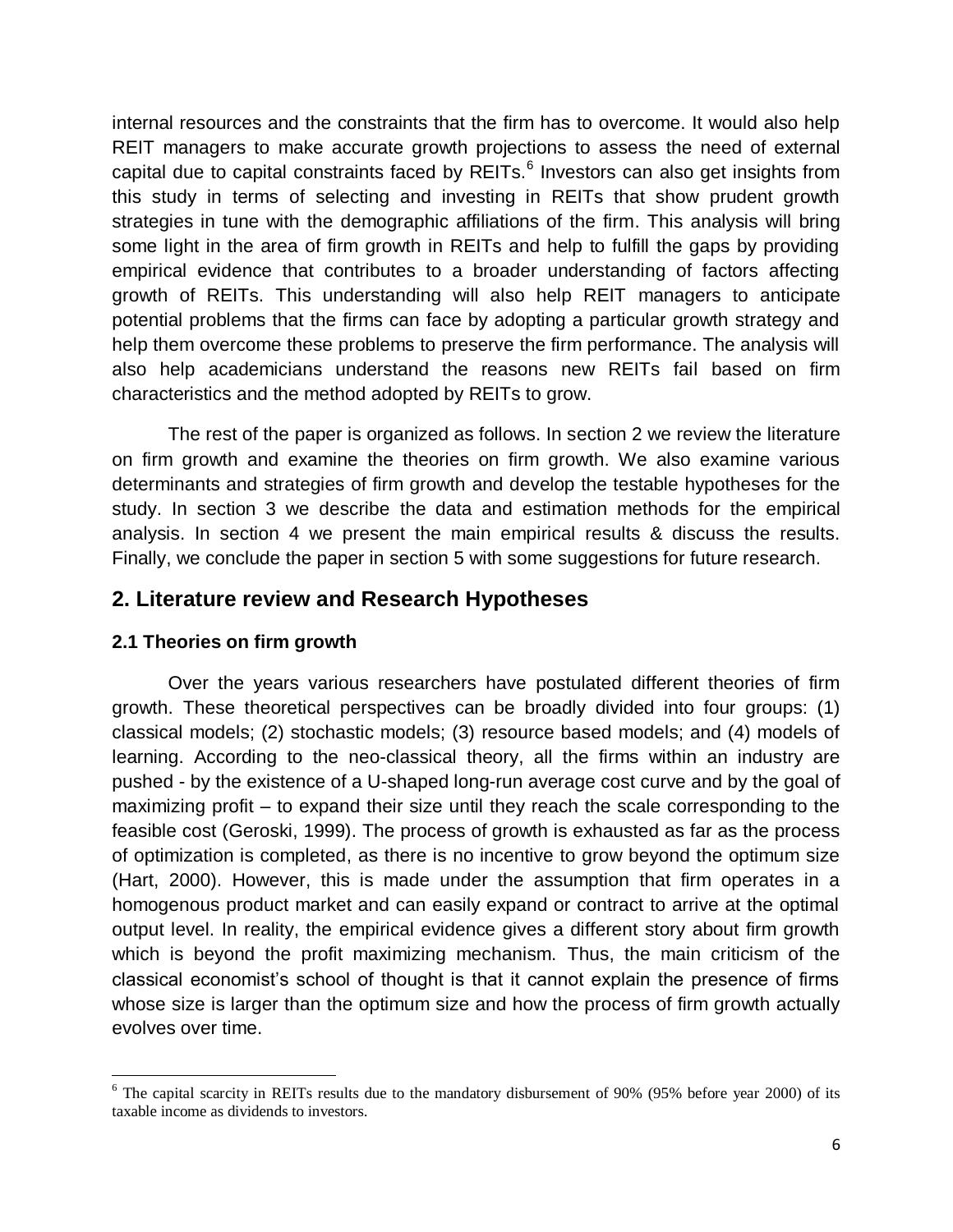internal resources and the constraints that the firm has to overcome. It would also help REIT managers to make accurate growth projections to assess the need of external capital due to capital constraints faced by REITs.[6] Investors can also get insights from this study in terms of selecting and investing in REITs that show prudent growth strategies in tune with the demographic affiliations of the firm. This analysis will bring some light in the area of firm growth in REITs and help to fulfill the gaps by providing empirical evidence that contributes to a broader understanding of factors affecting growth of REITs. This understanding will also help REIT managers to anticipate potential problems that the firms can face by adopting a particular growth strategy and help them overcome these problems to preserve the firm performance. The analysis will also help academicians understand the reasons new REITs fail based on firm characteristics and the method adopted by REITs to grow.

The rest of the paper is organized as follows. In section 2 we review the literature on firm growth and examine the theories on firm growth. We also examine various determinants and strategies of firm growth and develop the testable hypotheses for the study. In section 3 we describe the data and estimation methods for the empirical analysis. In section 4 we present the main empirical results & discuss the results. Finally, we conclude the paper in section 5 with some suggestions for future research.

## 2. Literature review and Research Hypotheses

### 2.1 Theories on firm growth

Over the years various researchers have postulated different theories of firm growth. These theoretical perspectives can be broadly divided into four groups: (1) classical models; (2) stochastic models; (3) resource based models; and (4) models of learning. According to the neo-classical theory, all the firms within an industry are pushed - by the existence of a U-shaped long-run average cost curve and by the goal of maximizing profit – to expand their size until they reach the scale corresponding to the feasible cost (Geroski, 1999). The process of growth is exhausted as far as the process of optimization is completed, as there is no incentive to grow beyond the optimum size (Hart, 2000). However, this is made under the assumption that firm operates in a homogenous product market and can easily expand or contract to arrive at the optimal output level. In reality, the empirical evidence gives a different story about firm growth which is beyond the profit maximizing mechanism. Thus, the main criticism of the classical economist's school of thought is that it cannot explain the presence of firms whose size is larger than the optimum size and how the process of firm growth actually evolves over time.

[6] The capital scarcity in REITs results due to the mandatory disbursement of 90% (95% before year 2000) of its taxable income as dividends to investors.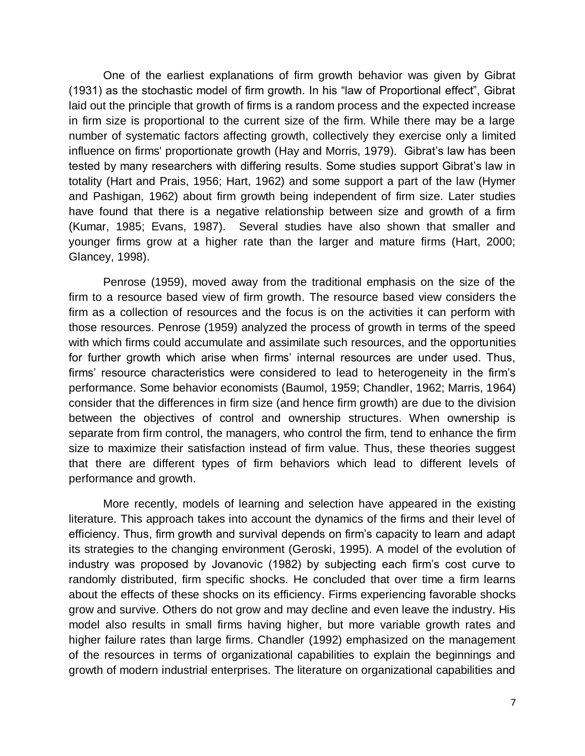One of the earliest explanations of firm growth behavior was given by Gibrat (1931) as the stochastic model of firm growth. In his "law of Proportional effect", Gibrat laid out the principle that growth of firms is a random process and the expected increase in firm size is proportional to the current size of the firm. While there may be a large number of systematic factors affecting growth, collectively they exercise only a limited influence on firms' proportionate growth (Hay and Morris, 1979). Gibrat's law has been tested by many researchers with differing results. Some studies support Gibrat's law in totality (Hart and Prais, 1956; Hart, 1962) and some support a part of the law (Hymer and Pashigan, 1962) about firm growth being independent of firm size. Later studies have found that there is a negative relationship between size and growth of a firm (Kumar, 1985; Evans, 1987). Several studies have also shown that smaller and younger firms grow at a higher rate than the larger and mature firms (Hart, 2000; Glancey, 1998).

Penrose (1959), moved away from the traditional emphasis on the size of the firm to a resource based view of firm growth. The resource based view considers the firm as a collection of resources and the focus is on the activities it can perform with those resources. Penrose (1959) analyzed the process of growth in terms of the speed with which firms could accumulate and assimilate such resources, and the opportunities for further growth which arise when firms' internal resources are under used. Thus, firms' resource characteristics were considered to lead to heterogeneity in the firm's performance. Some behavior economists (Baumol, 1959; Chandler, 1962; Marris, 1964) consider that the differences in firm size (and hence firm growth) are due to the division between the objectives of control and ownership structures. When ownership is separate from firm control, the managers, who control the firm, tend to enhance the firm size to maximize their satisfaction instead of firm value. Thus, these theories suggest that there are different types of firm behaviors which lead to different levels of performance and growth.

More recently, models of learning and selection have appeared in the existing literature. This approach takes into account the dynamics of the firms and their level of efficiency. Thus, firm growth and survival depends on firm's capacity to learn and adapt its strategies to the changing environment (Geroski, 1995). A model of the evolution of industry was proposed by Jovanovic (1982) by subjecting each firm's cost curve to randomly distributed, firm specific shocks. He concluded that over time a firm learns about the effects of these shocks on its efficiency. Firms experiencing favorable shocks grow and survive. Others do not grow and may decline and even leave the industry. His model also results in small firms having higher, but more variable growth rates and higher failure rates than large firms. Chandler (1992) emphasized on the management of the resources in terms of organizational capabilities to explain the beginnings and growth of modern industrial enterprises. The literature on organizational capabilities and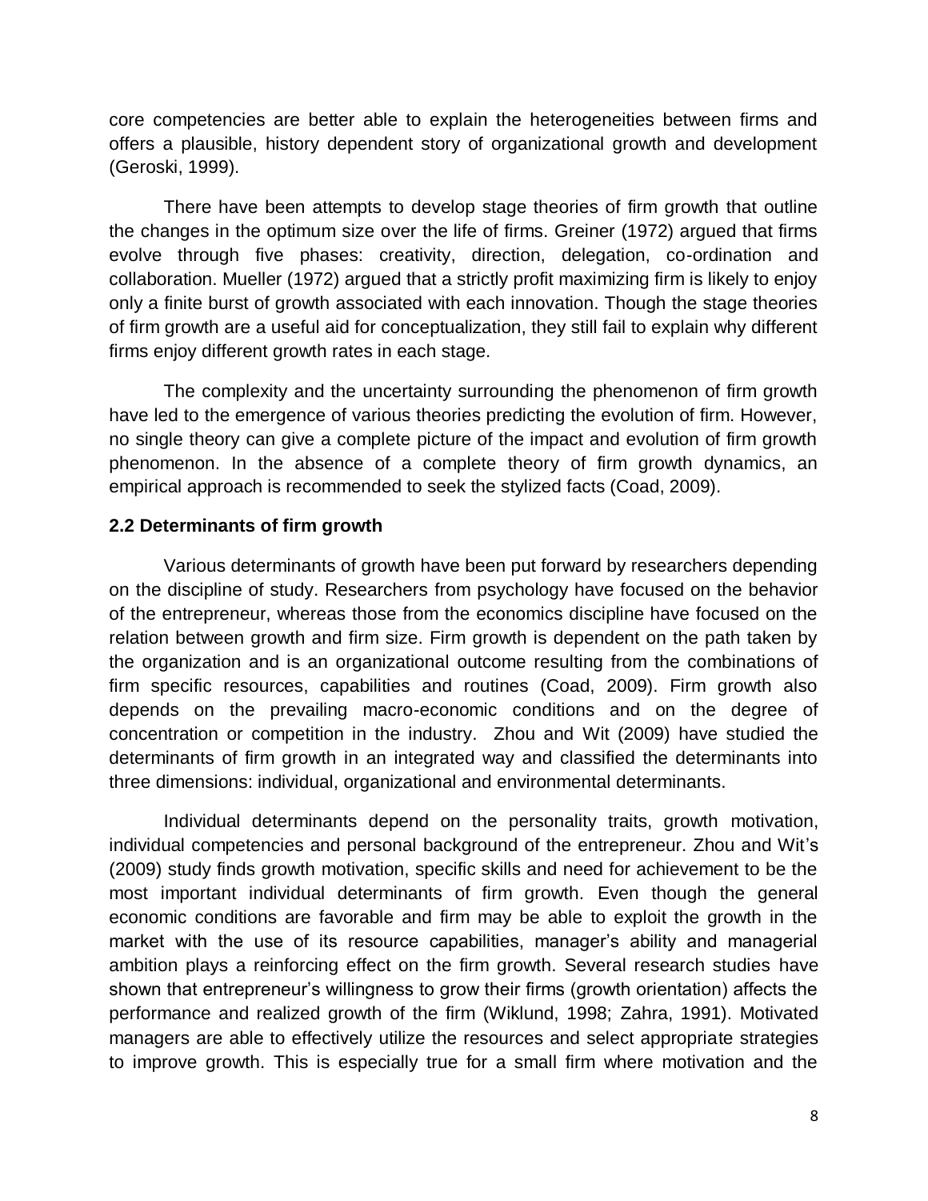core competencies are better able to explain the heterogeneities between firms and offers a plausible, history dependent story of organizational growth and development (Geroski, 1999).

There have been attempts to develop stage theories of firm growth that outline the changes in the optimum size over the life of firms. Greiner (1972) argued that firms evolve through five phases: creativity, direction, delegation, co-ordination and collaboration. Mueller (1972) argued that a strictly profit maximizing firm is likely to enjoy only a finite burst of growth associated with each innovation. Though the stage theories of firm growth are a useful aid for conceptualization, they still fail to explain why different firms enjoy different growth rates in each stage.

The complexity and the uncertainty surrounding the phenomenon of firm growth have led to the emergence of various theories predicting the evolution of firm. However, no single theory can give a complete picture of the impact and evolution of firm growth phenomenon. In the absence of a complete theory of firm growth dynamics, an empirical approach is recommended to seek the stylized facts (Coad, 2009).

## 2.2 Determinants of firm growth

Various determinants of growth have been put forward by researchers depending on the discipline of study. Researchers from psychology have focused on the behavior of the entrepreneur, whereas those from the economics discipline have focused on the relation between growth and firm size. Firm growth is dependent on the path taken by the organization and is an organizational outcome resulting from the combinations of firm specific resources, capabilities and routines (Coad, 2009). Firm growth also depends on the prevailing macro-economic conditions and on the degree of concentration or competition in the industry. Zhou and Wit (2009) have studied the determinants of firm growth in an integrated way and classified the determinants into three dimensions: individual, organizational and environmental determinants.

Individual determinants depend on the personality traits, growth motivation, individual competencies and personal background of the entrepreneur. Zhou and Wit's (2009) study finds growth motivation, specific skills and need for achievement to be the most important individual determinants of firm growth. Even though the general economic conditions are favorable and firm may be able to exploit the growth in the market with the use of its resource capabilities, manager's ability and managerial ambition plays a reinforcing effect on the firm growth. Several research studies have shown that entrepreneur's willingness to grow their firms (growth orientation) affects the performance and realized growth of the firm (Wiklund, 1998; Zahra, 1991). Motivated managers are able to effectively utilize the resources and select appropriate strategies to improve growth. This is especially true for a small firm where motivation and the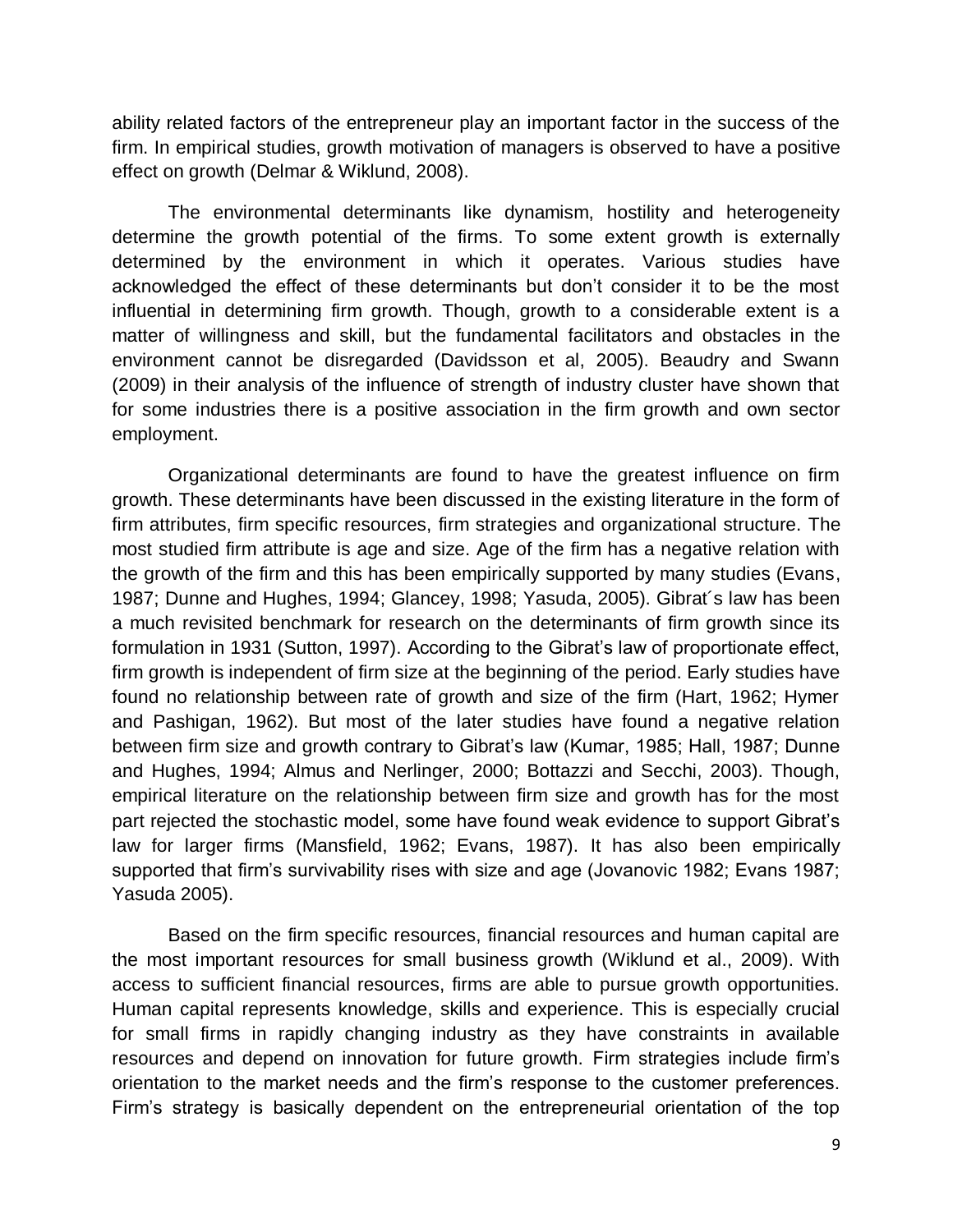ability related factors of the entrepreneur play an important factor in the success of the firm. In empirical studies, growth motivation of managers is observed to have a positive effect on growth (Delmar & Wiklund, 2008).

The environmental determinants like dynamism, hostility and heterogeneity determine the growth potential of the firms. To some extent growth is externally determined by the environment in which it operates. Various studies have acknowledged the effect of these determinants but don't consider it to be the most influential in determining firm growth. Though, growth to a considerable extent is a matter of willingness and skill, but the fundamental facilitators and obstacles in the environment cannot be disregarded (Davidsson et al, 2005). Beaudry and Swann (2009) in their analysis of the influence of strength of industry cluster have shown that for some industries there is a positive association in the firm growth and own sector employment.

Organizational determinants are found to have the greatest influence on firm growth. These determinants have been discussed in the existing literature in the form of firm attributes, firm specific resources, firm strategies and organizational structure. The most studied firm attribute is age and size. Age of the firm has a negative relation with the growth of the firm and this has been empirically supported by many studies (Evans, 1987; Dunne and Hughes, 1994; Glancey, 1998; Yasuda, 2005). Gibrat´s law has been a much revisited benchmark for research on the determinants of firm growth since its formulation in 1931 (Sutton, 1997). According to the Gibrat's law of proportionate effect, firm growth is independent of firm size at the beginning of the period. Early studies have found no relationship between rate of growth and size of the firm (Hart, 1962; Hymer and Pashigan, 1962). But most of the later studies have found a negative relation between firm size and growth contrary to Gibrat's law (Kumar, 1985; Hall, 1987; Dunne and Hughes, 1994; Almus and Nerlinger, 2000; Bottazzi and Secchi, 2003). Though, empirical literature on the relationship between firm size and growth has for the most part rejected the stochastic model, some have found weak evidence to support Gibrat's law for larger firms (Mansfield, 1962; Evans, 1987). It has also been empirically supported that firm's survivability rises with size and age (Jovanovic 1982; Evans 1987; Yasuda 2005).

Based on the firm specific resources, financial resources and human capital are the most important resources for small business growth (Wiklund et al., 2009). With access to sufficient financial resources, firms are able to pursue growth opportunities. Human capital represents knowledge, skills and experience. This is especially crucial for small firms in rapidly changing industry as they have constraints in available resources and depend on innovation for future growth. Firm strategies include firm's orientation to the market needs and the firm's response to the customer preferences. Firm's strategy is basically dependent on the entrepreneurial orientation of the top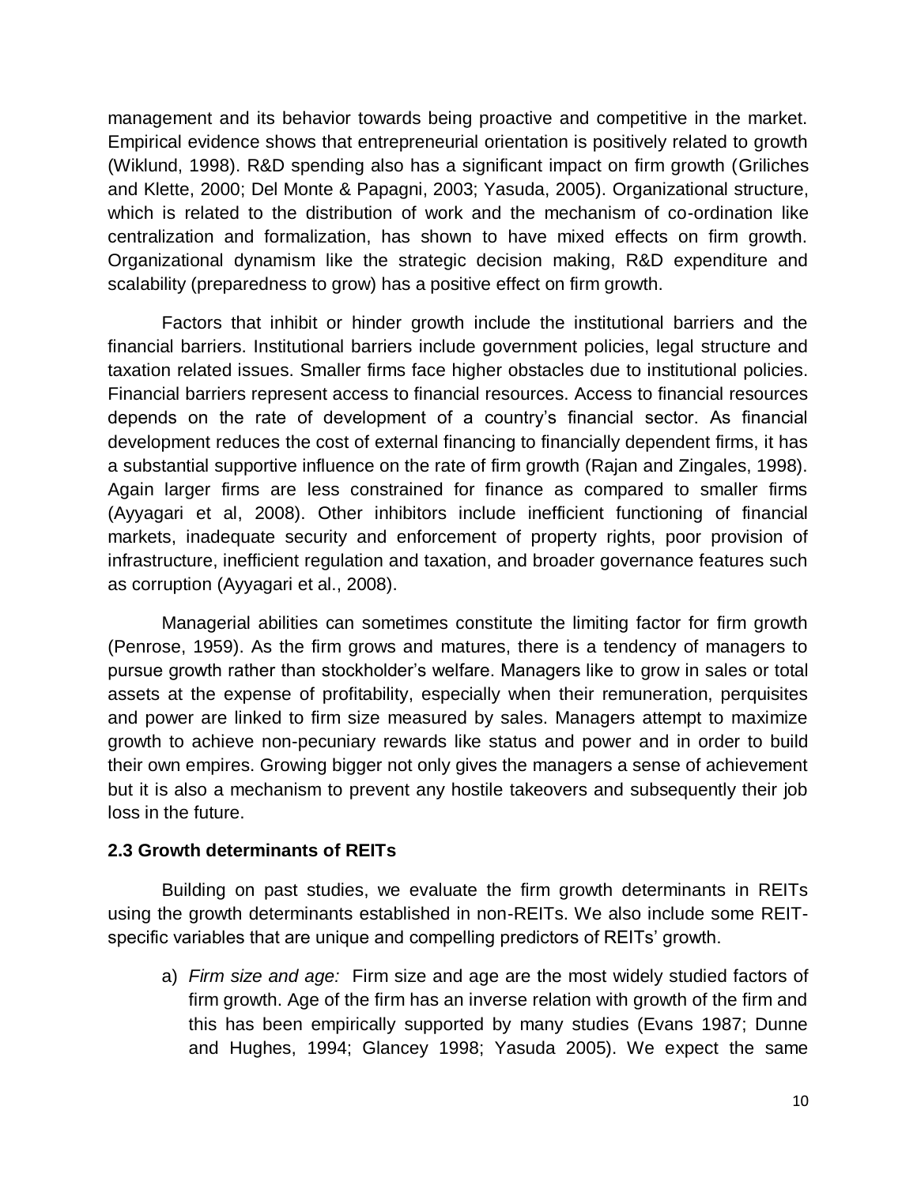management and its behavior towards being proactive and competitive in the market. Empirical evidence shows that entrepreneurial orientation is positively related to growth (Wiklund, 1998). R&D spending also has a significant impact on firm growth (Griliches and Klette, 2000; Del Monte & Papagni, 2003; Yasuda, 2005). Organizational structure, which is related to the distribution of work and the mechanism of co-ordination like centralization and formalization, has shown to have mixed effects on firm growth. Organizational dynamism like the strategic decision making, R&D expenditure and scalability (preparedness to grow) has a positive effect on firm growth.

Factors that inhibit or hinder growth include the institutional barriers and the financial barriers. Institutional barriers include government policies, legal structure and taxation related issues. Smaller firms face higher obstacles due to institutional policies. Financial barriers represent access to financial resources. Access to financial resources depends on the rate of development of a country's financial sector. As financial development reduces the cost of external financing to financially dependent firms, it has a substantial supportive influence on the rate of firm growth (Rajan and Zingales, 1998). Again larger firms are less constrained for finance as compared to smaller firms (Ayyagari et al, 2008). Other inhibitors include inefficient functioning of financial markets, inadequate security and enforcement of property rights, poor provision of infrastructure, inefficient regulation and taxation, and broader governance features such as corruption (Ayyagari et al., 2008).

Managerial abilities can sometimes constitute the limiting factor for firm growth (Penrose, 1959). As the firm grows and matures, there is a tendency of managers to pursue growth rather than stockholder's welfare. Managers like to grow in sales or total assets at the expense of profitability, especially when their remuneration, perquisites and power are linked to firm size measured by sales. Managers attempt to maximize growth to achieve non-pecuniary rewards like status and power and in order to build their own empires. Growing bigger not only gives the managers a sense of achievement but it is also a mechanism to prevent any hostile takeovers and subsequently their job loss in the future.

### 2.3 Growth determinants of REITs

Building on past studies, we evaluate the firm growth determinants in REITs using the growth determinants established in non-REITs. We also include some REIT-specific variables that are unique and compelling predictors of REITs' growth.

a) *Firm size and age:* Firm size and age are the most widely studied factors of firm growth. Age of the firm has an inverse relation with growth of the firm and this has been empirically supported by many studies (Evans 1987; Dunne and Hughes, 1994; Glancey 1998; Yasuda 2005). We expect the same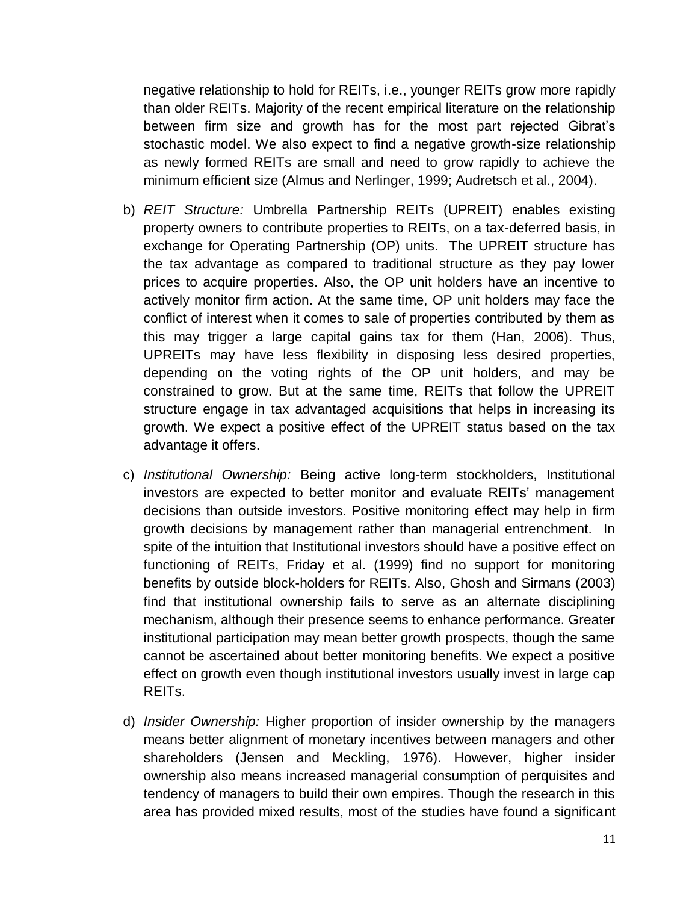negative relationship to hold for REITs, i.e., younger REITs grow more rapidly than older REITs. Majority of the recent empirical literature on the relationship between firm size and growth has for the most part rejected Gibrat's stochastic model. We also expect to find a negative growth-size relationship as newly formed REITs are small and need to grow rapidly to achieve the minimum efficient size (Almus and Nerlinger, 1999; Audretsch et al., 2004).

b) *REIT Structure:* Umbrella Partnership REITs (UPREIT) enables existing property owners to contribute properties to REITs, on a tax-deferred basis, in exchange for Operating Partnership (OP) units. The UPREIT structure has the tax advantage as compared to traditional structure as they pay lower prices to acquire properties. Also, the OP unit holders have an incentive to actively monitor firm action. At the same time, OP unit holders may face the conflict of interest when it comes to sale of properties contributed by them as this may trigger a large capital gains tax for them (Han, 2006). Thus, UPREITs may have less flexibility in disposing less desired properties, depending on the voting rights of the OP unit holders, and may be constrained to grow. But at the same time, REITs that follow the UPREIT structure engage in tax advantaged acquisitions that helps in increasing its growth. We expect a positive effect of the UPREIT status based on the tax advantage it offers.

c) *Institutional Ownership:* Being active long-term stockholders, Institutional investors are expected to better monitor and evaluate REITs' management decisions than outside investors. Positive monitoring effect may help in firm growth decisions by management rather than managerial entrenchment. In spite of the intuition that Institutional investors should have a positive effect on functioning of REITs, Friday et al. (1999) find no support for monitoring benefits by outside block-holders for REITs. Also, Ghosh and Sirmans (2003) find that institutional ownership fails to serve as an alternate disciplining mechanism, although their presence seems to enhance performance. Greater institutional participation may mean better growth prospects, though the same cannot be ascertained about better monitoring benefits. We expect a positive effect on growth even though institutional investors usually invest in large cap REITs.

d) *Insider Ownership:* Higher proportion of insider ownership by the managers means better alignment of monetary incentives between managers and other shareholders (Jensen and Meckling, 1976). However, higher insider ownership also means increased managerial consumption of perquisites and tendency of managers to build their own empires. Though the research in this area has provided mixed results, most of the studies have found a significant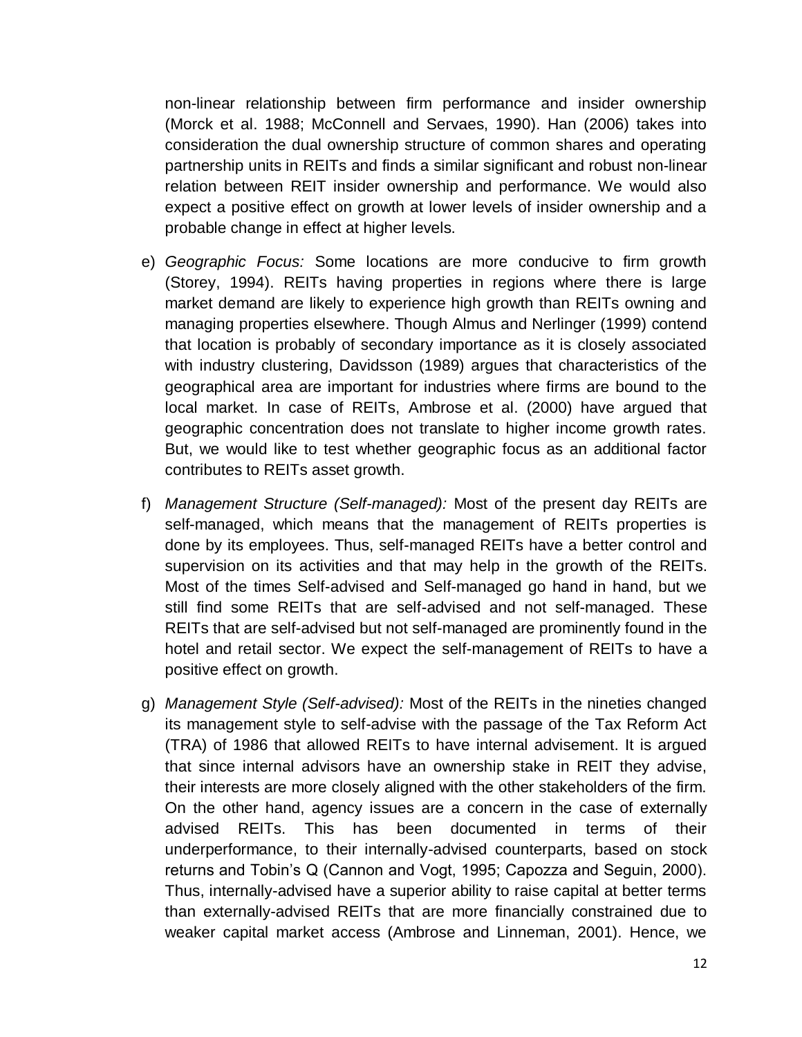non-linear relationship between firm performance and insider ownership (Morck et al. 1988; McConnell and Servaes, 1990). Han (2006) takes into consideration the dual ownership structure of common shares and operating partnership units in REITs and finds a similar significant and robust non-linear relation between REIT insider ownership and performance. We would also expect a positive effect on growth at lower levels of insider ownership and a probable change in effect at higher levels.

e) *Geographic Focus:* Some locations are more conducive to firm growth (Storey, 1994). REITs having properties in regions where there is large market demand are likely to experience high growth than REITs owning and managing properties elsewhere. Though Almus and Nerlinger (1999) contend that location is probably of secondary importance as it is closely associated with industry clustering, Davidsson (1989) argues that characteristics of the geographical area are important for industries where firms are bound to the local market. In case of REITs, Ambrose et al. (2000) have argued that geographic concentration does not translate to higher income growth rates. But, we would like to test whether geographic focus as an additional factor contributes to REITs asset growth.

f) *Management Structure (Self-managed):* Most of the present day REITs are self-managed, which means that the management of REITs properties is done by its employees. Thus, self-managed REITs have a better control and supervision on its activities and that may help in the growth of the REITs. Most of the times Self-advised and Self-managed go hand in hand, but we still find some REITs that are self-advised and not self-managed. These REITs that are self-advised but not self-managed are prominently found in the hotel and retail sector. We expect the self-management of REITs to have a positive effect on growth.

g) *Management Style (Self-advised):* Most of the REITs in the nineties changed its management style to self-advise with the passage of the Tax Reform Act (TRA) of 1986 that allowed REITs to have internal advisement. It is argued that since internal advisors have an ownership stake in REIT they advise, their interests are more closely aligned with the other stakeholders of the firm. On the other hand, agency issues are a concern in the case of externally advised REITs. This has been documented in terms of their underperformance, to their internally-advised counterparts, based on stock returns and Tobin's Q (Cannon and Vogt, 1995; Capozza and Seguin, 2000). Thus, internally-advised have a superior ability to raise capital at better terms than externally-advised REITs that are more financially constrained due to weaker capital market access (Ambrose and Linneman, 2001). Hence, we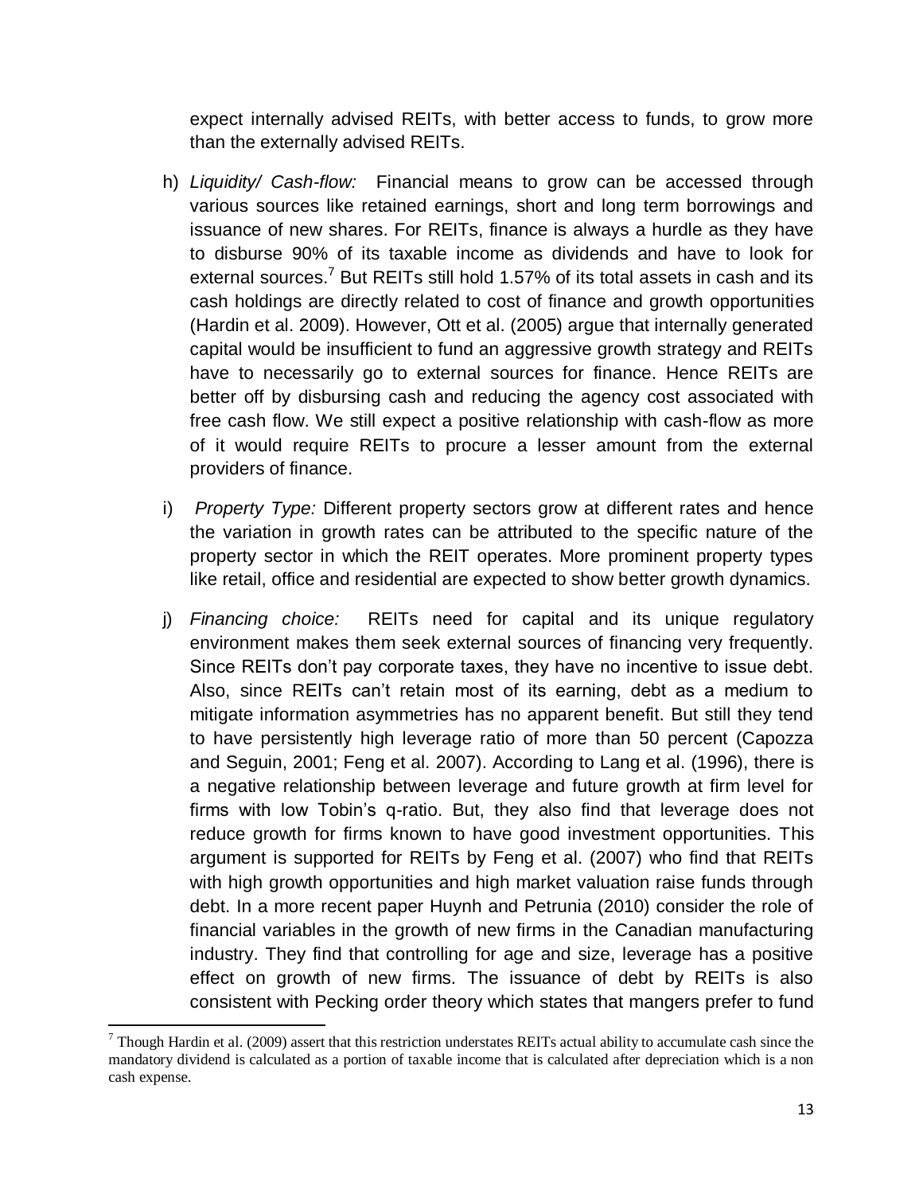expect internally advised REITs, with better access to funds, to grow more than the externally advised REITs.

h) *Liquidity/ Cash-flow:* Financial means to grow can be accessed through various sources like retained earnings, short and long term borrowings and issuance of new shares. For REITs, finance is always a hurdle as they have to disburse 90% of its taxable income as dividends and have to look for external sources.[7] But REITs still hold 1.57% of its total assets in cash and its cash holdings are directly related to cost of finance and growth opportunities (Hardin et al. 2009). However, Ott et al. (2005) argue that internally generated capital would be insufficient to fund an aggressive growth strategy and REITs have to necessarily go to external sources for finance. Hence REITs are better off by disbursing cash and reducing the agency cost associated with free cash flow. We still expect a positive relationship with cash-flow as more of it would require REITs to procure a lesser amount from the external providers of finance.

i) *Property Type:* Different property sectors grow at different rates and hence the variation in growth rates can be attributed to the specific nature of the property sector in which the REIT operates. More prominent property types like retail, office and residential are expected to show better growth dynamics.

j) *Financing choice:* REITs need for capital and its unique regulatory environment makes them seek external sources of financing very frequently. Since REITs don't pay corporate taxes, they have no incentive to issue debt. Also, since REITs can't retain most of its earning, debt as a medium to mitigate information asymmetries has no apparent benefit. But still they tend to have persistently high leverage ratio of more than 50 percent (Capozza and Seguin, 2001; Feng et al. 2007). According to Lang et al. (1996), there is a negative relationship between leverage and future growth at firm level for firms with low Tobin's q-ratio. But, they also find that leverage does not reduce growth for firms known to have good investment opportunities. This argument is supported for REITs by Feng et al. (2007) who find that REITs with high growth opportunities and high market valuation raise funds through debt. In a more recent paper Huynh and Petrunia (2010) consider the role of financial variables in the growth of new firms in the Canadian manufacturing industry. They find that controlling for age and size, leverage has a positive effect on growth of new firms. The issuance of debt by REITs is also consistent with Pecking order theory which states that mangers prefer to fund

---

[7] Though Hardin et al. (2009) assert that this restriction understates REITs actual ability to accumulate cash since the mandatory dividend is calculated as a portion of taxable income that is calculated after depreciation which is a non cash expense.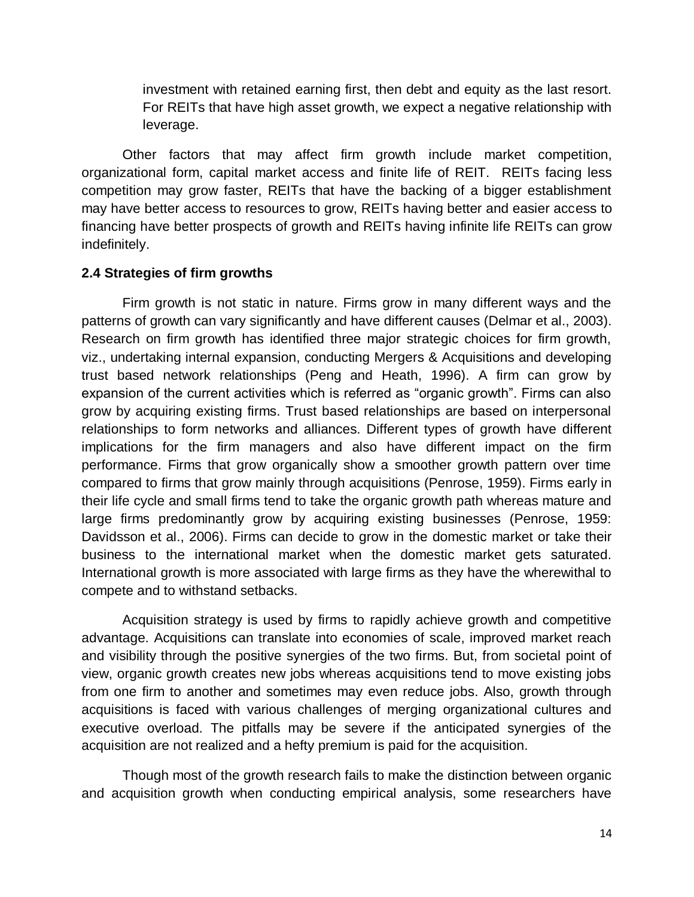investment with retained earning first, then debt and equity as the last resort. For REITs that have high asset growth, we expect a negative relationship with leverage.

Other factors that may affect firm growth include market competition, organizational form, capital market access and finite life of REIT. REITs facing less competition may grow faster, REITs that have the backing of a bigger establishment may have better access to resources to grow, REITs having better and easier access to financing have better prospects of growth and REITs having infinite life REITs can grow indefinitely.

### 2.4 Strategies of firm growths

Firm growth is not static in nature. Firms grow in many different ways and the patterns of growth can vary significantly and have different causes (Delmar et al., 2003). Research on firm growth has identified three major strategic choices for firm growth, viz., undertaking internal expansion, conducting Mergers & Acquisitions and developing trust based network relationships (Peng and Heath, 1996). A firm can grow by expansion of the current activities which is referred as "organic growth". Firms can also grow by acquiring existing firms. Trust based relationships are based on interpersonal relationships to form networks and alliances. Different types of growth have different implications for the firm managers and also have different impact on the firm performance. Firms that grow organically show a smoother growth pattern over time compared to firms that grow mainly through acquisitions (Penrose, 1959). Firms early in their life cycle and small firms tend to take the organic growth path whereas mature and large firms predominantly grow by acquiring existing businesses (Penrose, 1959: Davidsson et al., 2006). Firms can decide to grow in the domestic market or take their business to the international market when the domestic market gets saturated. International growth is more associated with large firms as they have the wherewithal to compete and to withstand setbacks.

Acquisition strategy is used by firms to rapidly achieve growth and competitive advantage. Acquisitions can translate into economies of scale, improved market reach and visibility through the positive synergies of the two firms. But, from societal point of view, organic growth creates new jobs whereas acquisitions tend to move existing jobs from one firm to another and sometimes may even reduce jobs. Also, growth through acquisitions is faced with various challenges of merging organizational cultures and executive overload. The pitfalls may be severe if the anticipated synergies of the acquisition are not realized and a hefty premium is paid for the acquisition.

Though most of the growth research fails to make the distinction between organic and acquisition growth when conducting empirical analysis, some researchers have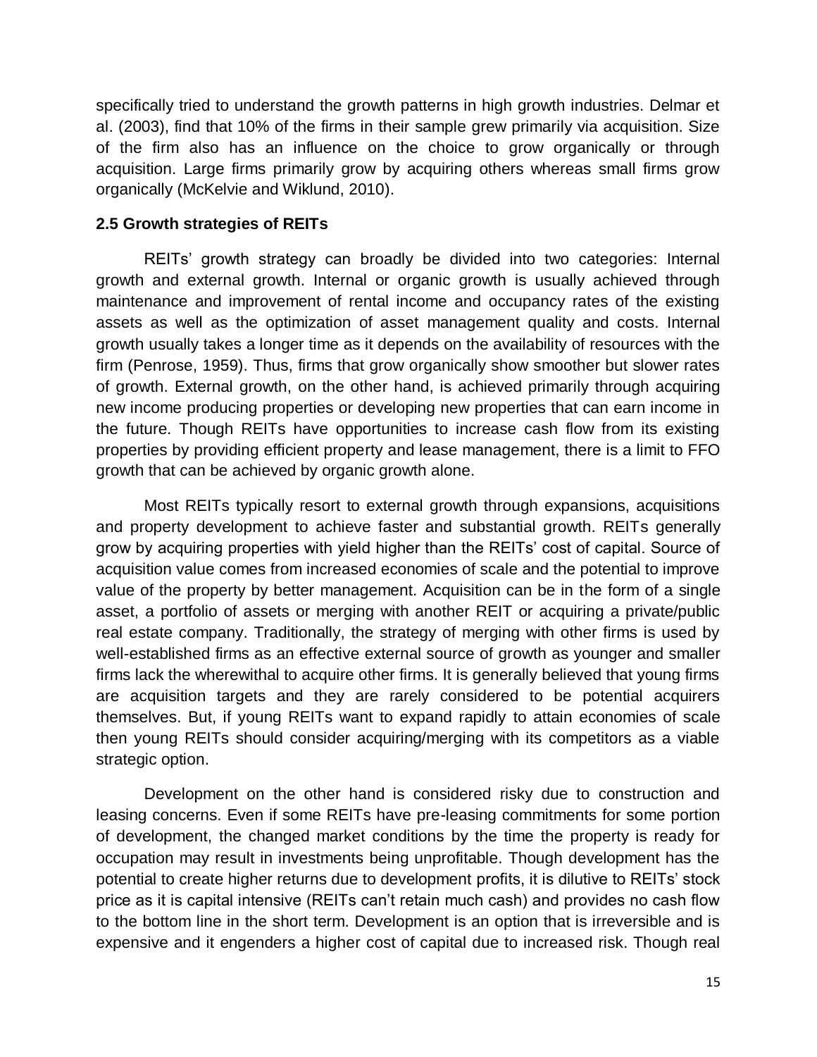specifically tried to understand the growth patterns in high growth industries. Delmar et al. (2003), find that 10% of the firms in their sample grew primarily via acquisition. Size of the firm also has an influence on the choice to grow organically or through acquisition. Large firms primarily grow by acquiring others whereas small firms grow organically (McKelvie and Wiklund, 2010).

### 2.5 Growth strategies of REITs

REITs' growth strategy can broadly be divided into two categories: Internal growth and external growth. Internal or organic growth is usually achieved through maintenance and improvement of rental income and occupancy rates of the existing assets as well as the optimization of asset management quality and costs. Internal growth usually takes a longer time as it depends on the availability of resources with the firm (Penrose, 1959). Thus, firms that grow organically show smoother but slower rates of growth. External growth, on the other hand, is achieved primarily through acquiring new income producing properties or developing new properties that can earn income in the future. Though REITs have opportunities to increase cash flow from its existing properties by providing efficient property and lease management, there is a limit to FFO growth that can be achieved by organic growth alone.

Most REITs typically resort to external growth through expansions, acquisitions and property development to achieve faster and substantial growth. REITs generally grow by acquiring properties with yield higher than the REITs' cost of capital. Source of acquisition value comes from increased economies of scale and the potential to improve value of the property by better management. Acquisition can be in the form of a single asset, a portfolio of assets or merging with another REIT or acquiring a private/public real estate company. Traditionally, the strategy of merging with other firms is used by well-established firms as an effective external source of growth as younger and smaller firms lack the wherewithal to acquire other firms. It is generally believed that young firms are acquisition targets and they are rarely considered to be potential acquirers themselves. But, if young REITs want to expand rapidly to attain economies of scale then young REITs should consider acquiring/merging with its competitors as a viable strategic option.

Development on the other hand is considered risky due to construction and leasing concerns. Even if some REITs have pre-leasing commitments for some portion of development, the changed market conditions by the time the property is ready for occupation may result in investments being unprofitable. Though development has the potential to create higher returns due to development profits, it is dilutive to REITs' stock price as it is capital intensive (REITs can't retain much cash) and provides no cash flow to the bottom line in the short term. Development is an option that is irreversible and is expensive and it engenders a higher cost of capital due to increased risk. Though real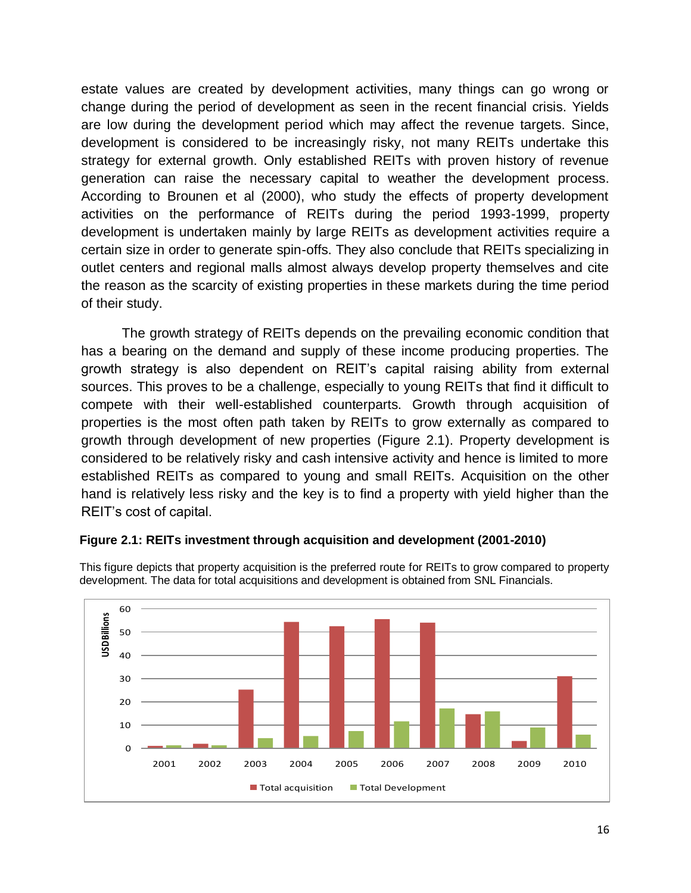estate values are created by development activities, many things can go wrong or change during the period of development as seen in the recent financial crisis. Yields are low during the development period which may affect the revenue targets. Since, development is considered to be increasingly risky, not many REITs undertake this strategy for external growth. Only established REITs with proven history of revenue generation can raise the necessary capital to weather the development process. According to Brounen et al (2000), who study the effects of property development activities on the performance of REITs during the period 1993-1999, property development is undertaken mainly by large REITs as development activities require a certain size in order to generate spin-offs. They also conclude that REITs specializing in outlet centers and regional malls almost always develop property themselves and cite the reason as the scarcity of existing properties in these markets during the time period of their study.

The growth strategy of REITs depends on the prevailing economic condition that has a bearing on the demand and supply of these income producing properties. The growth strategy is also dependent on REIT's capital raising ability from external sources. This proves to be a challenge, especially to young REITs that find it difficult to compete with their well-established counterparts. Growth through acquisition of properties is the most often path taken by REITs to grow externally as compared to growth through development of new properties (Figure 2.1). Property development is considered to be relatively risky and cash intensive activity and hence is limited to more established REITs as compared to young and small REITs. Acquisition on the other hand is relatively less risky and the key is to find a property with yield higher than the REIT's cost of capital.

**Figure 2.1: REITs investment through acquisition and development (2001-2010)**

This figure depicts that property acquisition is the preferred route for REITs to grow compared to property development. The data for total acquisitions and development is obtained from SNL Financials.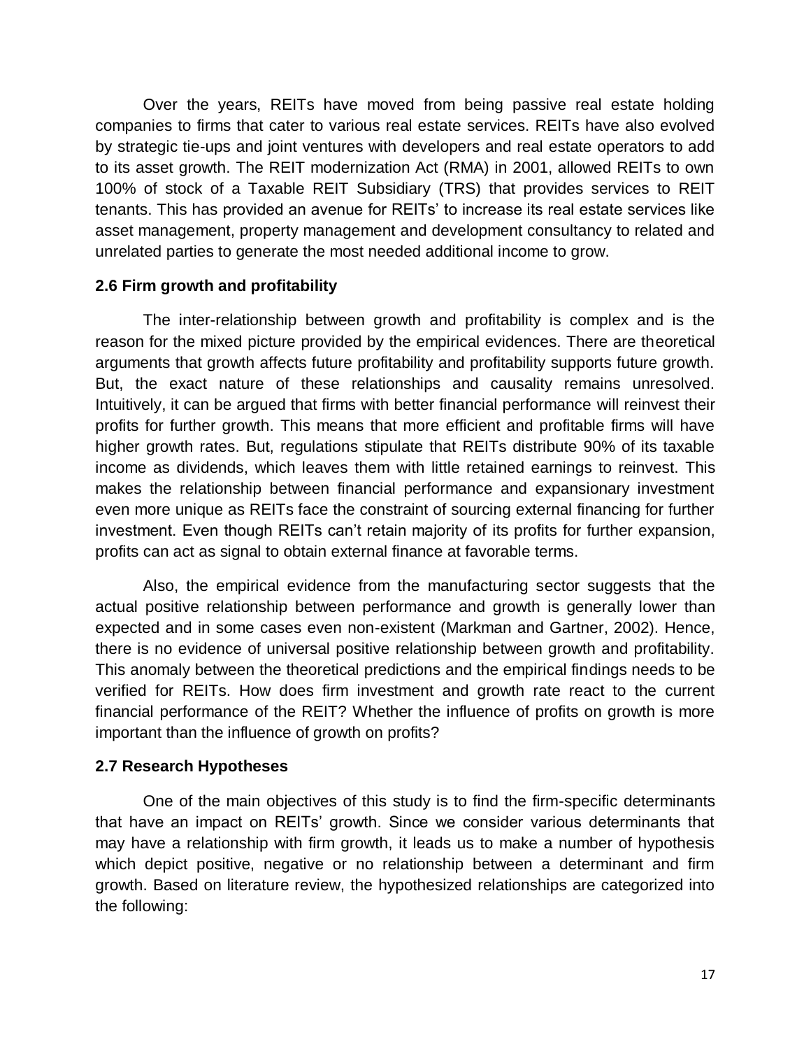Over the years, REITs have moved from being passive real estate holding companies to firms that cater to various real estate services. REITs have also evolved by strategic tie-ups and joint ventures with developers and real estate operators to add to its asset growth. The REIT modernization Act (RMA) in 2001, allowed REITs to own 100% of stock of a Taxable REIT Subsidiary (TRS) that provides services to REIT tenants. This has provided an avenue for REITs' to increase its real estate services like asset management, property management and development consultancy to related and unrelated parties to generate the most needed additional income to grow.

## 2.6 Firm growth and profitability

The inter-relationship between growth and profitability is complex and is the reason for the mixed picture provided by the empirical evidences. There are theoretical arguments that growth affects future profitability and profitability supports future growth. But, the exact nature of these relationships and causality remains unresolved. Intuitively, it can be argued that firms with better financial performance will reinvest their profits for further growth. This means that more efficient and profitable firms will have higher growth rates. But, regulations stipulate that REITs distribute 90% of its taxable income as dividends, which leaves them with little retained earnings to reinvest. This makes the relationship between financial performance and expansionary investment even more unique as REITs face the constraint of sourcing external financing for further investment. Even though REITs can't retain majority of its profits for further expansion, profits can act as signal to obtain external finance at favorable terms.

Also, the empirical evidence from the manufacturing sector suggests that the actual positive relationship between performance and growth is generally lower than expected and in some cases even non-existent (Markman and Gartner, 2002). Hence, there is no evidence of universal positive relationship between growth and profitability. This anomaly between the theoretical predictions and the empirical findings needs to be verified for REITs. How does firm investment and growth rate react to the current financial performance of the REIT? Whether the influence of profits on growth is more important than the influence of growth on profits?

## 2.7 Research Hypotheses

One of the main objectives of this study is to find the firm-specific determinants that have an impact on REITs' growth. Since we consider various determinants that may have a relationship with firm growth, it leads us to make a number of hypothesis which depict positive, negative or no relationship between a determinant and firm growth. Based on literature review, the hypothesized relationships are categorized into the following: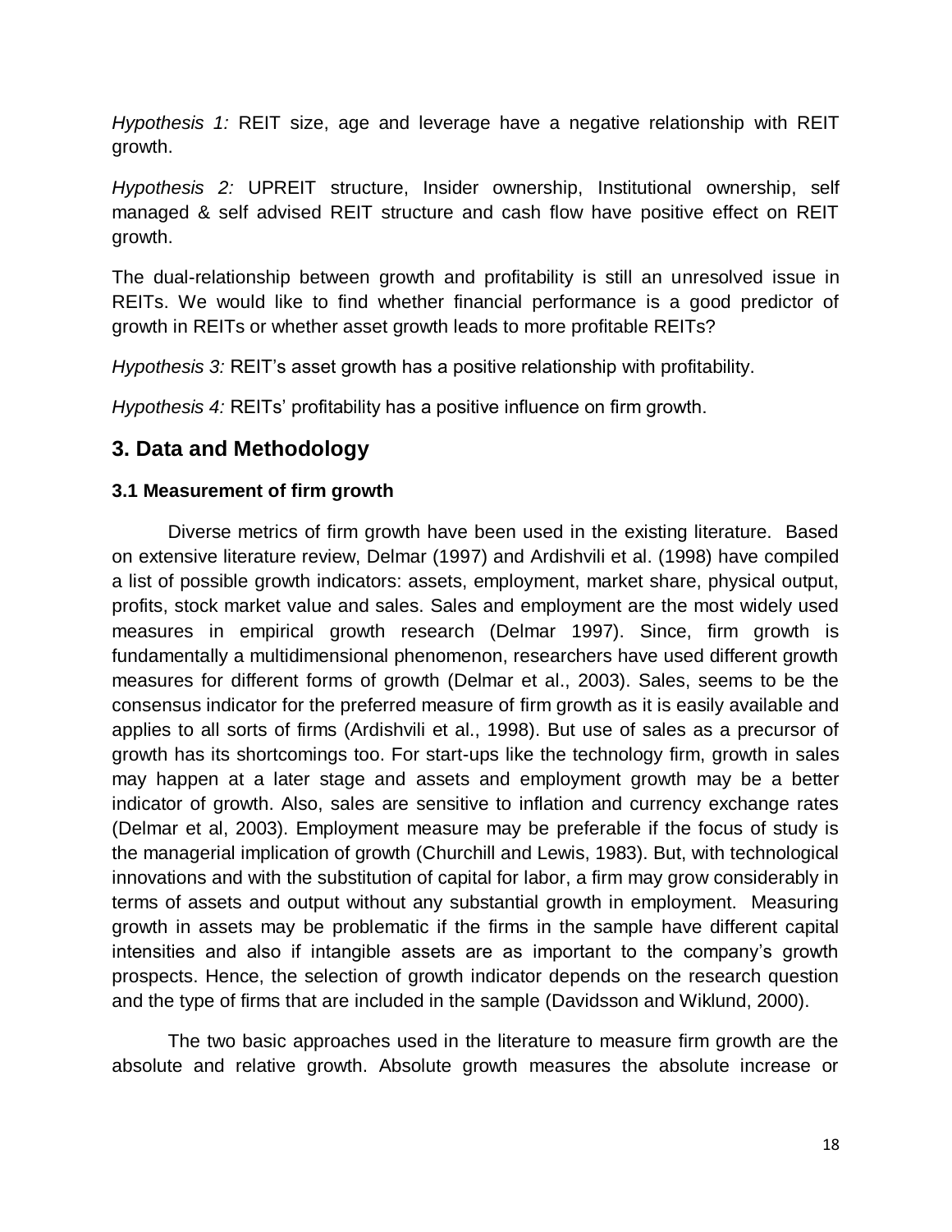*Hypothesis 1:* REIT size, age and leverage have a negative relationship with REIT growth.

*Hypothesis 2:* UPREIT structure, Insider ownership, Institutional ownership, self managed & self advised REIT structure and cash flow have positive effect on REIT growth.

The dual-relationship between growth and profitability is still an unresolved issue in REITs. We would like to find whether financial performance is a good predictor of growth in REITs or whether asset growth leads to more profitable REITs?

*Hypothesis 3:* REIT's asset growth has a positive relationship with profitability.

*Hypothesis 4:* REITs' profitability has a positive influence on firm growth.

## 3. Data and Methodology

### 3.1 Measurement of firm growth

Diverse metrics of firm growth have been used in the existing literature. Based on extensive literature review, Delmar (1997) and Ardishvili et al. (1998) have compiled a list of possible growth indicators: assets, employment, market share, physical output, profits, stock market value and sales. Sales and employment are the most widely used measures in empirical growth research (Delmar 1997). Since, firm growth is fundamentally a multidimensional phenomenon, researchers have used different growth measures for different forms of growth (Delmar et al., 2003). Sales, seems to be the consensus indicator for the preferred measure of firm growth as it is easily available and applies to all sorts of firms (Ardishvili et al., 1998). But use of sales as a precursor of growth has its shortcomings too. For start-ups like the technology firm, growth in sales may happen at a later stage and assets and employment growth may be a better indicator of growth. Also, sales are sensitive to inflation and currency exchange rates (Delmar et al, 2003). Employment measure may be preferable if the focus of study is the managerial implication of growth (Churchill and Lewis, 1983). But, with technological innovations and with the substitution of capital for labor, a firm may grow considerably in terms of assets and output without any substantial growth in employment. Measuring growth in assets may be problematic if the firms in the sample have different capital intensities and also if intangible assets are as important to the company's growth prospects. Hence, the selection of growth indicator depends on the research question and the type of firms that are included in the sample (Davidsson and Wiklund, 2000).

The two basic approaches used in the literature to measure firm growth are the absolute and relative growth. Absolute growth measures the absolute increase or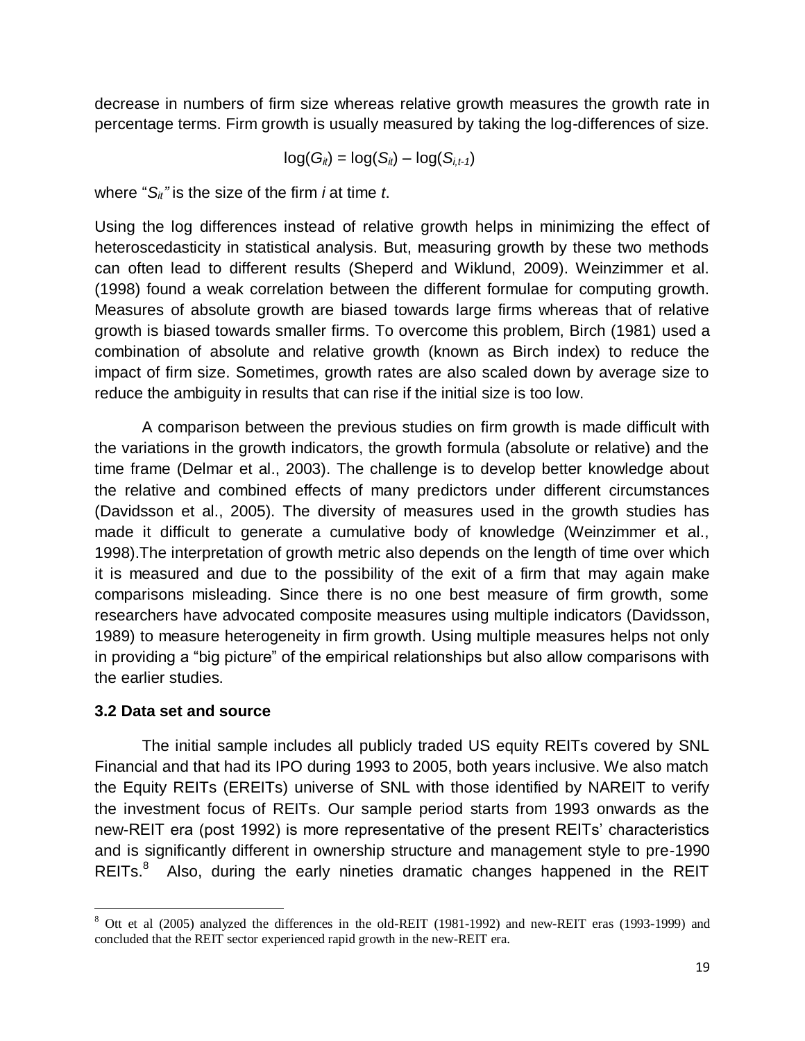decrease in numbers of firm size whereas relative growth measures the growth rate in percentage terms. Firm growth is usually measured by taking the log-differences of size.

$$\log(G_{it}) = \log(S_{it}) - \log(S_{i,t-1})$$

where "$S_{it}$" is the size of the firm *i* at time *t*.

Using the log differences instead of relative growth helps in minimizing the effect of heteroscedasticity in statistical analysis. But, measuring growth by these two methods can often lead to different results (Sheperd and Wiklund, 2009). Weinzimmer et al. (1998) found a weak correlation between the different formulae for computing growth. Measures of absolute growth are biased towards large firms whereas that of relative growth is biased towards smaller firms. To overcome this problem, Birch (1981) used a combination of absolute and relative growth (known as Birch index) to reduce the impact of firm size. Sometimes, growth rates are also scaled down by average size to reduce the ambiguity in results that can rise if the initial size is too low.

A comparison between the previous studies on firm growth is made difficult with the variations in the growth indicators, the growth formula (absolute or relative) and the time frame (Delmar et al., 2003). The challenge is to develop better knowledge about the relative and combined effects of many predictors under different circumstances (Davidsson et al., 2005). The diversity of measures used in the growth studies has made it difficult to generate a cumulative body of knowledge (Weinzimmer et al., 1998).The interpretation of growth metric also depends on the length of time over which it is measured and due to the possibility of the exit of a firm that may again make comparisons misleading. Since there is no one best measure of firm growth, some researchers have advocated composite measures using multiple indicators (Davidsson, 1989) to measure heterogeneity in firm growth. Using multiple measures helps not only in providing a "big picture" of the empirical relationships but also allow comparisons with the earlier studies.

### 3.2 Data set and source

The initial sample includes all publicly traded US equity REITs covered by SNL Financial and that had its IPO during 1993 to 2005, both years inclusive. We also match the Equity REITs (EREITs) universe of SNL with those identified by NAREIT to verify the investment focus of REITs. Our sample period starts from 1993 onwards as the new-REIT era (post 1992) is more representative of the present REITs' characteristics and is significantly different in ownership structure and management style to pre-1990 REITs.[8] Also, during the early nineties dramatic changes happened in the REIT

[8] Ott et al (2005) analyzed the differences in the old-REIT (1981-1992) and new-REIT eras (1993-1999) and concluded that the REIT sector experienced rapid growth in the new-REIT era.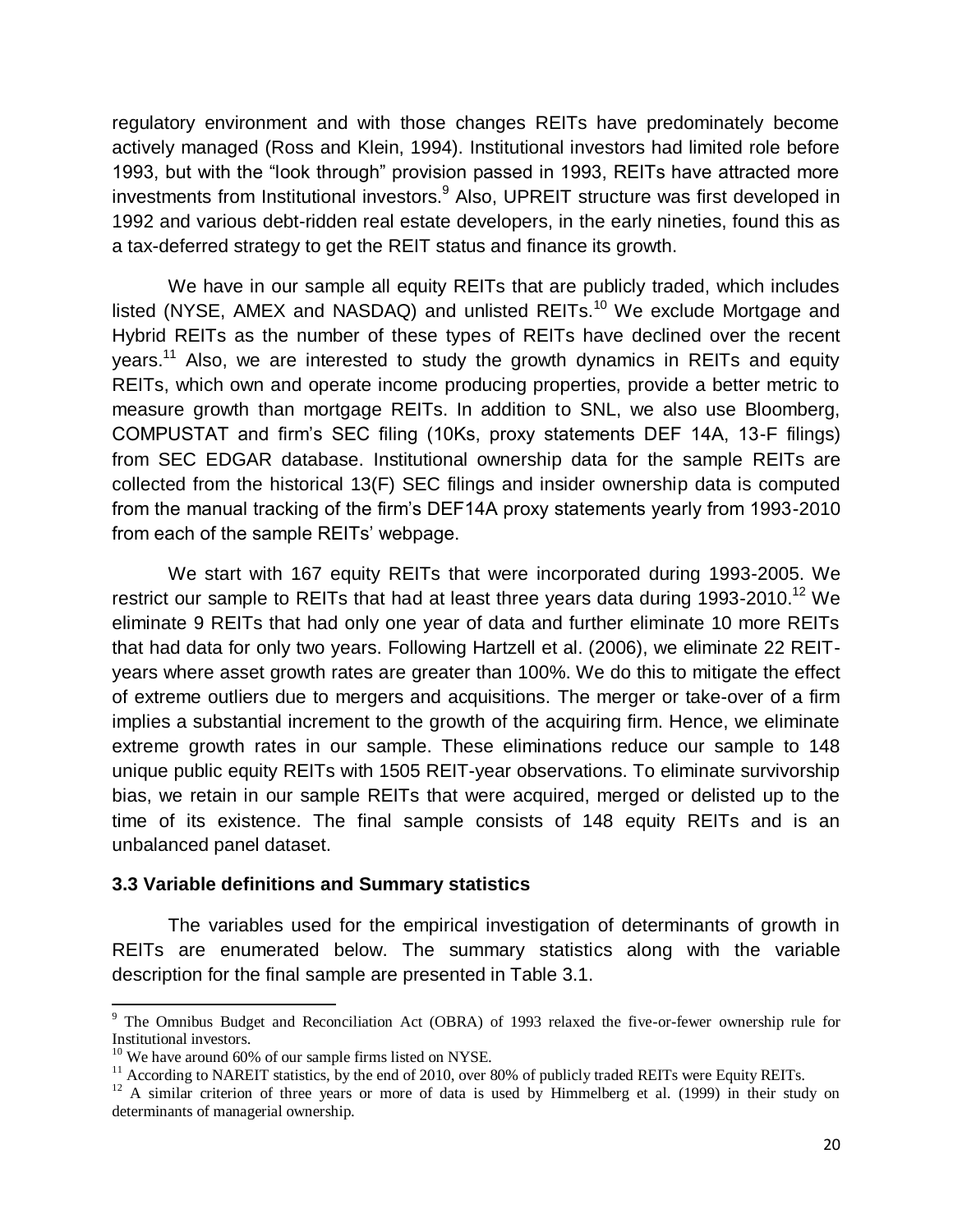regulatory environment and with those changes REITs have predominately become actively managed (Ross and Klein, 1994). Institutional investors had limited role before 1993, but with the "look through" provision passed in 1993, REITs have attracted more investments from Institutional investors.[9] Also, UPREIT structure was first developed in 1992 and various debt-ridden real estate developers, in the early nineties, found this as a tax-deferred strategy to get the REIT status and finance its growth.

We have in our sample all equity REITs that are publicly traded, which includes listed (NYSE, AMEX and NASDAQ) and unlisted REITs.[10] We exclude Mortgage and Hybrid REITs as the number of these types of REITs have declined over the recent years.[11] Also, we are interested to study the growth dynamics in REITs and equity REITs, which own and operate income producing properties, provide a better metric to measure growth than mortgage REITs. In addition to SNL, we also use Bloomberg, COMPUSTAT and firm's SEC filing (10Ks, proxy statements DEF 14A, 13-F filings) from SEC EDGAR database. Institutional ownership data for the sample REITs are collected from the historical 13(F) SEC filings and insider ownership data is computed from the manual tracking of the firm's DEF14A proxy statements yearly from 1993-2010 from each of the sample REITs' webpage.

We start with 167 equity REITs that were incorporated during 1993-2005. We restrict our sample to REITs that had at least three years data during 1993-2010.[12] We eliminate 9 REITs that had only one year of data and further eliminate 10 more REITs that had data for only two years. Following Hartzell et al. (2006), we eliminate 22 REIT-years where asset growth rates are greater than 100%. We do this to mitigate the effect of extreme outliers due to mergers and acquisitions. The merger or take-over of a firm implies a substantial increment to the growth of the acquiring firm. Hence, we eliminate extreme growth rates in our sample. These eliminations reduce our sample to 148 unique public equity REITs with 1505 REIT-year observations. To eliminate survivorship bias, we retain in our sample REITs that were acquired, merged or delisted up to the time of its existence. The final sample consists of 148 equity REITs and is an unbalanced panel dataset.

### 3.3 Variable definitions and Summary statistics

The variables used for the empirical investigation of determinants of growth in REITs are enumerated below. The summary statistics along with the variable description for the final sample are presented in Table 3.1.

---

[9] The Omnibus Budget and Reconciliation Act (OBRA) of 1993 relaxed the five-or-fewer ownership rule for Institutional investors.

[10] We have around 60% of our sample firms listed on NYSE.

[11] According to NAREIT statistics, by the end of 2010, over 80% of publicly traded REITs were Equity REITs.

[12] A similar criterion of three years or more of data is used by Himmelberg et al. (1999) in their study on determinants of managerial ownership.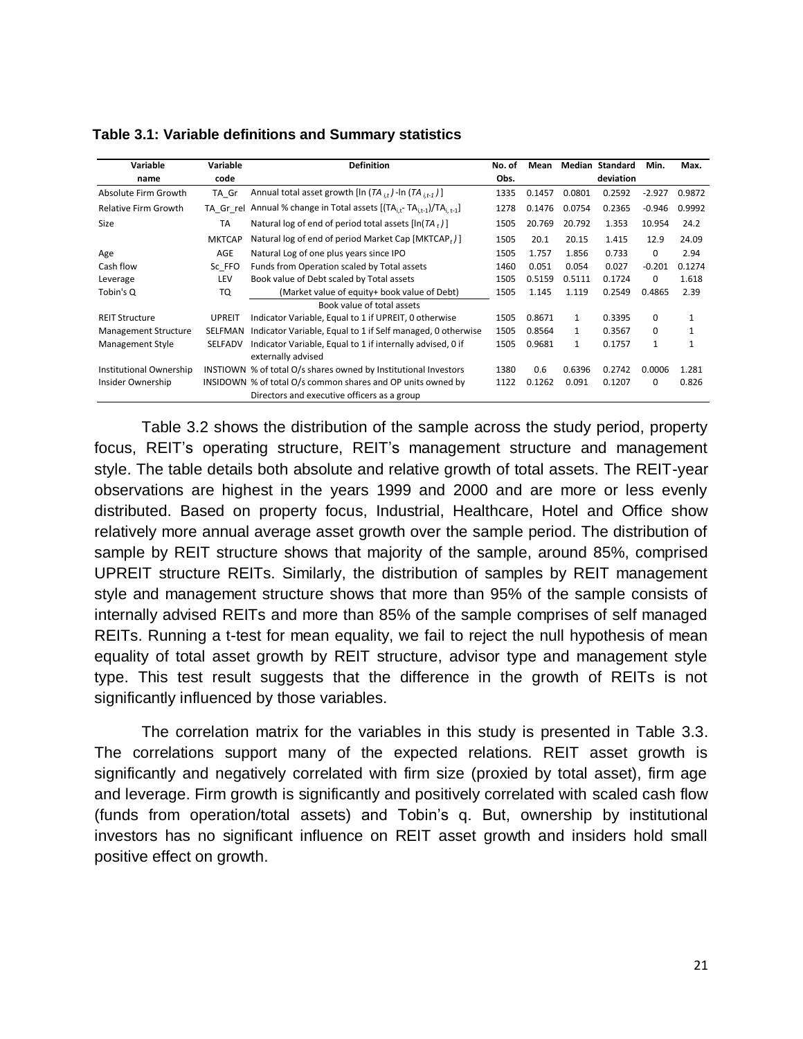**Table 3.1: Variable definitions and Summary statistics**

| Variable name | Variable code | Definition | No. of Obs. | Mean | Median | Standard deviation | Min. | Max. |
|---|---|---|---|---|---|---|---|---|
| Absolute Firm Growth | TA_Gr | Annual total asset growth [ln $(TA_{i,t})$ -ln $(TA_{i,t-1})$] | 1335 | 0.1457 | 0.0801 | 0.2592 | -2.927 | 0.9872 |
| Relative Firm Growth | TA_Gr_rel | Annual % change in Total assets [$(TA_{i,t}$- $TA_{i,t-1})/TA_{i,t-1}$] | 1278 | 0.1476 | 0.0754 | 0.2365 | -0.946 | 0.9992 |
| Size | TA | Natural log of end of period total assets [ln$(TA_t)$] | 1505 | 20.769 | 20.792 | 1.353 | 10.954 | 24.2 |
| | MKTCAP | Natural log of end of period Market Cap [MKTCAP$_t$)] | 1505 | 20.1 | 20.15 | 1.415 | 12.9 | 24.09 |
| Age | AGE | Natural Log of one plus years since IPO | 1505 | 1.757 | 1.856 | 0.733 | 0 | 2.94 |
| Cash flow | Sc_FFO | Funds from Operation scaled by Total assets | 1460 | 0.051 | 0.054 | 0.027 | -0.201 | 0.1274 |
| Leverage | LEV | Book value of Debt scaled by Total assets | 1505 | 0.5159 | 0.5111 | 0.1724 | 0 | 1.618 |
| Tobin's Q | TQ | (Market value of equity+ book value of Debt) / Book value of total assets | 1505 | 1.145 | 1.119 | 0.2549 | 0.4865 | 2.39 |
| REIT Structure | UPREIT | Indicator Variable, Equal to 1 if UPREIT, 0 otherwise | 1505 | 0.8671 | 1 | 0.3395 | 0 | 1 |
| Management Structure | SELFMAN | Indicator Variable, Equal to 1 if Self managed, 0 otherwise | 1505 | 0.8564 | 1 | 0.3567 | 0 | 1 |
| Management Style | SELFADV | Indicator Variable, Equal to 1 if internally advised, 0 if externally advised | 1505 | 0.9681 | 1 | 0.1757 | 1 | 1 |
| Institutional Ownership | INSTIOWN | % of total O/s shares owned by Institutional Investors | 1380 | 0.6 | 0.6396 | 0.2742 | 0.0006 | 1.281 |
| Insider Ownership | INSIDOWN | % of total O/s common shares and OP units owned by Directors and executive officers as a group | 1122 | 0.1262 | 0.091 | 0.1207 | 0 | 0.826 |

Table 3.2 shows the distribution of the sample across the study period, property focus, REIT's operating structure, REIT's management structure and management style. The table details both absolute and relative growth of total assets. The REIT-year observations are highest in the years 1999 and 2000 and are more or less evenly distributed. Based on property focus, Industrial, Healthcare, Hotel and Office show relatively more annual average asset growth over the sample period. The distribution of sample by REIT structure shows that majority of the sample, around 85%, comprised UPREIT structure REITs. Similarly, the distribution of samples by REIT management style and management structure shows that more than 95% of the sample consists of internally advised REITs and more than 85% of the sample comprises of self managed REITs. Running a t-test for mean equality, we fail to reject the null hypothesis of mean equality of total asset growth by REIT structure, advisor type and management style type. This test result suggests that the difference in the growth of REITs is not significantly influenced by those variables.

The correlation matrix for the variables in this study is presented in Table 3.3. The correlations support many of the expected relations. REIT asset growth is significantly and negatively correlated with firm size (proxied by total asset), firm age and leverage. Firm growth is significantly and positively correlated with scaled cash flow (funds from operation/total assets) and Tobin's q. But, ownership by institutional investors has no significant influence on REIT asset growth and insiders hold small positive effect on growth.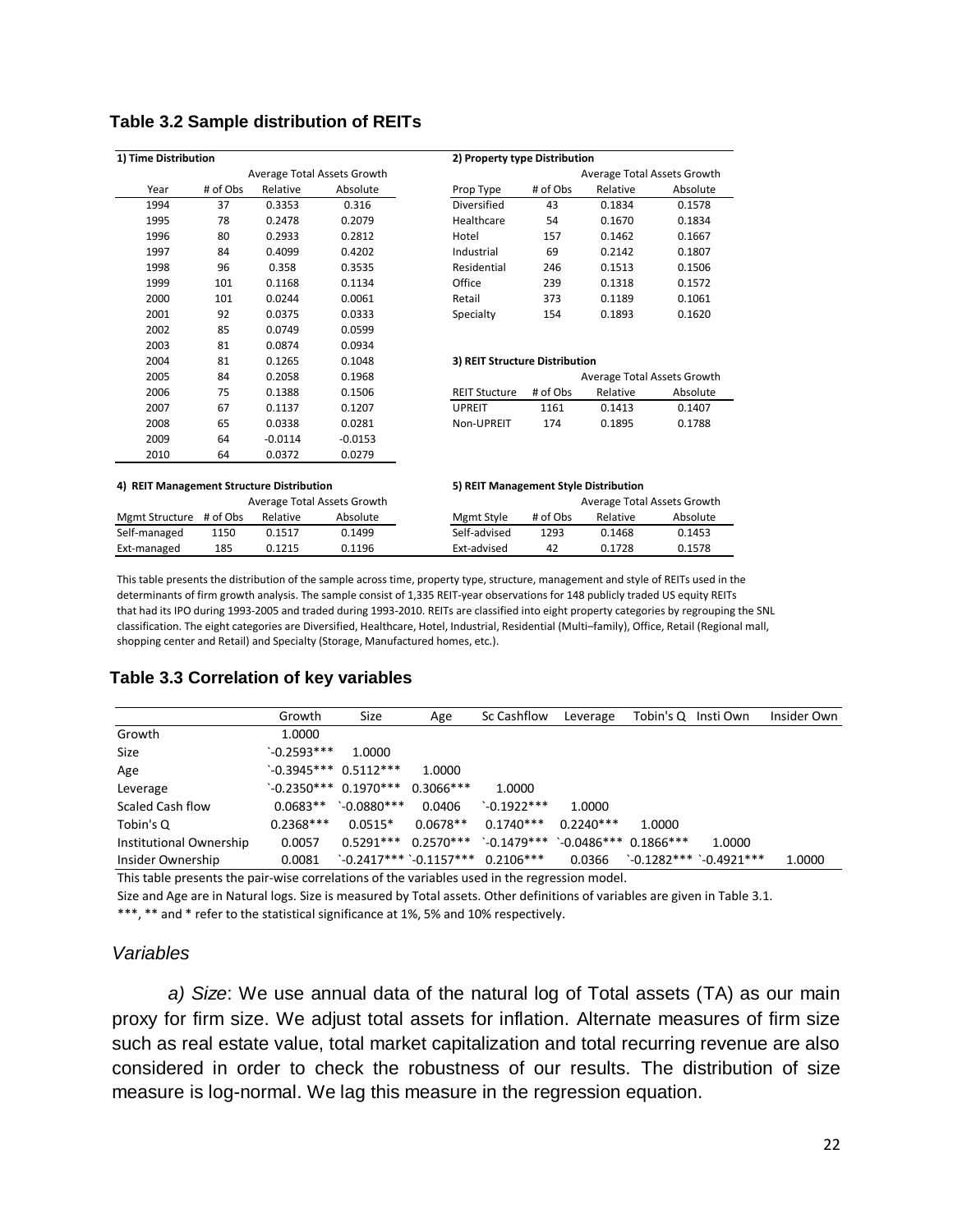**Table 3.2 Sample distribution of REITs**

**1) Time Distribution**

| Year | # of Obs | Average Total Assets Growth Relative | Absolute |
|---|---|---|---|
| 1994 | 37 | 0.3353 | 0.316 |
| 1995 | 78 | 0.2478 | 0.2079 |
| 1996 | 80 | 0.2933 | 0.2812 |
| 1997 | 84 | 0.4099 | 0.4202 |
| 1998 | 96 | 0.358 | 0.3535 |
| 1999 | 101 | 0.1168 | 0.1134 |
| 2000 | 101 | 0.0244 | 0.0061 |
| 2001 | 92 | 0.0375 | 0.0333 |
| 2002 | 85 | 0.0749 | 0.0599 |
| 2003 | 81 | 0.0874 | 0.0934 |
| 2004 | 81 | 0.1265 | 0.1048 |
| 2005 | 84 | 0.2058 | 0.1968 |
| 2006 | 75 | 0.1388 | 0.1506 |
| 2007 | 67 | 0.1137 | 0.1207 |
| 2008 | 65 | 0.0338 | 0.0281 |
| 2009 | 64 | -0.0114 | -0.0153 |
| 2010 | 64 | 0.0372 | 0.0279 |

**2) Property type Distribution**

| Prop Type | # of Obs | Average Total Assets Growth Relative | Absolute |
|---|---|---|---|
| Diversified | 43 | 0.1834 | 0.1578 |
| Healthcare | 54 | 0.1670 | 0.1834 |
| Hotel | 157 | 0.1462 | 0.1667 |
| Industrial | 69 | 0.2142 | 0.1807 |
| Residential | 246 | 0.1513 | 0.1506 |
| Office | 239 | 0.1318 | 0.1572 |
| Retail | 373 | 0.1189 | 0.1061 |
| Specialty | 154 | 0.1893 | 0.1620 |

**3) REIT Structure Distribution**

| REIT Stucture | # of Obs | Average Total Assets Growth Relative | Absolute |
|---|---|---|---|
| UPREIT | 1161 | 0.1413 | 0.1407 |
| Non-UPREIT | 174 | 0.1895 | 0.1788 |

**4) REIT Management Structure Distribution**

| Mgmt Structure | # of Obs | Average Total Assets Growth Relative | Absolute |
|---|---|---|---|
| Self-managed | 1150 | 0.1517 | 0.1499 |
| Ext-managed | 185 | 0.1215 | 0.1196 |

**5) REIT Management Style Distribution**

| Mgmt Style | # of Obs | Average Total Assets Growth Relative | Absolute |
|---|---|---|---|
| Self-advised | 1293 | 0.1468 | 0.1453 |
| Ext-advised | 42 | 0.1728 | 0.1578 |

This table presents the distribution of the sample across time, property type, structure, management and style of REITs used in the determinants of firm growth analysis. The sample consist of 1,335 REIT-year observations for 148 publicly traded US equity REITs that had its IPO during 1993-2005 and traded during 1993-2010. REITs are classified into eight property categories by regrouping the SNL classification. The eight categories are Diversified, Healthcare, Hotel, Industrial, Residential (Multi–family), Office, Retail (Regional mall, shopping center and Retail) and Specialty (Storage, Manufactured homes, etc.).

**Table 3.3 Correlation of key variables**

| | Growth | Size | Age | Sc Cashflow | Leverage | Tobin's Q | Insti Own | Insider Own |
|---|---|---|---|---|---|---|---|---|
| Growth | 1.0000 | | | | | | | |
| Size | -0.2593*** | 1.0000 | | | | | | |
| Age | -0.3945*** | 0.5112*** | 1.0000 | | | | | |
| Leverage | -0.2350*** | 0.1970*** | 0.3066*** | 1.0000 | | | | |
| Scaled Cash flow | 0.0683** | -0.0880*** | 0.0406 | -0.1922*** | 1.0000 | | | |
| Tobin's Q | 0.2368*** | 0.0515* | 0.0678** | 0.1740*** | 0.2240*** | 1.0000 | | |
| Institutional Ownership | 0.0057 | 0.5291*** | 0.2570*** | -0.1479*** | -0.0486*** | 0.1866*** | 1.0000 | |
| Insider Ownership | 0.0081 | -0.2417*** | -0.1157*** | 0.2106*** | 0.0366 | -0.1282*** | -0.4921*** | 1.0000 |

This table presents the pair-wise correlations of the variables used in the regression model.

Size and Age are in Natural logs. Size is measured by Total assets. Other definitions of variables are given in Table 3.1.

***, ** and * refer to the statistical significance at 1%, 5% and 10% respectively.

### *Variables*

*a) Size*: We use annual data of the natural log of Total assets (TA) as our main proxy for firm size. We adjust total assets for inflation. Alternate measures of firm size such as real estate value, total market capitalization and total recurring revenue are also considered in order to check the robustness of our results. The distribution of size measure is log-normal. We lag this measure in the regression equation.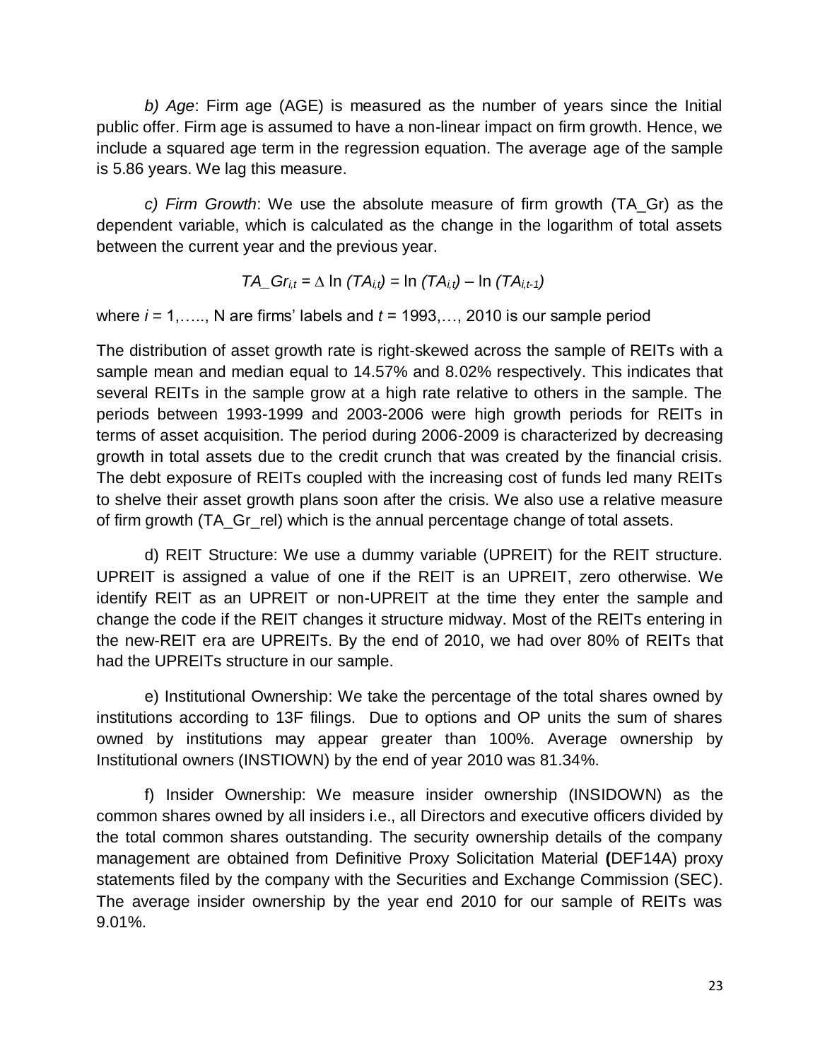*b) Age*: Firm age (AGE) is measured as the number of years since the Initial public offer. Firm age is assumed to have a non-linear impact on firm growth. Hence, we include a squared age term in the regression equation. The average age of the sample is 5.86 years. We lag this measure.

*c) Firm Growth*: We use the absolute measure of firm growth (TA_Gr) as the dependent variable, which is calculated as the change in the logarithm of total assets between the current year and the previous year.

$$TA\_Gr_{i,t} = \Delta \ln (TA_{i,t}) = \ln (TA_{i,t}) - \ln (TA_{i,t-1})$$

where $i = 1, \ldots, N$ are firms' labels and $t = 1993, \ldots, 2010$ is our sample period

The distribution of asset growth rate is right-skewed across the sample of REITs with a sample mean and median equal to 14.57% and 8.02% respectively. This indicates that several REITs in the sample grow at a high rate relative to others in the sample. The periods between 1993-1999 and 2003-2006 were high growth periods for REITs in terms of asset acquisition. The period during 2006-2009 is characterized by decreasing growth in total assets due to the credit crunch that was created by the financial crisis. The debt exposure of REITs coupled with the increasing cost of funds led many REITs to shelve their asset growth plans soon after the crisis. We also use a relative measure of firm growth (TA_Gr_rel) which is the annual percentage change of total assets.

d) REIT Structure: We use a dummy variable (UPREIT) for the REIT structure. UPREIT is assigned a value of one if the REIT is an UPREIT, zero otherwise. We identify REIT as an UPREIT or non-UPREIT at the time they enter the sample and change the code if the REIT changes it structure midway. Most of the REITs entering in the new-REIT era are UPREITs. By the end of 2010, we had over 80% of REITs that had the UPREITs structure in our sample.

e) Institutional Ownership: We take the percentage of the total shares owned by institutions according to 13F filings. Due to options and OP units the sum of shares owned by institutions may appear greater than 100%. Average ownership by Institutional owners (INSTIOWN) by the end of year 2010 was 81.34%.

f) Insider Ownership: We measure insider ownership (INSIDOWN) as the common shares owned by all insiders i.e., all Directors and executive officers divided by the total common shares outstanding. The security ownership details of the company management are obtained from Definitive Proxy Solicitation Material **(**DEF14A) proxy statements filed by the company with the Securities and Exchange Commission (SEC). The average insider ownership by the year end 2010 for our sample of REITs was 9.01%.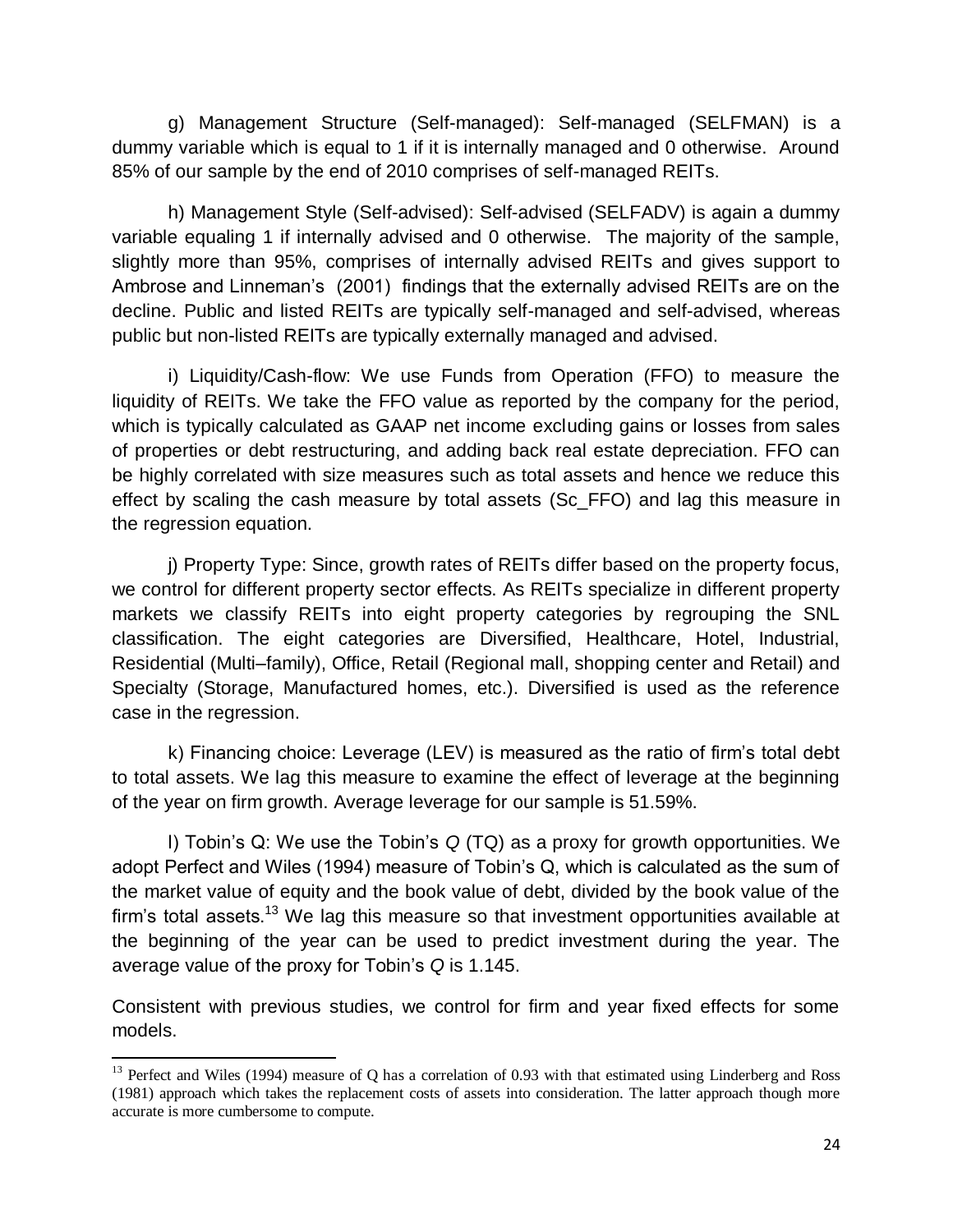g) Management Structure (Self-managed): Self-managed (SELFMAN) is a dummy variable which is equal to 1 if it is internally managed and 0 otherwise. Around 85% of our sample by the end of 2010 comprises of self-managed REITs.

h) Management Style (Self-advised): Self-advised (SELFADV) is again a dummy variable equaling 1 if internally advised and 0 otherwise. The majority of the sample, slightly more than 95%, comprises of internally advised REITs and gives support to Ambrose and Linneman's (2001) findings that the externally advised REITs are on the decline. Public and listed REITs are typically self-managed and self-advised, whereas public but non-listed REITs are typically externally managed and advised.

i) Liquidity/Cash-flow: We use Funds from Operation (FFO) to measure the liquidity of REITs. We take the FFO value as reported by the company for the period, which is typically calculated as GAAP net income excluding gains or losses from sales of properties or debt restructuring, and adding back real estate depreciation. FFO can be highly correlated with size measures such as total assets and hence we reduce this effect by scaling the cash measure by total assets (Sc_FFO) and lag this measure in the regression equation.

j) Property Type: Since, growth rates of REITs differ based on the property focus, we control for different property sector effects. As REITs specialize in different property markets we classify REITs into eight property categories by regrouping the SNL classification. The eight categories are Diversified, Healthcare, Hotel, Industrial, Residential (Multi–family), Office, Retail (Regional mall, shopping center and Retail) and Specialty (Storage, Manufactured homes, etc.). Diversified is used as the reference case in the regression.

k) Financing choice: Leverage (LEV) is measured as the ratio of firm's total debt to total assets. We lag this measure to examine the effect of leverage at the beginning of the year on firm growth. Average leverage for our sample is 51.59%.

l) Tobin's Q: We use the Tobin's *Q* (TQ) as a proxy for growth opportunities. We adopt Perfect and Wiles (1994) measure of Tobin's Q, which is calculated as the sum of the market value of equity and the book value of debt, divided by the book value of the firm's total assets.[13] We lag this measure so that investment opportunities available at the beginning of the year can be used to predict investment during the year. The average value of the proxy for Tobin's *Q* is 1.145.

Consistent with previous studies, we control for firm and year fixed effects for some models.

[13] Perfect and Wiles (1994) measure of Q has a correlation of 0.93 with that estimated using Linderberg and Ross (1981) approach which takes the replacement costs of assets into consideration. The latter approach though more accurate is more cumbersome to compute.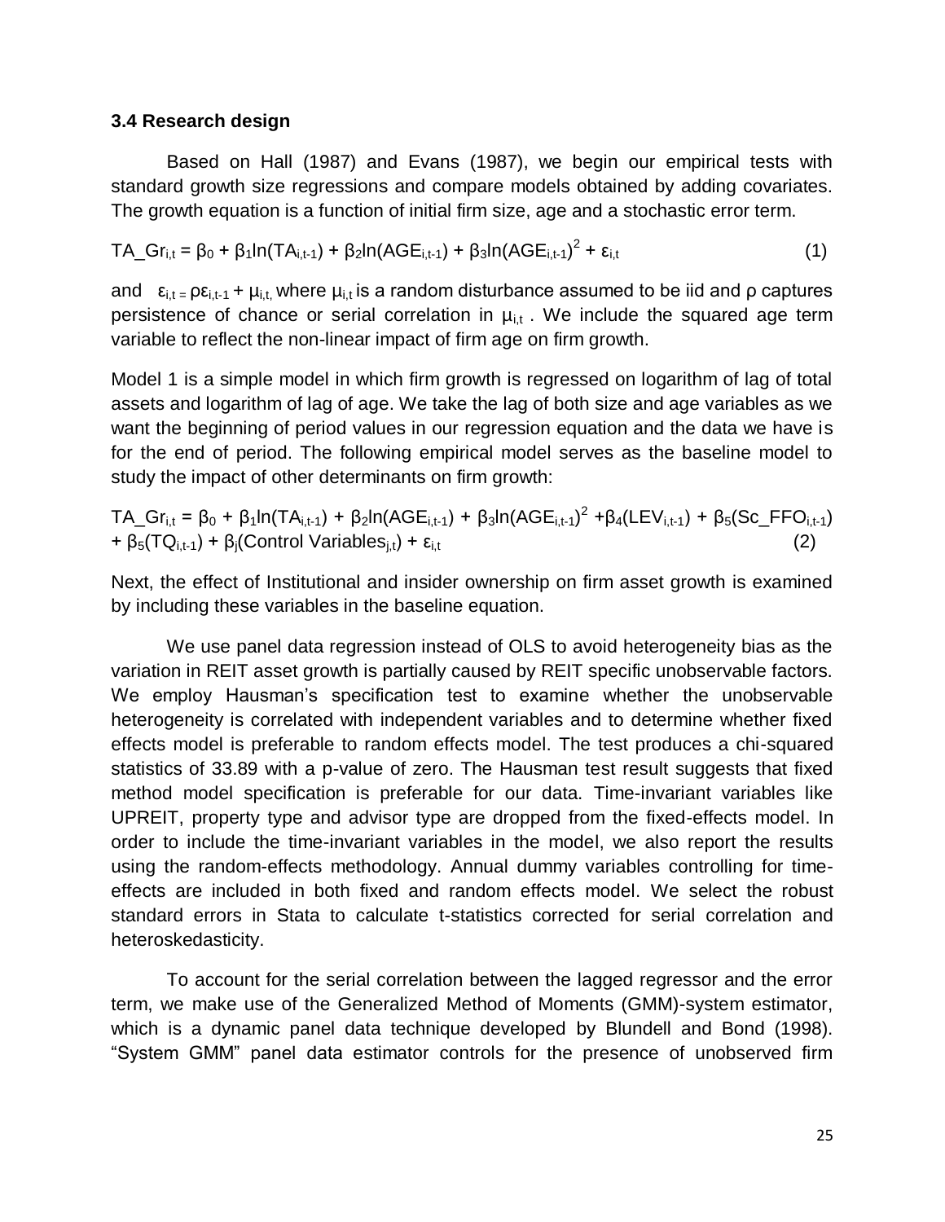### 3.4 Research design

Based on Hall (1987) and Evans (1987), we begin our empirical tests with standard growth size regressions and compare models obtained by adding covariates. The growth equation is a function of initial firm size, age and a stochastic error term.

$$TA\_Gr_{i,t} = \beta_0 + \beta_1 \ln(TA_{i,t-1}) + \beta_2 \ln(AGE_{i,t-1}) + \beta_3 \ln(AGE_{i,t-1})^2 + \varepsilon_{i,t} \quad (1)$$

and $\varepsilon_{i,t} = \rho\varepsilon_{i,t-1} + \mu_{i,t}$, where $\mu_{i,t}$ is a random disturbance assumed to be iid and $\rho$ captures persistence of chance or serial correlation in $\mu_{i,t}$. We include the squared age term variable to reflect the non-linear impact of firm age on firm growth.

Model 1 is a simple model in which firm growth is regressed on logarithm of lag of total assets and logarithm of lag of age. We take the lag of both size and age variables as we want the beginning of period values in our regression equation and the data we have is for the end of period. The following empirical model serves as the baseline model to study the impact of other determinants on firm growth:

$$TA\_Gr_{i,t} = \beta_0 + \beta_1 \ln(TA_{i,t-1}) + \beta_2 \ln(AGE_{i,t-1}) + \beta_3 \ln(AGE_{i,t-1})^2 + \beta_4(LEV_{i,t-1}) + \beta_5(Sc\_FFO_{i,t-1}) + \beta_5(TQ_{i,t-1}) + \beta_j(\text{Control Variables}_{j,t}) + \varepsilon_{i,t} \quad (2)$$

Next, the effect of Institutional and insider ownership on firm asset growth is examined by including these variables in the baseline equation.

We use panel data regression instead of OLS to avoid heterogeneity bias as the variation in REIT asset growth is partially caused by REIT specific unobservable factors. We employ Hausman's specification test to examine whether the unobservable heterogeneity is correlated with independent variables and to determine whether fixed effects model is preferable to random effects model. The test produces a chi-squared statistics of 33.89 with a p-value of zero. The Hausman test result suggests that fixed method model specification is preferable for our data. Time-invariant variables like UPREIT, property type and advisor type are dropped from the fixed-effects model. In order to include the time-invariant variables in the model, we also report the results using the random-effects methodology. Annual dummy variables controlling for time-effects are included in both fixed and random effects model. We select the robust standard errors in Stata to calculate t-statistics corrected for serial correlation and heteroskedasticity.

To account for the serial correlation between the lagged regressor and the error term, we make use of the Generalized Method of Moments (GMM)-system estimator, which is a dynamic panel data technique developed by Blundell and Bond (1998). "System GMM" panel data estimator controls for the presence of unobserved firm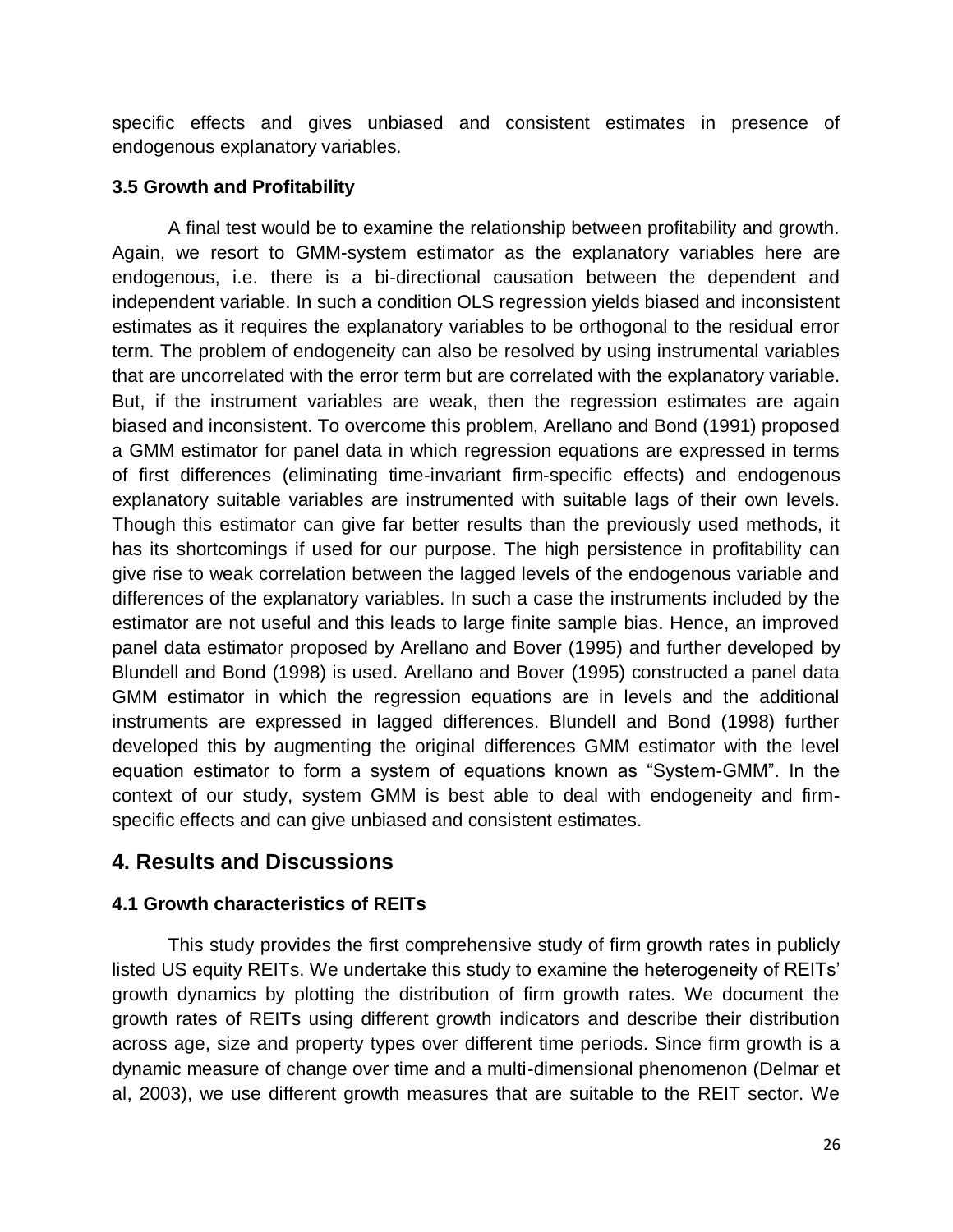specific effects and gives unbiased and consistent estimates in presence of endogenous explanatory variables.

### 3.5 Growth and Profitability

A final test would be to examine the relationship between profitability and growth. Again, we resort to GMM-system estimator as the explanatory variables here are endogenous, i.e. there is a bi-directional causation between the dependent and independent variable. In such a condition OLS regression yields biased and inconsistent estimates as it requires the explanatory variables to be orthogonal to the residual error term. The problem of endogeneity can also be resolved by using instrumental variables that are uncorrelated with the error term but are correlated with the explanatory variable. But, if the instrument variables are weak, then the regression estimates are again biased and inconsistent. To overcome this problem, Arellano and Bond (1991) proposed a GMM estimator for panel data in which regression equations are expressed in terms of first differences (eliminating time-invariant firm-specific effects) and endogenous explanatory suitable variables are instrumented with suitable lags of their own levels. Though this estimator can give far better results than the previously used methods, it has its shortcomings if used for our purpose. The high persistence in profitability can give rise to weak correlation between the lagged levels of the endogenous variable and differences of the explanatory variables. In such a case the instruments included by the estimator are not useful and this leads to large finite sample bias. Hence, an improved panel data estimator proposed by Arellano and Bover (1995) and further developed by Blundell and Bond (1998) is used. Arellano and Bover (1995) constructed a panel data GMM estimator in which the regression equations are in levels and the additional instruments are expressed in lagged differences. Blundell and Bond (1998) further developed this by augmenting the original differences GMM estimator with the level equation estimator to form a system of equations known as "System-GMM". In the context of our study, system GMM is best able to deal with endogeneity and firm-specific effects and can give unbiased and consistent estimates.

## 4. Results and Discussions

### 4.1 Growth characteristics of REITs

This study provides the first comprehensive study of firm growth rates in publicly listed US equity REITs. We undertake this study to examine the heterogeneity of REITs' growth dynamics by plotting the distribution of firm growth rates. We document the growth rates of REITs using different growth indicators and describe their distribution across age, size and property types over different time periods. Since firm growth is a dynamic measure of change over time and a multi-dimensional phenomenon (Delmar et al, 2003), we use different growth measures that are suitable to the REIT sector. We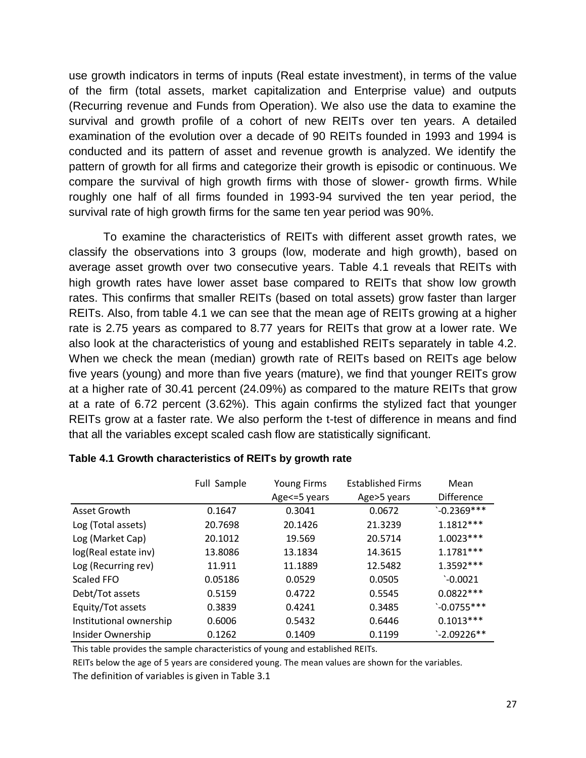use growth indicators in terms of inputs (Real estate investment), in terms of the value of the firm (total assets, market capitalization and Enterprise value) and outputs (Recurring revenue and Funds from Operation). We also use the data to examine the survival and growth profile of a cohort of new REITs over ten years. A detailed examination of the evolution over a decade of 90 REITs founded in 1993 and 1994 is conducted and its pattern of asset and revenue growth is analyzed. We identify the pattern of growth for all firms and categorize their growth is episodic or continuous. We compare the survival of high growth firms with those of slower- growth firms. While roughly one half of all firms founded in 1993-94 survived the ten year period, the survival rate of high growth firms for the same ten year period was 90%.

To examine the characteristics of REITs with different asset growth rates, we classify the observations into 3 groups (low, moderate and high growth), based on average asset growth over two consecutive years. Table 4.1 reveals that REITs with high growth rates have lower asset base compared to REITs that show low growth rates. This confirms that smaller REITs (based on total assets) grow faster than larger REITs. Also, from table 4.1 we can see that the mean age of REITs growing at a higher rate is 2.75 years as compared to 8.77 years for REITs that grow at a lower rate. We also look at the characteristics of young and established REITs separately in table 4.2. When we check the mean (median) growth rate of REITs based on REITs age below five years (young) and more than five years (mature), we find that younger REITs grow at a higher rate of 30.41 percent (24.09%) as compared to the mature REITs that grow at a rate of 6.72 percent (3.62%). This again confirms the stylized fact that younger REITs grow at a faster rate. We also perform the t-test of difference in means and find that all the variables except scaled cash flow are statistically significant.

**Table 4.1 Growth characteristics of REITs by growth rate**

| | Full Sample | Young Firms Age<=5 years | Established Firms Age>5 years | Mean Difference |
|---|---|---|---|---|
| Asset Growth | 0.1647 | 0.3041 | 0.0672 | `-0.2369*** |
| Log (Total assets) | 20.7698 | 20.1426 | 21.3239 | 1.1812*** |
| Log (Market Cap) | 20.1012 | 19.569 | 20.5714 | 1.0023*** |
| log(Real estate inv) | 13.8086 | 13.1834 | 14.3615 | 1.1781*** |
| Log (Recurring rev) | 11.911 | 11.1889 | 12.5482 | 1.3592*** |
| Scaled FFO | 0.05186 | 0.0529 | 0.0505 | `-0.0021 |
| Debt/Tot assets | 0.5159 | 0.4722 | 0.5545 | 0.0822*** |
| Equity/Tot assets | 0.3839 | 0.4241 | 0.3485 | `-0.0755*** |
| Institutional ownership | 0.6006 | 0.5432 | 0.6446 | 0.1013*** |
| Insider Ownership | 0.1262 | 0.1409 | 0.1199 | `-2.09226** |

This table provides the sample characteristics of young and established REITs.

REITs below the age of 5 years are considered young. The mean values are shown for the variables.

The definition of variables is given in Table 3.1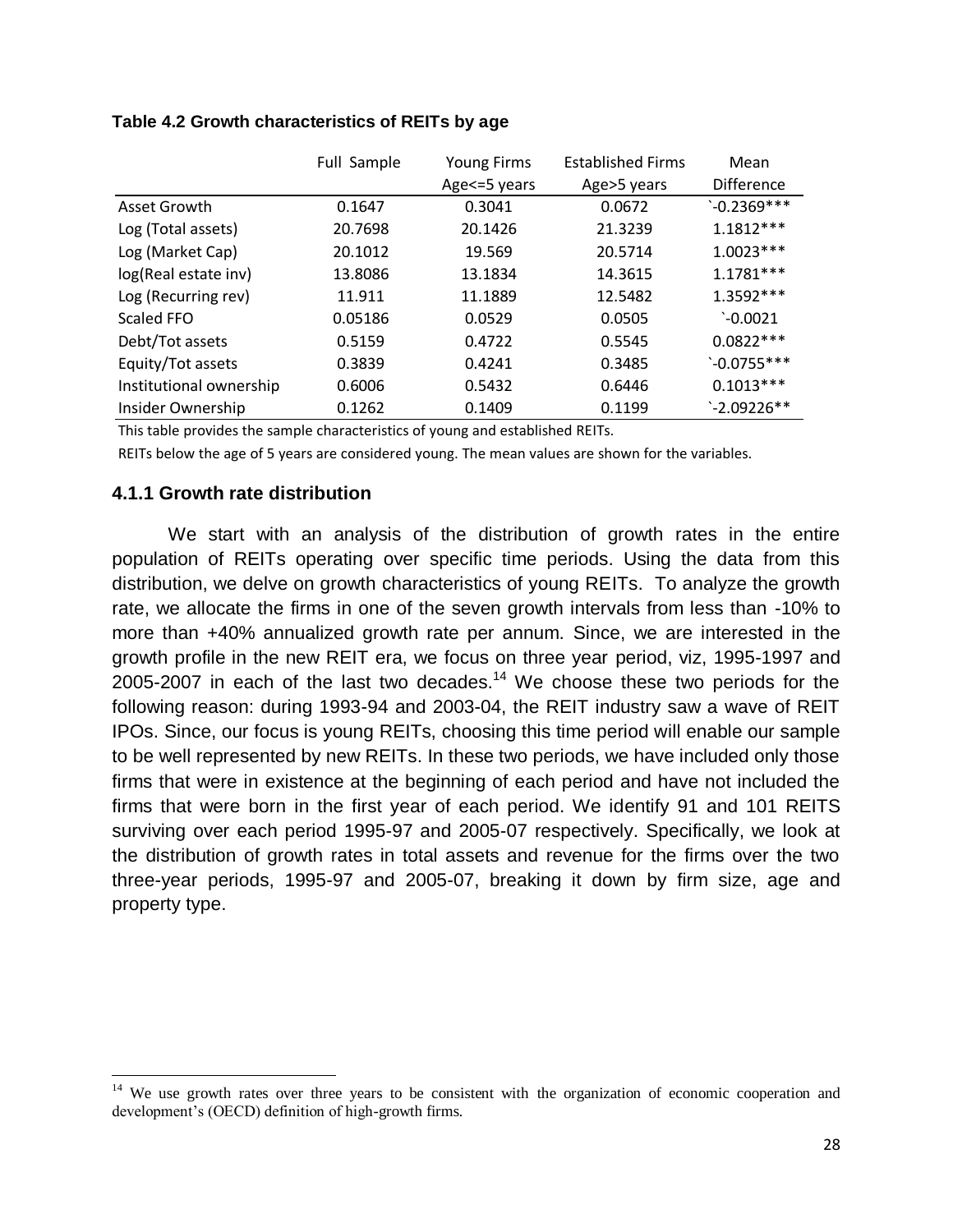**Table 4.2 Growth characteristics of REITs by age**

| | Full Sample | Young Firms Age<=5 years | Established Firms Age>5 years | Mean Difference |
|---|---|---|---|---|
| Asset Growth | 0.1647 | 0.3041 | 0.0672 | `-0.2369*** |
| Log (Total assets) | 20.7698 | 20.1426 | 21.3239 | 1.1812*** |
| Log (Market Cap) | 20.1012 | 19.569 | 20.5714 | 1.0023*** |
| log(Real estate inv) | 13.8086 | 13.1834 | 14.3615 | 1.1781*** |
| Log (Recurring rev) | 11.911 | 11.1889 | 12.5482 | 1.3592*** |
| Scaled FFO | 0.05186 | 0.0529 | 0.0505 | `-0.0021 |
| Debt/Tot assets | 0.5159 | 0.4722 | 0.5545 | 0.0822*** |
| Equity/Tot assets | 0.3839 | 0.4241 | 0.3485 | `-0.0755*** |
| Institutional ownership | 0.6006 | 0.5432 | 0.6446 | 0.1013*** |
| Insider Ownership | 0.1262 | 0.1409 | 0.1199 | `-2.09226** |

This table provides the sample characteristics of young and established REITs.

REITs below the age of 5 years are considered young. The mean values are shown for the variables.

### 4.1.1 Growth rate distribution

We start with an analysis of the distribution of growth rates in the entire population of REITs operating over specific time periods. Using the data from this distribution, we delve on growth characteristics of young REITs. To analyze the growth rate, we allocate the firms in one of the seven growth intervals from less than -10% to more than +40% annualized growth rate per annum. Since, we are interested in the growth profile in the new REIT era, we focus on three year period, viz, 1995-1997 and 2005-2007 in each of the last two decades.[14] We choose these two periods for the following reason: during 1993-94 and 2003-04, the REIT industry saw a wave of REIT IPOs. Since, our focus is young REITs, choosing this time period will enable our sample to be well represented by new REITs. In these two periods, we have included only those firms that were in existence at the beginning of each period and have not included the firms that were born in the first year of each period. We identify 91 and 101 REITS surviving over each period 1995-97 and 2005-07 respectively. Specifically, we look at the distribution of growth rates in total assets and revenue for the firms over the two three-year periods, 1995-97 and 2005-07, breaking it down by firm size, age and property type.

[14] We use growth rates over three years to be consistent with the organization of economic cooperation and development's (OECD) definition of high-growth firms.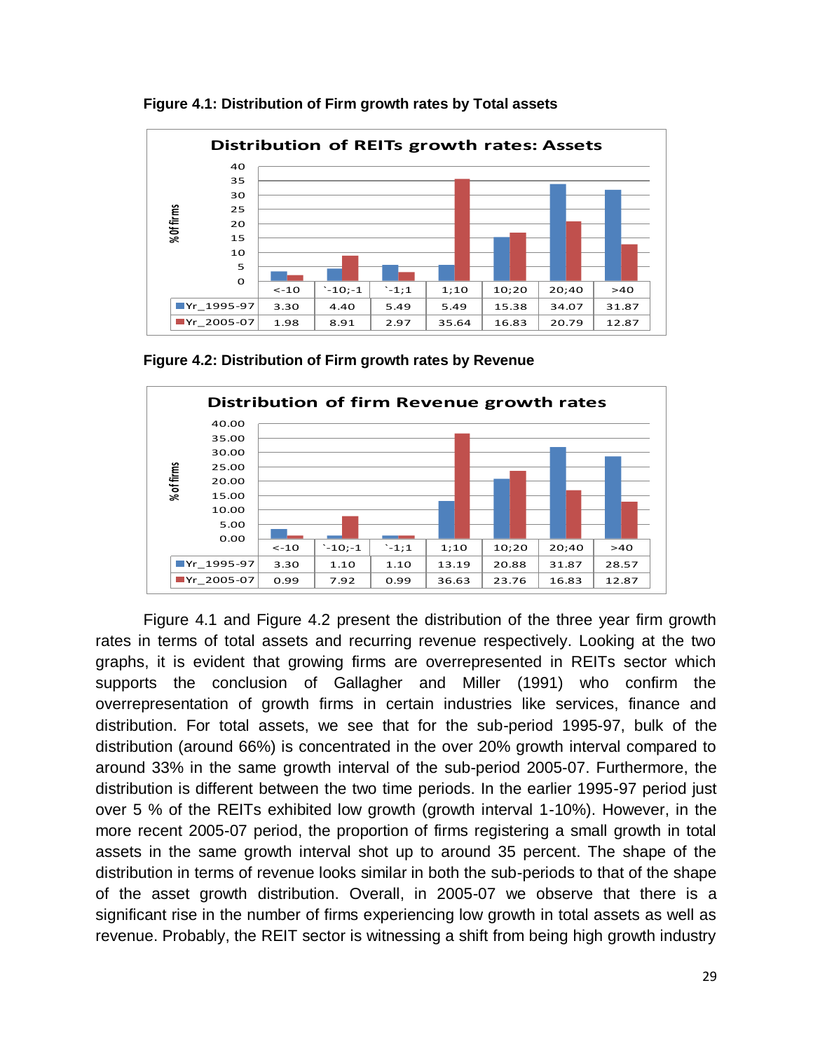**Figure 4.1: Distribution of Firm growth rates by Total assets**

**Distribution of REITs growth rates: Assets**

| | <-10 | `-10;-1 | `-1;1 | 1;10 | 10;20 | 20;40 | >40 |
|---|---|---|---|---|---|---|---|
| Yr_1995-97 | 3.30 | 4.40 | 5.49 | 5.49 | 15.38 | 34.07 | 31.87 |
| Yr_2005-07 | 1.98 | 8.91 | 2.97 | 35.64 | 16.83 | 20.79 | 12.87 |

**Figure 4.2: Distribution of Firm growth rates by Revenue**

**Distribution of firm Revenue growth rates**

| | <-10 | `-10;-1 | `-1;1 | 1;10 | 10;20 | 20;40 | >40 |
|---|---|---|---|---|---|---|---|
| Yr_1995-97 | 3.30 | 1.10 | 1.10 | 13.19 | 20.88 | 31.87 | 28.57 |
| Yr_2005-07 | 0.99 | 7.92 | 0.99 | 36.63 | 23.76 | 16.83 | 12.87 |

Figure 4.1 and Figure 4.2 present the distribution of the three year firm growth rates in terms of total assets and recurring revenue respectively. Looking at the two graphs, it is evident that growing firms are overrepresented in REITs sector which supports the conclusion of Gallagher and Miller (1991) who confirm the overrepresentation of growth firms in certain industries like services, finance and distribution. For total assets, we see that for the sub-period 1995-97, bulk of the distribution (around 66%) is concentrated in the over 20% growth interval compared to around 33% in the same growth interval of the sub-period 2005-07. Furthermore, the distribution is different between the two time periods. In the earlier 1995-97 period just over 5 % of the REITs exhibited low growth (growth interval 1-10%). However, in the more recent 2005-07 period, the proportion of firms registering a small growth in total assets in the same growth interval shot up to around 35 percent. The shape of the distribution in terms of revenue looks similar in both the sub-periods to that of the shape of the asset growth distribution. Overall, in 2005-07 we observe that there is a significant rise in the number of firms experiencing low growth in total assets as well as revenue. Probably, the REIT sector is witnessing a shift from being high growth industry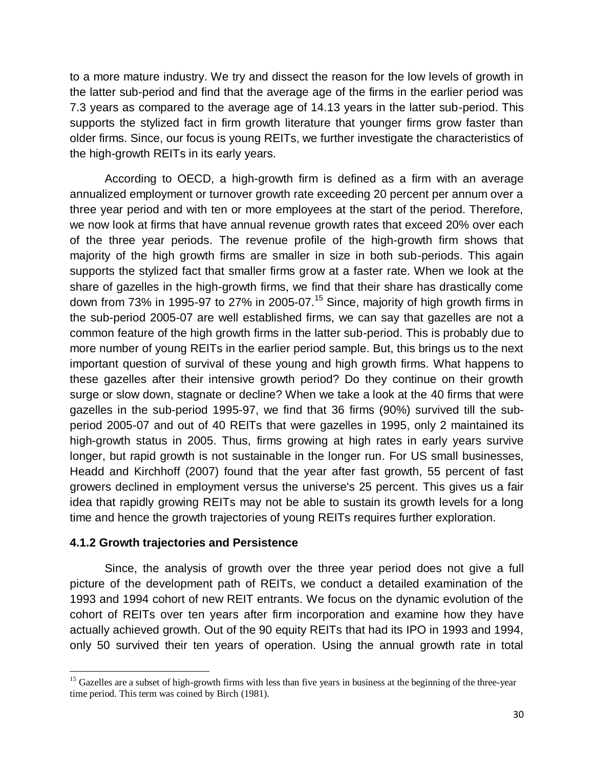to a more mature industry. We try and dissect the reason for the low levels of growth in the latter sub-period and find that the average age of the firms in the earlier period was 7.3 years as compared to the average age of 14.13 years in the latter sub-period. This supports the stylized fact in firm growth literature that younger firms grow faster than older firms. Since, our focus is young REITs, we further investigate the characteristics of the high-growth REITs in its early years.

According to OECD, a high-growth firm is defined as a firm with an average annualized employment or turnover growth rate exceeding 20 percent per annum over a three year period and with ten or more employees at the start of the period. Therefore, we now look at firms that have annual revenue growth rates that exceed 20% over each of the three year periods. The revenue profile of the high-growth firm shows that majority of the high growth firms are smaller in size in both sub-periods. This again supports the stylized fact that smaller firms grow at a faster rate. When we look at the share of gazelles in the high-growth firms, we find that their share has drastically come down from 73% in 1995-97 to 27% in 2005-07.[15] Since, majority of high growth firms in the sub-period 2005-07 are well established firms, we can say that gazelles are not a common feature of the high growth firms in the latter sub-period. This is probably due to more number of young REITs in the earlier period sample. But, this brings us to the next important question of survival of these young and high growth firms. What happens to these gazelles after their intensive growth period? Do they continue on their growth surge or slow down, stagnate or decline? When we take a look at the 40 firms that were gazelles in the sub-period 1995-97, we find that 36 firms (90%) survived till the sub-period 2005-07 and out of 40 REITs that were gazelles in 1995, only 2 maintained its high-growth status in 2005. Thus, firms growing at high rates in early years survive longer, but rapid growth is not sustainable in the longer run. For US small businesses, Headd and Kirchhoff (2007) found that the year after fast growth, 55 percent of fast growers declined in employment versus the universe's 25 percent. This gives us a fair idea that rapidly growing REITs may not be able to sustain its growth levels for a long time and hence the growth trajectories of young REITs requires further exploration.

### 4.1.2 Growth trajectories and Persistence

Since, the analysis of growth over the three year period does not give a full picture of the development path of REITs, we conduct a detailed examination of the 1993 and 1994 cohort of new REIT entrants. We focus on the dynamic evolution of the cohort of REITs over ten years after firm incorporation and examine how they have actually achieved growth. Out of the 90 equity REITs that had its IPO in 1993 and 1994, only 50 survived their ten years of operation. Using the annual growth rate in total

[15] Gazelles are a subset of high-growth firms with less than five years in business at the beginning of the three-year time period. This term was coined by Birch (1981).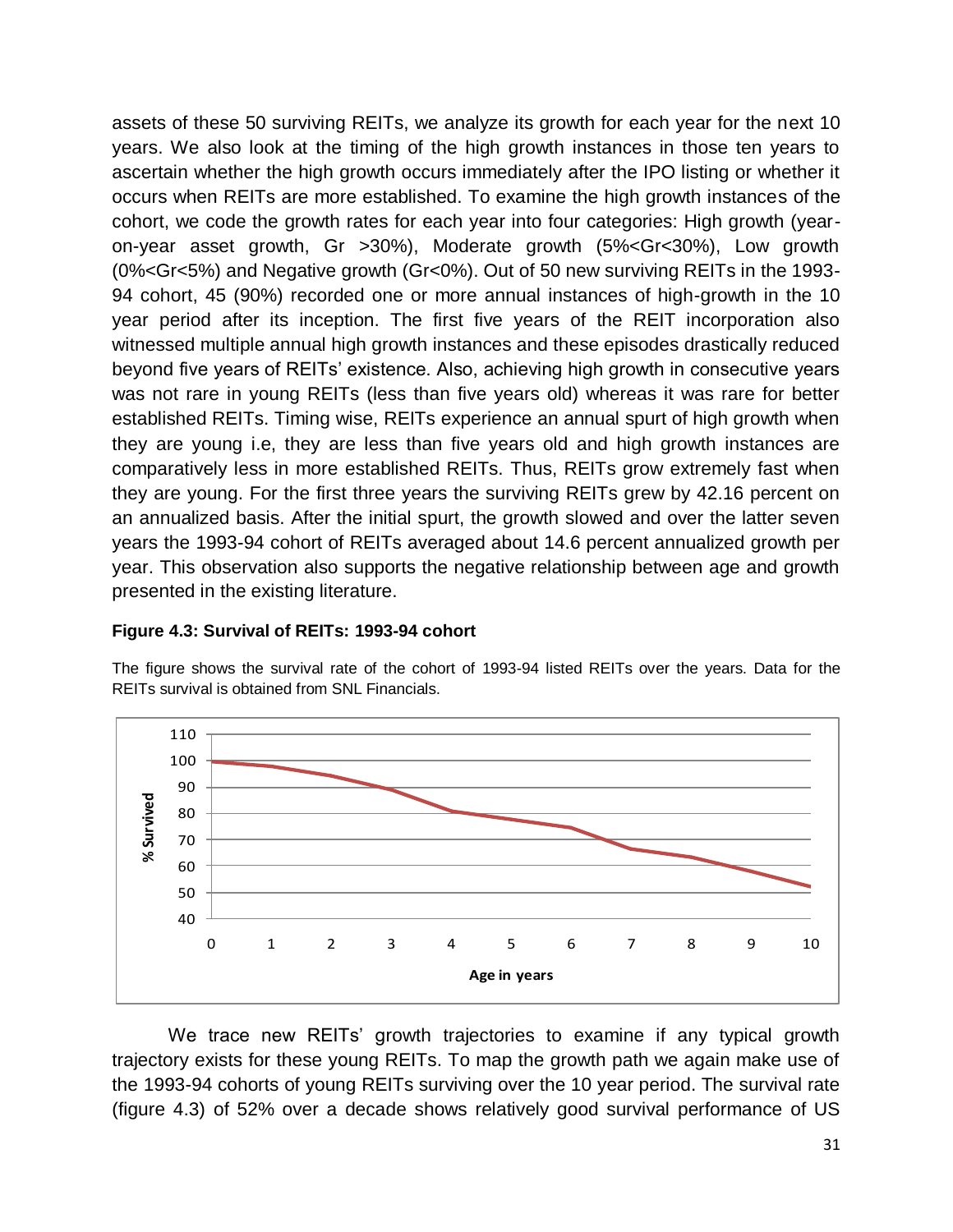assets of these 50 surviving REITs, we analyze its growth for each year for the next 10 years. We also look at the timing of the high growth instances in those ten years to ascertain whether the high growth occurs immediately after the IPO listing or whether it occurs when REITs are more established. To examine the high growth instances of the cohort, we code the growth rates for each year into four categories: High growth (year-on-year asset growth, Gr >30%), Moderate growth (5%<Gr<30%), Low growth (0%<Gr<5%) and Negative growth (Gr<0%). Out of 50 new surviving REITs in the 1993-94 cohort, 45 (90%) recorded one or more annual instances of high-growth in the 10 year period after its inception. The first five years of the REIT incorporation also witnessed multiple annual high growth instances and these episodes drastically reduced beyond five years of REITs' existence. Also, achieving high growth in consecutive years was not rare in young REITs (less than five years old) whereas it was rare for better established REITs. Timing wise, REITs experience an annual spurt of high growth when they are young i.e, they are less than five years old and high growth instances are comparatively less in more established REITs. Thus, REITs grow extremely fast when they are young. For the first three years the surviving REITs grew by 42.16 percent on an annualized basis. After the initial spurt, the growth slowed and over the latter seven years the 1993-94 cohort of REITs averaged about 14.6 percent annualized growth per year. This observation also supports the negative relationship between age and growth presented in the existing literature.

**Figure 4.3: Survival of REITs: 1993-94 cohort**

The figure shows the survival rate of the cohort of 1993-94 listed REITs over the years. Data for the REITs survival is obtained from SNL Financials.

We trace new REITs' growth trajectories to examine if any typical growth trajectory exists for these young REITs. To map the growth path we again make use of the 1993-94 cohorts of young REITs surviving over the 10 year period. The survival rate (figure 4.3) of 52% over a decade shows relatively good survival performance of US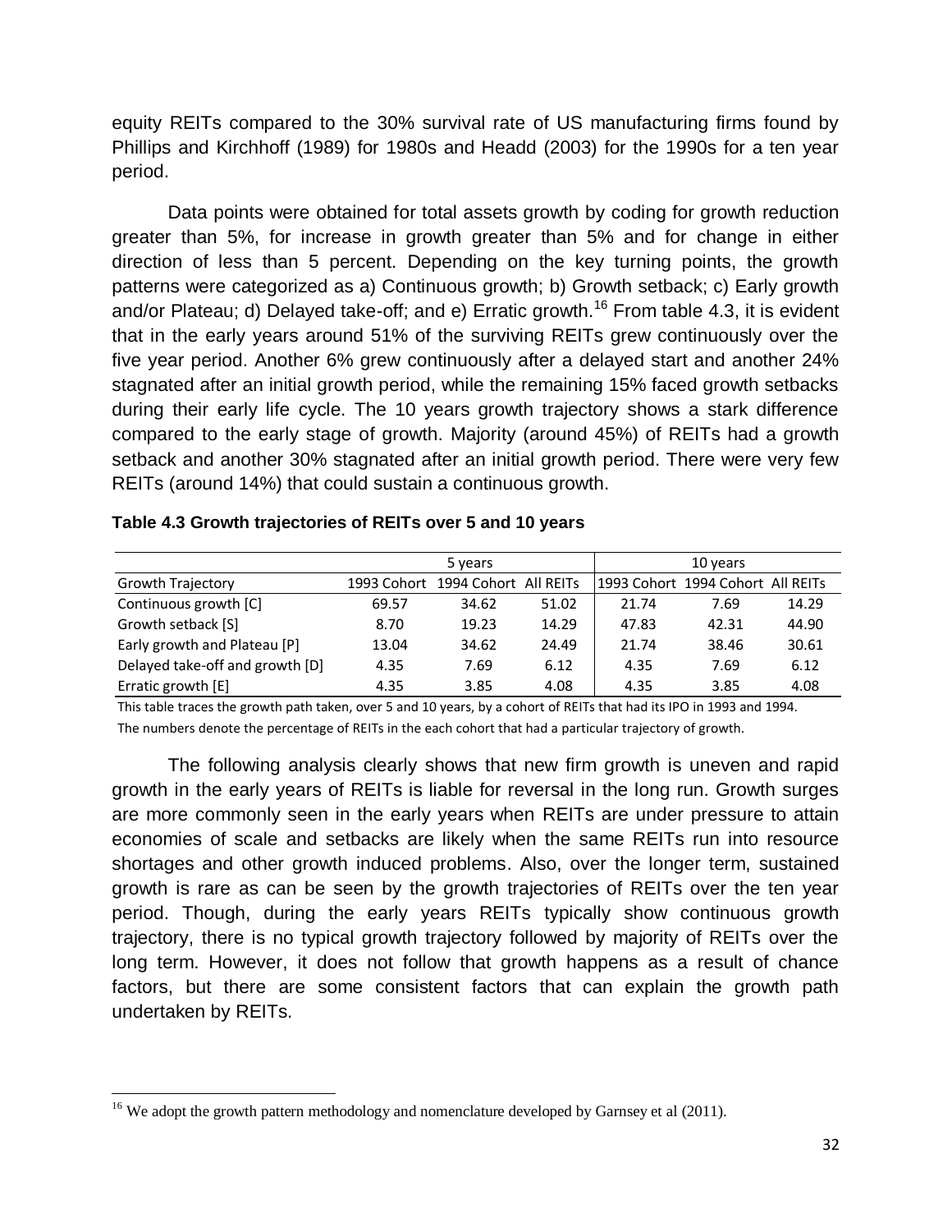equity REITs compared to the 30% survival rate of US manufacturing firms found by Phillips and Kirchhoff (1989) for 1980s and Headd (2003) for the 1990s for a ten year period.

Data points were obtained for total assets growth by coding for growth reduction greater than 5%, for increase in growth greater than 5% and for change in either direction of less than 5 percent. Depending on the key turning points, the growth patterns were categorized as a) Continuous growth; b) Growth setback; c) Early growth and/or Plateau; d) Delayed take-off; and e) Erratic growth.[16] From table 4.3, it is evident that in the early years around 51% of the surviving REITs grew continuously over the five year period. Another 6% grew continuously after a delayed start and another 24% stagnated after an initial growth period, while the remaining 15% faced growth setbacks during their early life cycle. The 10 years growth trajectory shows a stark difference compared to the early stage of growth. Majority (around 45%) of REITs had a growth setback and another 30% stagnated after an initial growth period. There were very few REITs (around 14%) that could sustain a continuous growth.

**Table 4.3 Growth trajectories of REITs over 5 and 10 years**

| | 5 years | | | 10 years | | |
|---|---|---|---|---|---|---|
| Growth Trajectory | 1993 Cohort | 1994 Cohort | All REITs | 1993 Cohort | 1994 Cohort | All REITs |
| Continuous growth [C] | 69.57 | 34.62 | 51.02 | 21.74 | 7.69 | 14.29 |
| Growth setback [S] | 8.70 | 19.23 | 14.29 | 47.83 | 42.31 | 44.90 |
| Early growth and Plateau [P] | 13.04 | 34.62 | 24.49 | 21.74 | 38.46 | 30.61 |
| Delayed take-off and growth [D] | 4.35 | 7.69 | 6.12 | 4.35 | 7.69 | 6.12 |
| Erratic growth [E] | 4.35 | 3.85 | 4.08 | 4.35 | 3.85 | 4.08 |

This table traces the growth path taken, over 5 and 10 years, by a cohort of REITs that had its IPO in 1993 and 1994.
The numbers denote the percentage of REITs in the each cohort that had a particular trajectory of growth.

The following analysis clearly shows that new firm growth is uneven and rapid growth in the early years of REITs is liable for reversal in the long run. Growth surges are more commonly seen in the early years when REITs are under pressure to attain economies of scale and setbacks are likely when the same REITs run into resource shortages and other growth induced problems. Also, over the longer term, sustained growth is rare as can be seen by the growth trajectories of REITs over the ten year period. Though, during the early years REITs typically show continuous growth trajectory, there is no typical growth trajectory followed by majority of REITs over the long term. However, it does not follow that growth happens as a result of chance factors, but there are some consistent factors that can explain the growth path undertaken by REITs.

[16] We adopt the growth pattern methodology and nomenclature developed by Garnsey et al (2011).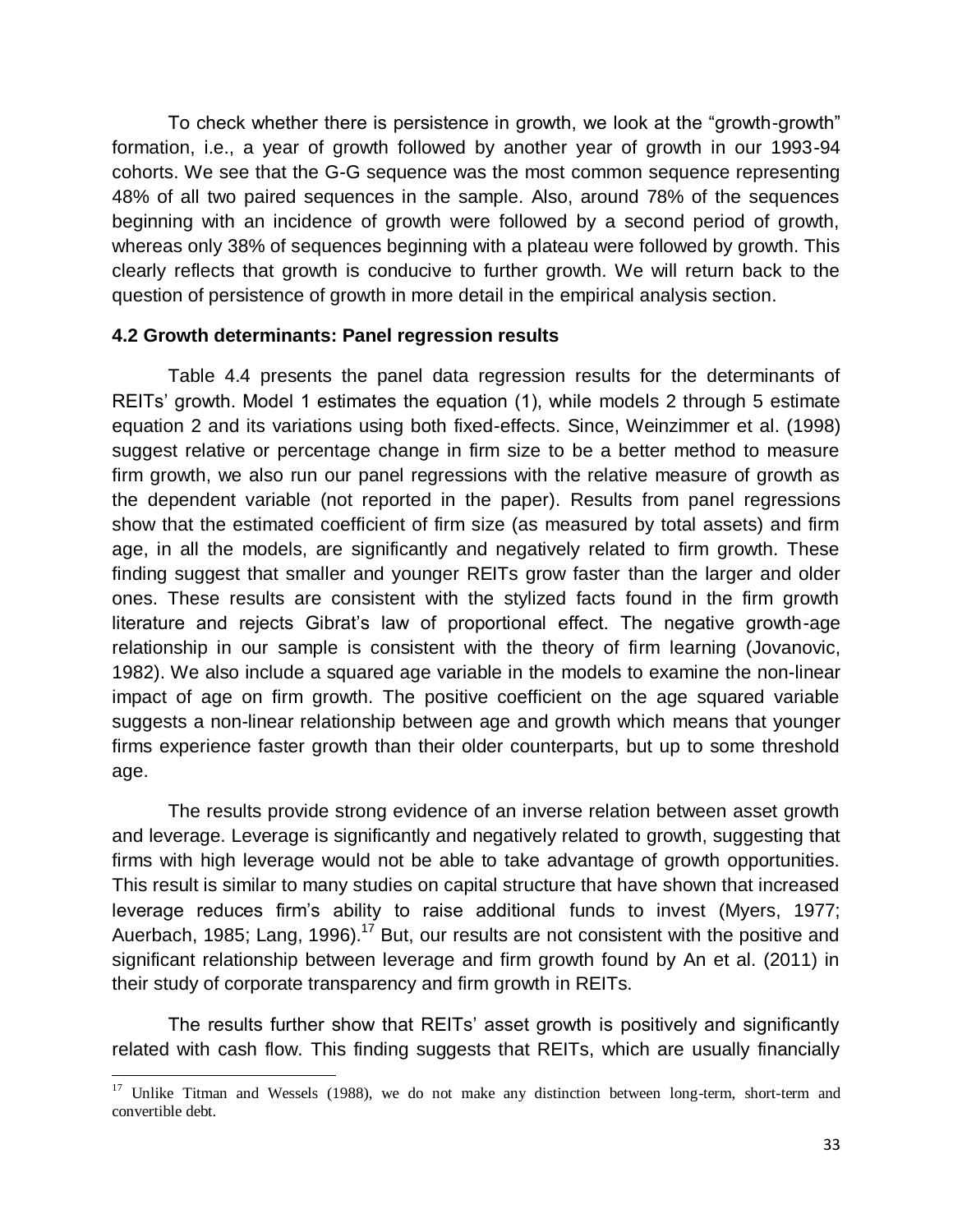To check whether there is persistence in growth, we look at the "growth-growth" formation, i.e., a year of growth followed by another year of growth in our 1993-94 cohorts. We see that the G-G sequence was the most common sequence representing 48% of all two paired sequences in the sample. Also, around 78% of the sequences beginning with an incidence of growth were followed by a second period of growth, whereas only 38% of sequences beginning with a plateau were followed by growth. This clearly reflects that growth is conducive to further growth. We will return back to the question of persistence of growth in more detail in the empirical analysis section.

### 4.2 Growth determinants: Panel regression results

Table 4.4 presents the panel data regression results for the determinants of REITs' growth. Model 1 estimates the equation (1), while models 2 through 5 estimate equation 2 and its variations using both fixed-effects. Since, Weinzimmer et al. (1998) suggest relative or percentage change in firm size to be a better method to measure firm growth, we also run our panel regressions with the relative measure of growth as the dependent variable (not reported in the paper). Results from panel regressions show that the estimated coefficient of firm size (as measured by total assets) and firm age, in all the models, are significantly and negatively related to firm growth. These finding suggest that smaller and younger REITs grow faster than the larger and older ones. These results are consistent with the stylized facts found in the firm growth literature and rejects Gibrat's law of proportional effect. The negative growth-age relationship in our sample is consistent with the theory of firm learning (Jovanovic, 1982). We also include a squared age variable in the models to examine the non-linear impact of age on firm growth. The positive coefficient on the age squared variable suggests a non-linear relationship between age and growth which means that younger firms experience faster growth than their older counterparts, but up to some threshold age.

The results provide strong evidence of an inverse relation between asset growth and leverage. Leverage is significantly and negatively related to growth, suggesting that firms with high leverage would not be able to take advantage of growth opportunities. This result is similar to many studies on capital structure that have shown that increased leverage reduces firm's ability to raise additional funds to invest (Myers, 1977; Auerbach, 1985; Lang, 1996).[17] But, our results are not consistent with the positive and significant relationship between leverage and firm growth found by An et al. (2011) in their study of corporate transparency and firm growth in REITs.

The results further show that REITs' asset growth is positively and significantly related with cash flow. This finding suggests that REITs, which are usually financially

---

[17] Unlike Titman and Wessels (1988), we do not make any distinction between long-term, short-term and convertible debt.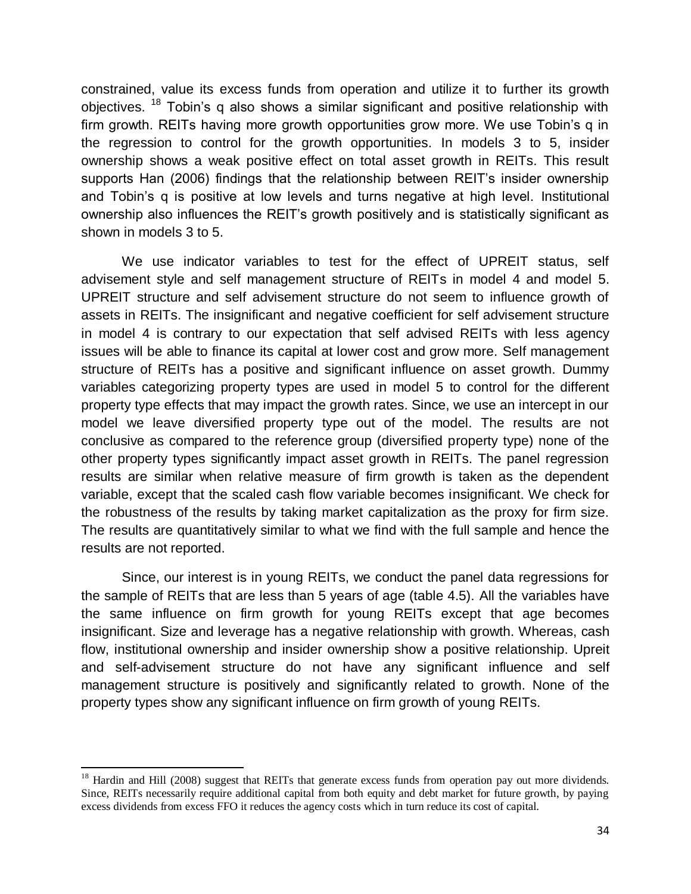constrained, value its excess funds from operation and utilize it to further its growth objectives. [18] Tobin's q also shows a similar significant and positive relationship with firm growth. REITs having more growth opportunities grow more. We use Tobin's q in the regression to control for the growth opportunities. In models 3 to 5, insider ownership shows a weak positive effect on total asset growth in REITs. This result supports Han (2006) findings that the relationship between REIT's insider ownership and Tobin's q is positive at low levels and turns negative at high level. Institutional ownership also influences the REIT's growth positively and is statistically significant as shown in models 3 to 5.

We use indicator variables to test for the effect of UPREIT status, self advisement style and self management structure of REITs in model 4 and model 5. UPREIT structure and self advisement structure do not seem to influence growth of assets in REITs. The insignificant and negative coefficient for self advisement structure in model 4 is contrary to our expectation that self advised REITs with less agency issues will be able to finance its capital at lower cost and grow more. Self management structure of REITs has a positive and significant influence on asset growth. Dummy variables categorizing property types are used in model 5 to control for the different property type effects that may impact the growth rates. Since, we use an intercept in our model we leave diversified property type out of the model. The results are not conclusive as compared to the reference group (diversified property type) none of the other property types significantly impact asset growth in REITs. The panel regression results are similar when relative measure of firm growth is taken as the dependent variable, except that the scaled cash flow variable becomes insignificant. We check for the robustness of the results by taking market capitalization as the proxy for firm size. The results are quantitatively similar to what we find with the full sample and hence the results are not reported.

Since, our interest is in young REITs, we conduct the panel data regressions for the sample of REITs that are less than 5 years of age (table 4.5). All the variables have the same influence on firm growth for young REITs except that age becomes insignificant. Size and leverage has a negative relationship with growth. Whereas, cash flow, institutional ownership and insider ownership show a positive relationship. Upreit and self-advisement structure do not have any significant influence and self management structure is positively and significantly related to growth. None of the property types show any significant influence on firm growth of young REITs.

---

[18] Hardin and Hill (2008) suggest that REITs that generate excess funds from operation pay out more dividends. Since, REITs necessarily require additional capital from both equity and debt market for future growth, by paying excess dividends from excess FFO it reduces the agency costs which in turn reduce its cost of capital.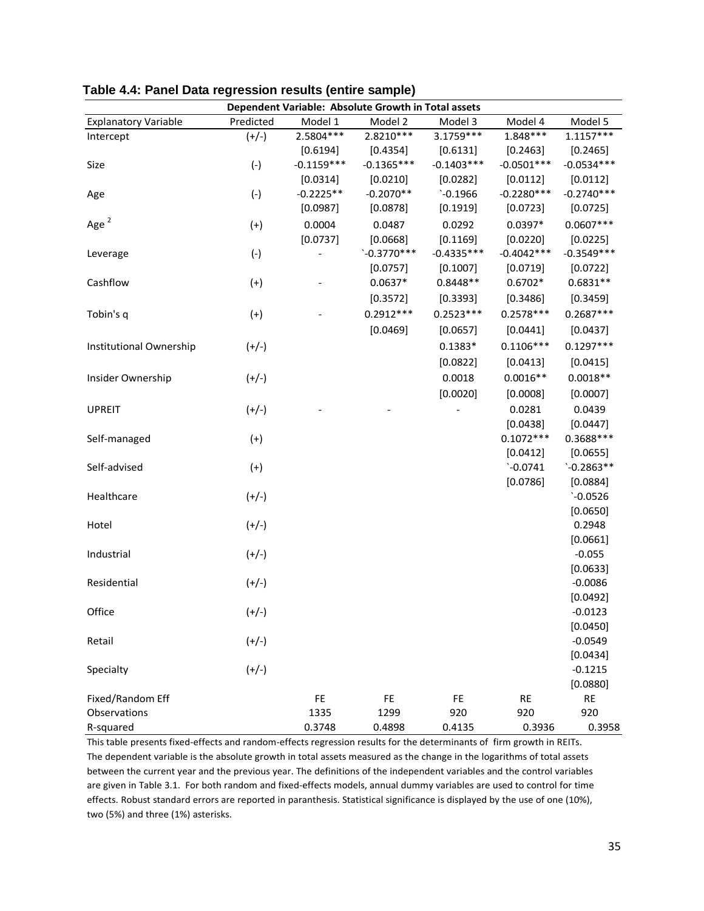**Table 4.4: Panel Data regression results (entire sample)**

| Dependent Variable: Absolute Growth in Total assets | | | | | | |
|---|---|---|---|---|---|---|
| Explanatory Variable | Predicted | Model 1 | Model 2 | Model 3 | Model 4 | Model 5 |
| Intercept | (+/-) | 2.5804*** | 2.8210*** | 3.1759*** | 1.848*** | 1.1157*** |
| | | [0.6194] | [0.4354] | [0.6131] | [0.2463] | [0.2465] |
| Size | (-) | -0.1159*** | -0.1365*** | -0.1403*** | -0.0501*** | -0.0534*** |
| | | [0.0314] | [0.0210] | [0.0282] | [0.0112] | [0.0112] |
| Age | (-) | -0.2225** | -0.2070** | `-0.1966 | -0.2280*** | -0.2740*** |
| | | [0.0987] | [0.0878] | [0.1919] | [0.0723] | [0.0725] |
| Age $^2$ | (+) | 0.0004 | 0.0487 | 0.0292 | 0.0397* | 0.0607*** |
| | | [0.0737] | [0.0668] | [0.1169] | [0.0220] | [0.0225] |
| Leverage | (-) | - | `-0.3770*** | -0.4335*** | -0.4042*** | -0.3549*** |
| | | | [0.0757] | [0.1007] | [0.0719] | [0.0722] |
| Cashflow | (+) | - | 0.0637* | 0.8448** | 0.6702* | 0.6831** |
| | | | [0.3572] | [0.3393] | [0.3486] | [0.3459] |
| Tobin's q | (+) | - | 0.2912*** | 0.2523*** | 0.2578*** | 0.2687*** |
| | | | [0.0469] | [0.0657] | [0.0441] | [0.0437] |
| Institutional Ownership | (+/-) | | | 0.1383* | 0.1106*** | 0.1297*** |
| | | | | [0.0822] | [0.0413] | [0.0415] |
| Insider Ownership | (+/-) | | | 0.0018 | 0.0016** | 0.0018** |
| | | | | [0.0020] | [0.0008] | [0.0007] |
| UPREIT | (+/-) | - | - | - | 0.0281 | 0.0439 |
| | | | | | [0.0438] | [0.0447] |
| Self-managed | (+) | | | | 0.1072*** | 0.3688*** |
| | | | | | [0.0412] | [0.0655] |
| Self-advised | (+) | | | | `-0.0741 | `-0.2863** |
| | | | | | [0.0786] | [0.0884] |
| Healthcare | (+/-) | | | | | `-0.0526 |
| | | | | | | [0.0650] |
| Hotel | (+/-) | | | | | 0.2948 |
| | | | | | | [0.0661] |
| Industrial | (+/-) | | | | | -0.055 |
| | | | | | | [0.0633] |
| Residential | (+/-) | | | | | -0.0086 |
| | | | | | | [0.0492] |
| Office | (+/-) | | | | | -0.0123 |
| | | | | | | [0.0450] |
| Retail | (+/-) | | | | | -0.0549 |
| | | | | | | [0.0434] |
| Specialty | (+/-) | | | | | -0.1215 |
| | | | | | | [0.0880] |
| Fixed/Random Eff | | FE | FE | FE | RE | RE |
| Observations | | 1335 | 1299 | 920 | 920 | 920 |
| R-squared | | 0.3748 | 0.4898 | 0.4135 | 0.3936 | 0.3958 |

This table presents fixed-effects and random-effects regression results for the determinants of firm growth in REITs. The dependent variable is the absolute growth in total assets measured as the change in the logarithms of total assets between the current year and the previous year. The definitions of the independent variables and the control variables are given in Table 3.1. For both random and fixed-effects models, annual dummy variables are used to control for time effects. Robust standard errors are reported in paranthesis. Statistical significance is displayed by the use of one (10%), two (5%) and three (1%) asterisks.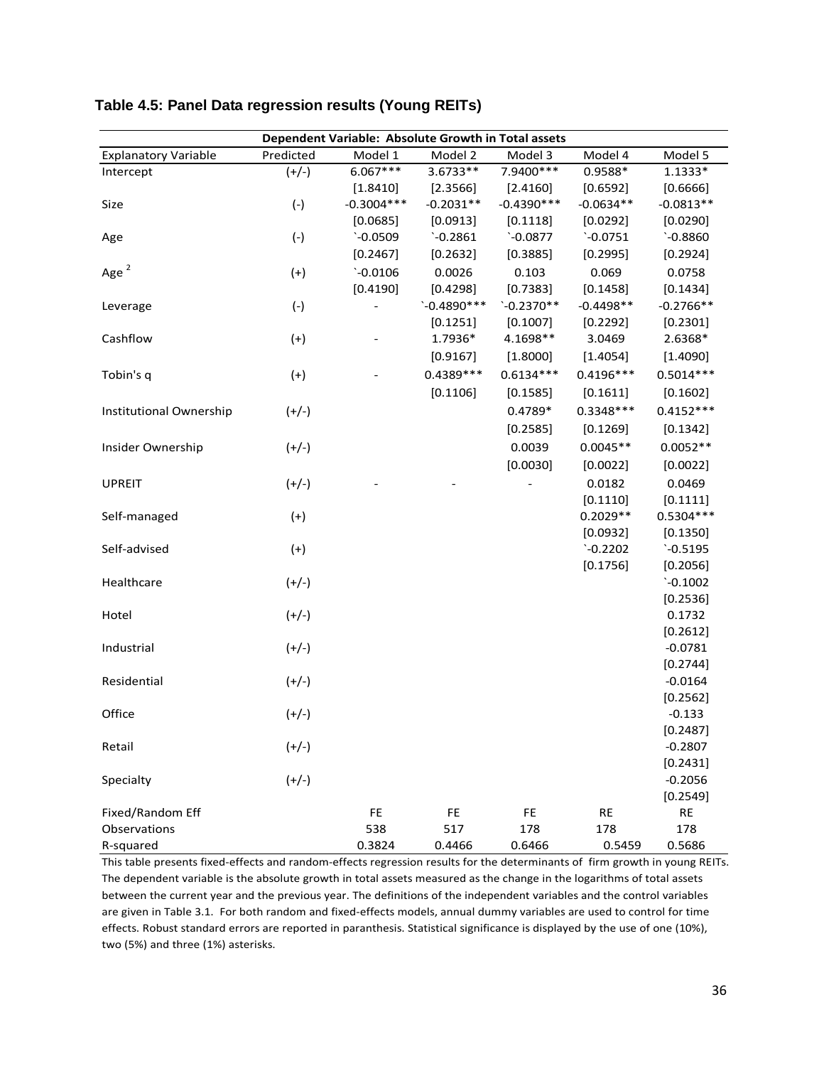**Table 4.5: Panel Data regression results (Young REITs)**

| Dependent Variable: Absolute Growth in Total assets | | | | | | |
|---|---|---|---|---|---|---|
| Explanatory Variable | Predicted | Model 1 | Model 2 | Model 3 | Model 4 | Model 5 |
| Intercept | (+/-) | 6.067*** | 3.6733** | 7.9400*** | 0.9588* | 1.1333* |
| | | [1.8410] | [2.3566] | [2.4160] | [0.6592] | [0.6666] |
| Size | (-) | -0.3004*** | -0.2031** | -0.4390*** | -0.0634** | -0.0813** |
| | | [0.0685] | [0.0913] | [0.1118] | [0.0292] | [0.0290] |
| Age | (-) | `-0.0509 | `-0.2861 | `-0.0877 | `-0.0751 | `-0.8860 |
| | | [0.2467] | [0.2632] | [0.3885] | [0.2995] | [0.2924] |
| Age $^2$ | (+) | `-0.0106 | 0.0026 | 0.103 | 0.069 | 0.0758 |
| | | [0.4190] | [0.4298] | [0.7383] | [0.1458] | [0.1434] |
| Leverage | (-) | - | `-0.4890*** | `-0.2370** | -0.4498** | -0.2766** |
| | | | [0.1251] | [0.1007] | [0.2292] | [0.2301] |
| Cashflow | (+) | - | 1.7936* | 4.1698** | 3.0469 | 2.6368* |
| | | | [0.9167] | [1.8000] | [1.4054] | [1.4090] |
| Tobin's q | (+) | - | 0.4389*** | 0.6134*** | 0.4196*** | 0.5014*** |
| | | | [0.1106] | [0.1585] | [0.1611] | [0.1602] |
| Institutional Ownership | (+/-) | | | 0.4789* | 0.3348*** | 0.4152*** |
| | | | | [0.2585] | [0.1269] | [0.1342] |
| Insider Ownership | (+/-) | | | 0.0039 | 0.0045** | 0.0052** |
| | | | | [0.0030] | [0.0022] | [0.0022] |
| UPREIT | (+/-) | - | - | - | 0.0182 | 0.0469 |
| | | | | | [0.1110] | [0.1111] |
| Self-managed | (+) | | | | 0.2029** | 0.5304*** |
| | | | | | [0.0932] | [0.1350] |
| Self-advised | (+) | | | | `-0.2202 | `-0.5195 |
| | | | | | [0.1756] | [0.2056] |
| Healthcare | (+/-) | | | | | `-0.1002 |
| | | | | | | [0.2536] |
| Hotel | (+/-) | | | | | 0.1732 |
| | | | | | | [0.2612] |
| Industrial | (+/-) | | | | | -0.0781 |
| | | | | | | [0.2744] |
| Residential | (+/-) | | | | | -0.0164 |
| | | | | | | [0.2562] |
| Office | (+/-) | | | | | -0.133 |
| | | | | | | [0.2487] |
| Retail | (+/-) | | | | | -0.2807 |
| | | | | | | [0.2431] |
| Specialty | (+/-) | | | | | -0.2056 |
| | | | | | | [0.2549] |
| Fixed/Random Eff | | FE | FE | FE | RE | RE |
| Observations | | 538 | 517 | 178 | 178 | 178 |
| R-squared | | 0.3824 | 0.4466 | 0.6466 | 0.5459 | 0.5686 |

This table presents fixed-effects and random-effects regression results for the determinants of firm growth in young REITs. The dependent variable is the absolute growth in total assets measured as the change in the logarithms of total assets between the current year and the previous year. The definitions of the independent variables and the control variables are given in Table 3.1. For both random and fixed-effects models, annual dummy variables are used to control for time effects. Robust standard errors are reported in paranthesis. Statistical significance is displayed by the use of one (10%), two (5%) and three (1%) asterisks.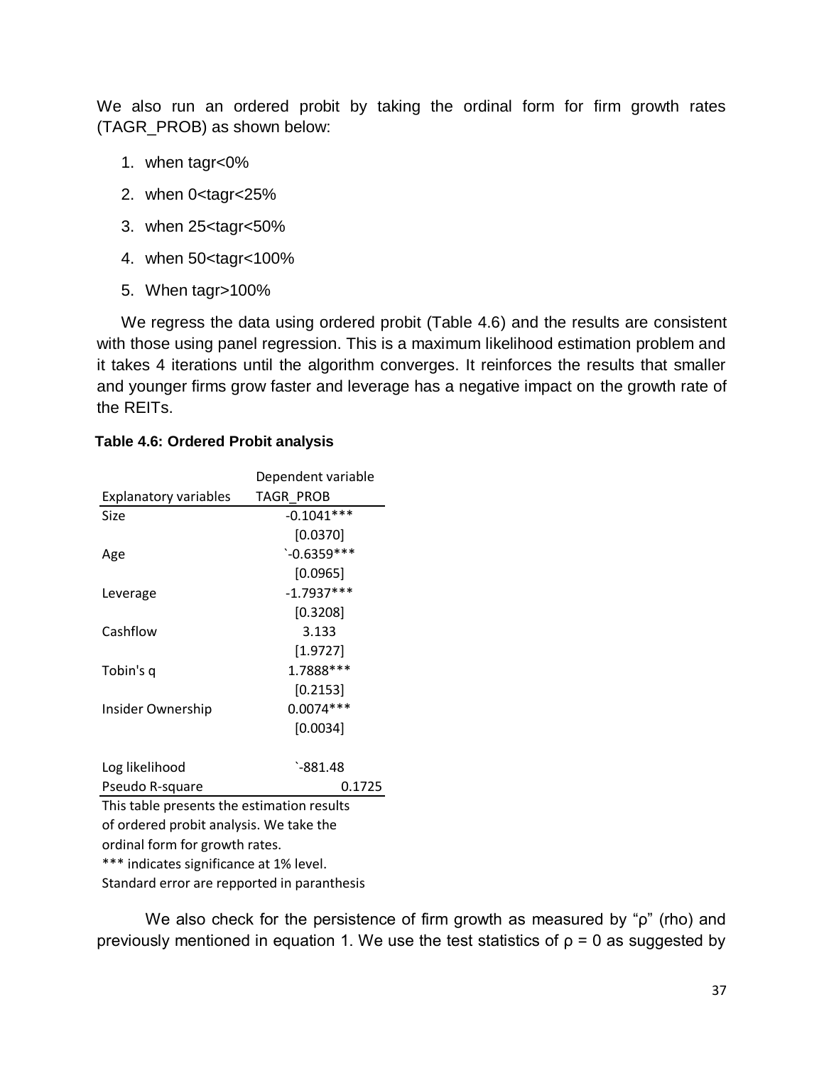We also run an ordered probit by taking the ordinal form for firm growth rates (TAGR_PROB) as shown below:

1. when tagr<0%
2. when 0<tagr<25%
3. when 25<tagr<50%
4. when 50<tagr<100%
5. When tagr>100%

We regress the data using ordered probit (Table 4.6) and the results are consistent with those using panel regression. This is a maximum likelihood estimation problem and it takes 4 iterations until the algorithm converges. It reinforces the results that smaller and younger firms grow faster and leverage has a negative impact on the growth rate of the REITs.

**Table 4.6: Ordered Probit analysis**

| Explanatory variables | Dependent variable TAGR_PROB |
|---|---|
| Size | -0.1041*** |
| | [0.0370] |
| Age | `-0.6359*** |
| | [0.0965] |
| Leverage | -1.7937*** |
| | [0.3208] |
| Cashflow | 3.133 |
| | [1.9727] |
| Tobin's q | 1.7888*** |
| | [0.2153] |
| Insider Ownership | 0.0074*** |
| | [0.0034] |
| | |
| Log likelihood | `-881.48 |
| Pseudo R-square | 0.1725 |

This table presents the estimation results of ordered probit analysis. We take the ordinal form for growth rates.
*** indicates significance at 1% level.
Standard error are repported in paranthesis

We also check for the persistence of firm growth as measured by "ρ" (rho) and previously mentioned in equation 1. We use the test statistics of $\rho = 0$ as suggested by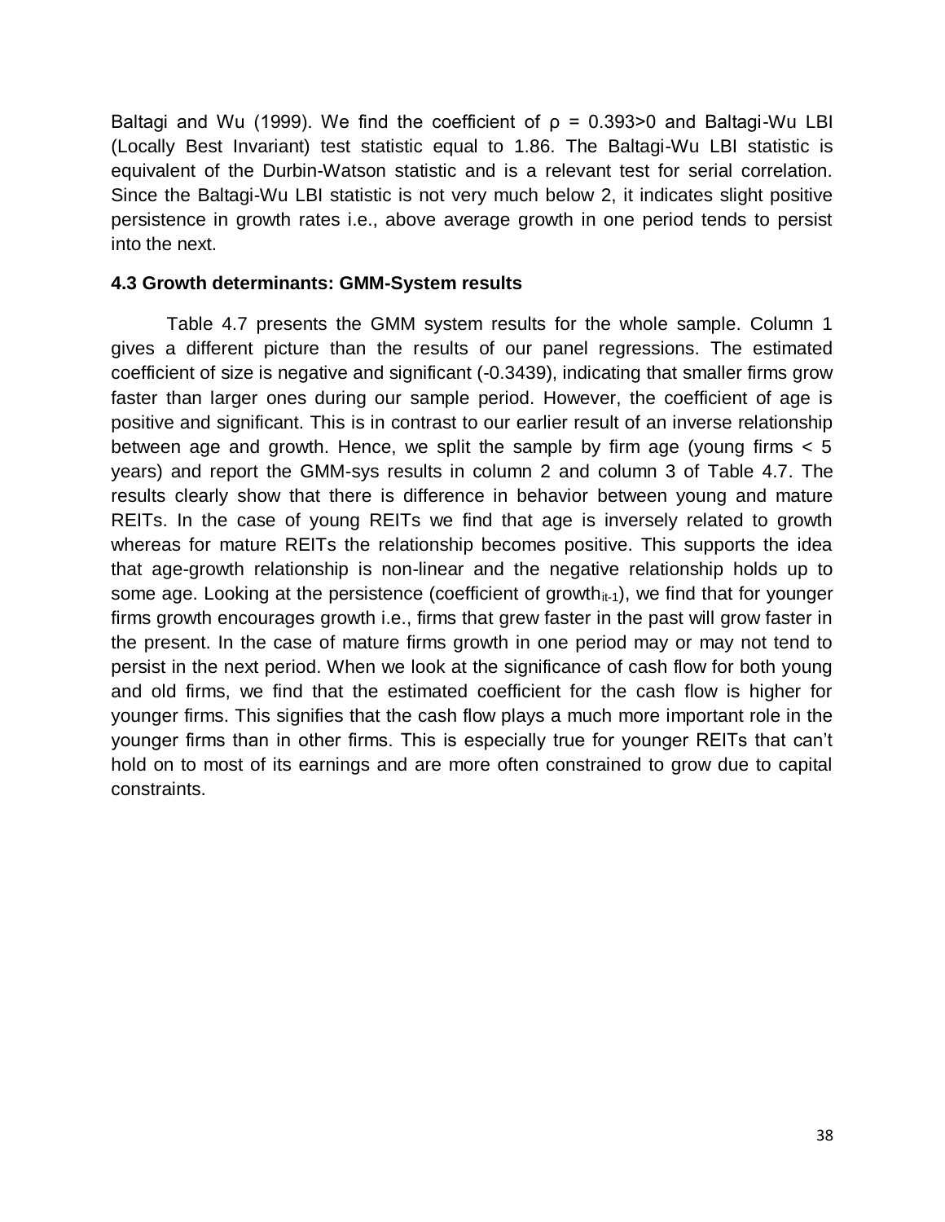Baltagi and Wu (1999). We find the coefficient of $\rho = 0.393>0$ and Baltagi-Wu LBI (Locally Best Invariant) test statistic equal to 1.86. The Baltagi-Wu LBI statistic is equivalent of the Durbin-Watson statistic and is a relevant test for serial correlation. Since the Baltagi-Wu LBI statistic is not very much below 2, it indicates slight positive persistence in growth rates i.e., above average growth in one period tends to persist into the next.

### 4.3 Growth determinants: GMM-System results

Table 4.7 presents the GMM system results for the whole sample. Column 1 gives a different picture than the results of our panel regressions. The estimated coefficient of size is negative and significant (-0.3439), indicating that smaller firms grow faster than larger ones during our sample period. However, the coefficient of age is positive and significant. This is in contrast to our earlier result of an inverse relationship between age and growth. Hence, we split the sample by firm age (young firms < 5 years) and report the GMM-sys results in column 2 and column 3 of Table 4.7. The results clearly show that there is difference in behavior between young and mature REITs. In the case of young REITs we find that age is inversely related to growth whereas for mature REITs the relationship becomes positive. This supports the idea that age-growth relationship is non-linear and the negative relationship holds up to some age. Looking at the persistence (coefficient of $growth_{it-1}$), we find that for younger firms growth encourages growth i.e., firms that grew faster in the past will grow faster in the present. In the case of mature firms growth in one period may or may not tend to persist in the next period. When we look at the significance of cash flow for both young and old firms, we find that the estimated coefficient for the cash flow is higher for younger firms. This signifies that the cash flow plays a much more important role in the younger firms than in other firms. This is especially true for younger REITs that can't hold on to most of its earnings and are more often constrained to grow due to capital constraints.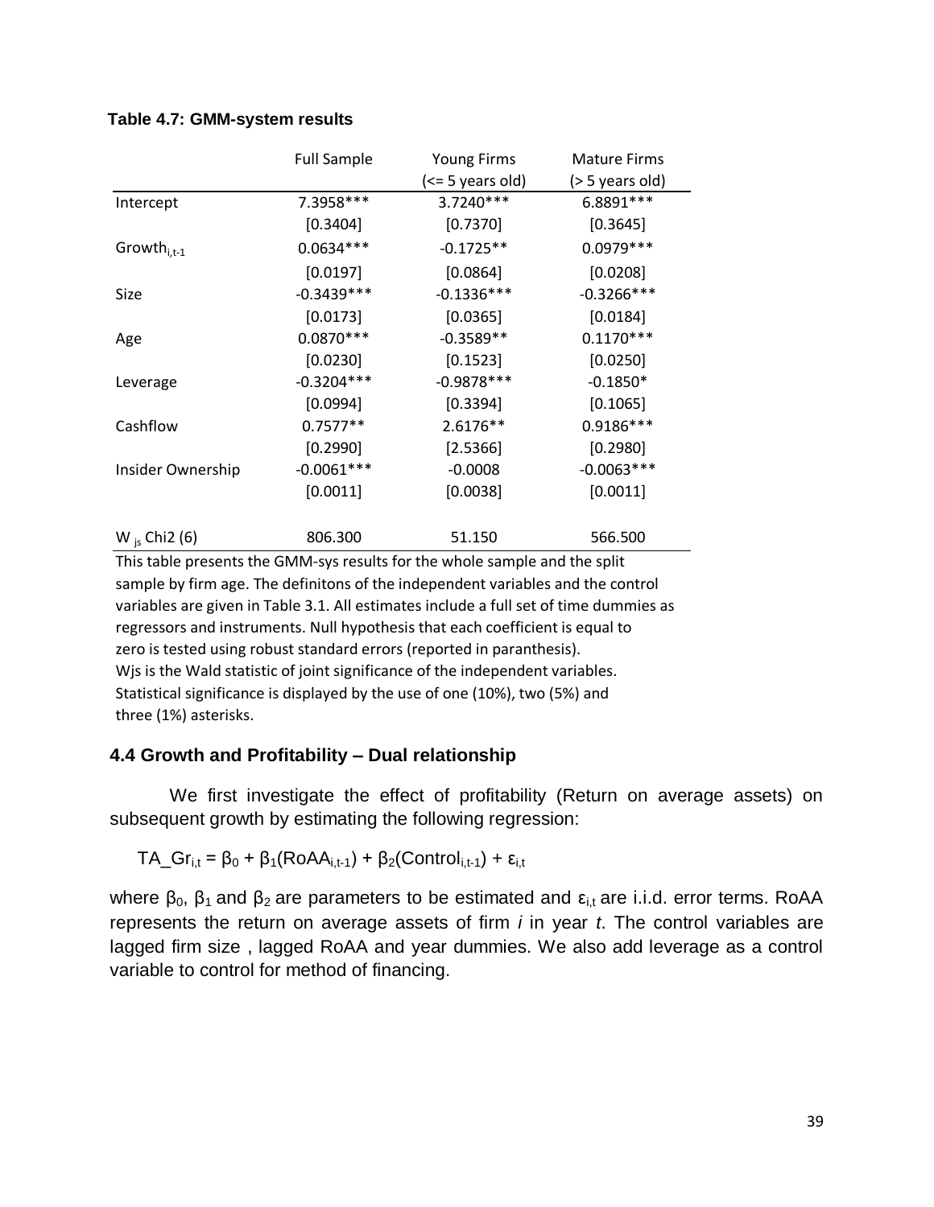**Table 4.7: GMM-system results**

| | Full Sample | Young Firms (<= 5 years old) | Mature Firms (> 5 years old) |
|---|---|---|---|
| Intercept | 7.3958*** | 3.7240*** | 6.8891*** |
| | [0.3404] | [0.7370] | [0.3645] |
| $Growth_{i,t-1}$ | 0.0634*** | -0.1725** | 0.0979*** |
| | [0.0197] | [0.0864] | [0.0208] |
| Size | -0.3439*** | -0.1336*** | -0.3266*** |
| | [0.0173] | [0.0365] | [0.0184] |
| Age | 0.0870*** | -0.3589** | 0.1170*** |
| | [0.0230] | [0.1523] | [0.0250] |
| Leverage | -0.3204*** | -0.9878*** | -0.1850* |
| | [0.0994] | [0.3394] | [0.1065] |
| Cashflow | 0.7577** | 2.6176** | 0.9186*** |
| | [0.2990] | [2.5366] | [0.2980] |
| Insider Ownership | -0.0061*** | -0.0008 | -0.0063*** |
| | [0.0011] | [0.0038] | [0.0011] |
| $W_{js}$ Chi2 (6) | 806.300 | 51.150 | 566.500 |

This table presents the GMM-sys results for the whole sample and the split sample by firm age. The definitons of the independent variables and the control variables are given in Table 3.1. All estimates include a full set of time dummies as regressors and instruments. Null hypothesis that each coefficient is equal to zero is tested using robust standard errors (reported in paranthesis). Wjs is the Wald statistic of joint significance of the independent variables. Statistical significance is displayed by the use of one (10%), two (5%) and three (1%) asterisks.

### 4.4 Growth and Profitability – Dual relationship

We first investigate the effect of profitability (Return on average assets) on subsequent growth by estimating the following regression:

$$TA\_Gr_{i,t} = \beta_0 + \beta_1(RoAA_{i,t-1}) + \beta_2(Control_{i,t-1}) + \varepsilon_{i,t}$$

where $\beta_0$, $\beta_1$ and $\beta_2$ are parameters to be estimated and $\varepsilon_{i,t}$ are i.i.d. error terms. RoAA represents the return on average assets of firm *i* in year *t*. The control variables are lagged firm size , lagged RoAA and year dummies. We also add leverage as a control variable to control for method of financing.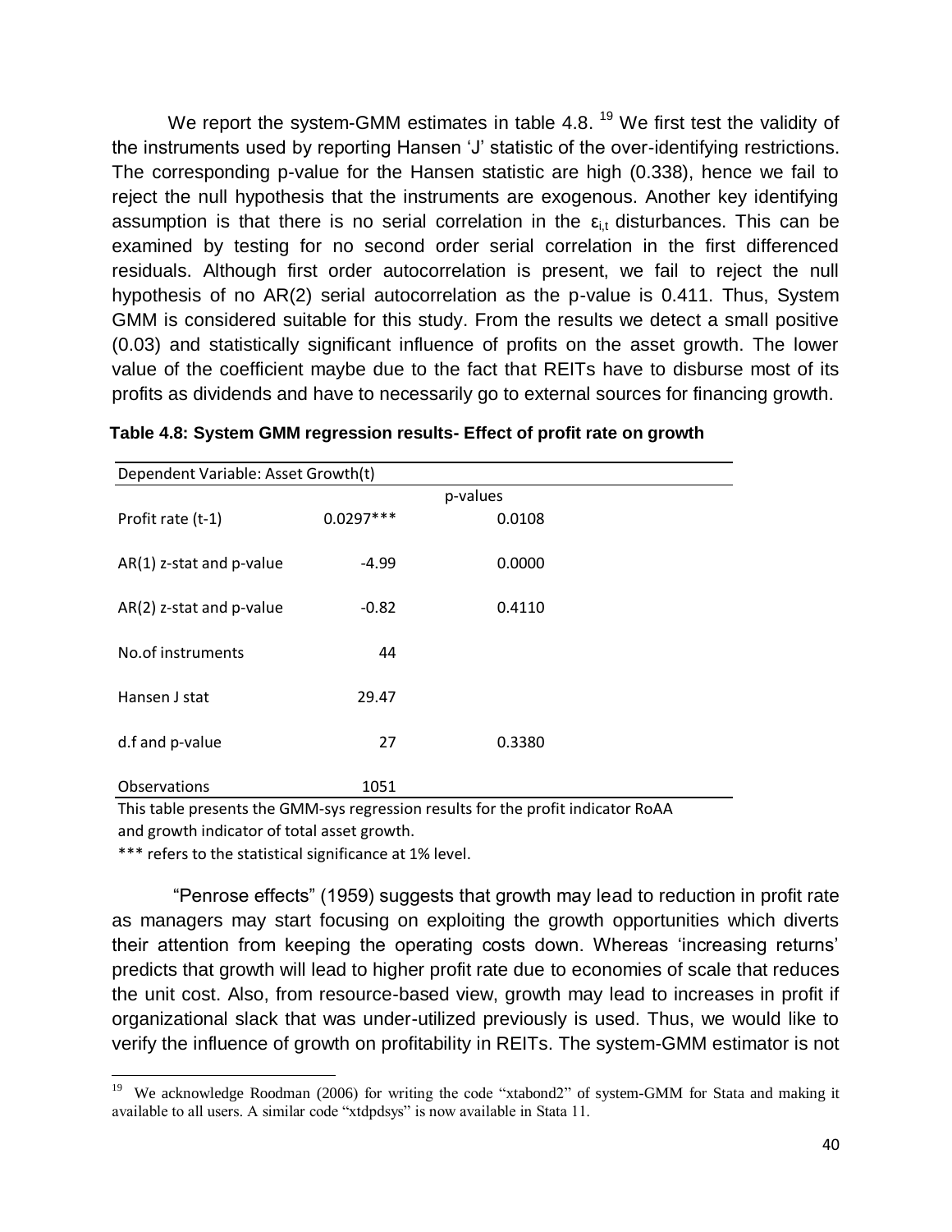We report the system-GMM estimates in table 4.8. [19] We first test the validity of the instruments used by reporting Hansen 'J' statistic of the over-identifying restrictions. The corresponding p-value for the Hansen statistic are high (0.338), hence we fail to reject the null hypothesis that the instruments are exogenous. Another key identifying assumption is that there is no serial correlation in the $\varepsilon_{i,t}$ disturbances. This can be examined by testing for no second order serial correlation in the first differenced residuals. Although first order autocorrelation is present, we fail to reject the null hypothesis of no AR(2) serial autocorrelation as the p-value is 0.411. Thus, System GMM is considered suitable for this study. From the results we detect a small positive (0.03) and statistically significant influence of profits on the asset growth. The lower value of the coefficient maybe due to the fact that REITs have to disburse most of its profits as dividends and have to necessarily go to external sources for financing growth.

**Table 4.8: System GMM regression results- Effect of profit rate on growth**

| Dependent Variable: Asset Growth(t) | | |
|---|---|---|
| | | p-values |
| Profit rate (t-1) | 0.0297*** | 0.0108 |
| AR(1) z-stat and p-value | -4.99 | 0.0000 |
| AR(2) z-stat and p-value | -0.82 | 0.4110 |
| No.of instruments | 44 | |
| Hansen J stat | 29.47 | |
| d.f and p-value | 27 | 0.3380 |
| Observations | 1051 | |

This table presents the GMM-sys regression results for the profit indicator RoAA and growth indicator of total asset growth.

*** refers to the statistical significance at 1% level.

"Penrose effects" (1959) suggests that growth may lead to reduction in profit rate as managers may start focusing on exploiting the growth opportunities which diverts their attention from keeping the operating costs down. Whereas 'increasing returns' predicts that growth will lead to higher profit rate due to economies of scale that reduces the unit cost. Also, from resource-based view, growth may lead to increases in profit if organizational slack that was under-utilized previously is used. Thus, we would like to verify the influence of growth on profitability in REITs. The system-GMM estimator is not

[19] We acknowledge Roodman (2006) for writing the code "xtabond2" of system-GMM for Stata and making it available to all users. A similar code "xtdpdsys" is now available in Stata 11.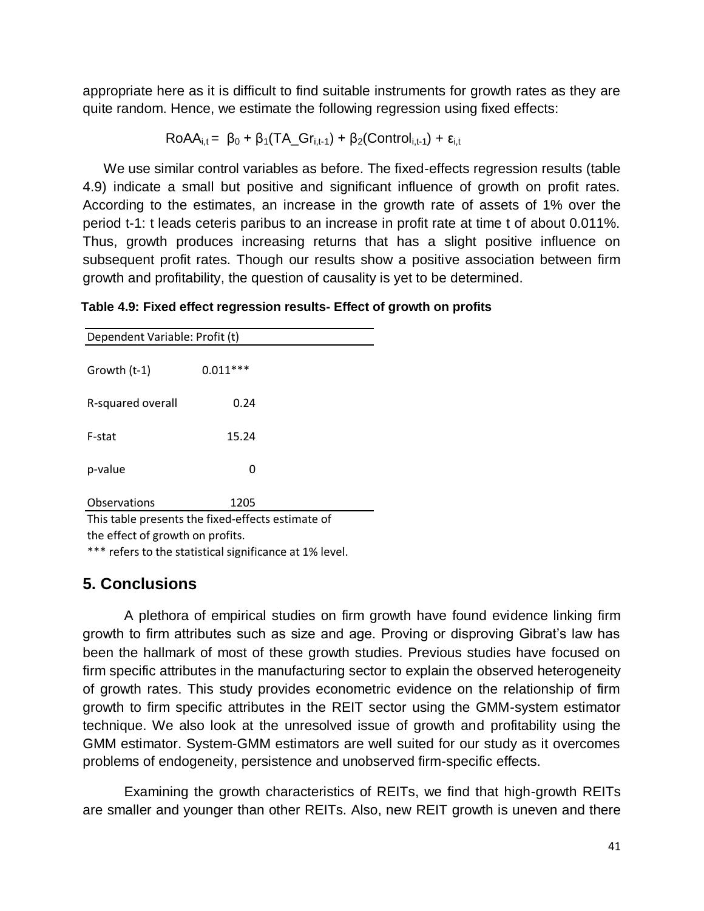appropriate here as it is difficult to find suitable instruments for growth rates as they are quite random. Hence, we estimate the following regression using fixed effects:

$$RoAA_{i,t} = \beta_0 + \beta_1(TA\_Gr_{i,t-1}) + \beta_2(Control_{i,t-1}) + \varepsilon_{i,t}$$

We use similar control variables as before. The fixed-effects regression results (table 4.9) indicate a small but positive and significant influence of growth on profit rates. According to the estimates, an increase in the growth rate of assets of 1% over the period t-1: t leads ceteris paribus to an increase in profit rate at time t of about 0.011%. Thus, growth produces increasing returns that has a slight positive influence on subsequent profit rates. Though our results show a positive association between firm growth and profitability, the question of causality is yet to be determined.

**Table 4.9: Fixed effect regression results- Effect of growth on profits**

| Dependent Variable: Profit (t) | |
|---|---|
| Growth (t-1) | 0.011*** |
| R-squared overall | 0.24 |
| F-stat | 15.24 |
| p-value | 0 |
| Observations | 1205 |

This table presents the fixed-effects estimate of the effect of growth on profits.
*** refers to the statistical significance at 1% level.

## 5. Conclusions

A plethora of empirical studies on firm growth have found evidence linking firm growth to firm attributes such as size and age. Proving or disproving Gibrat's law has been the hallmark of most of these growth studies. Previous studies have focused on firm specific attributes in the manufacturing sector to explain the observed heterogeneity of growth rates. This study provides econometric evidence on the relationship of firm growth to firm specific attributes in the REIT sector using the GMM-system estimator technique. We also look at the unresolved issue of growth and profitability using the GMM estimator. System-GMM estimators are well suited for our study as it overcomes problems of endogeneity, persistence and unobserved firm-specific effects.

Examining the growth characteristics of REITs, we find that high-growth REITs are smaller and younger than other REITs. Also, new REIT growth is uneven and there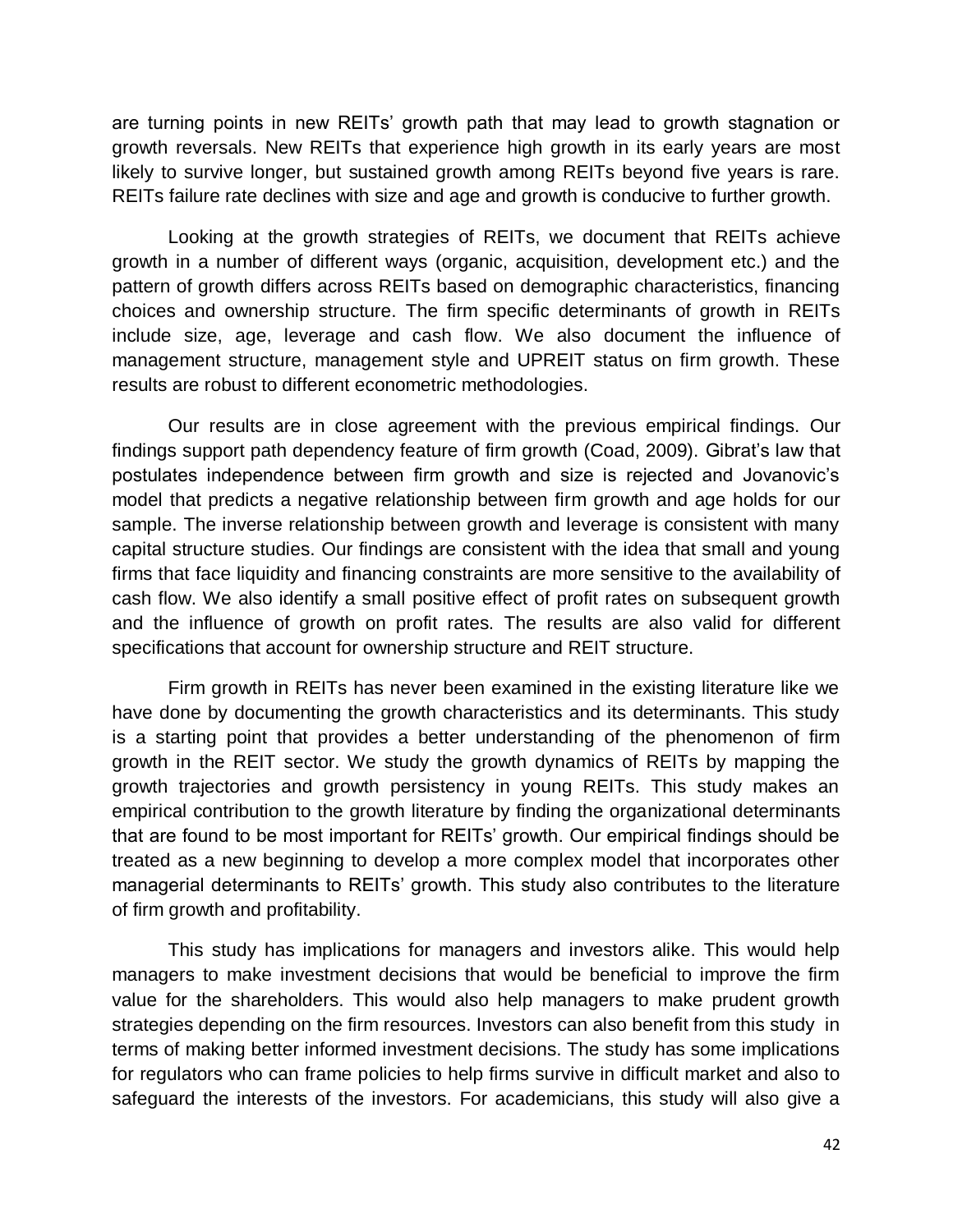are turning points in new REITs' growth path that may lead to growth stagnation or growth reversals. New REITs that experience high growth in its early years are most likely to survive longer, but sustained growth among REITs beyond five years is rare. REITs failure rate declines with size and age and growth is conducive to further growth.

Looking at the growth strategies of REITs, we document that REITs achieve growth in a number of different ways (organic, acquisition, development etc.) and the pattern of growth differs across REITs based on demographic characteristics, financing choices and ownership structure. The firm specific determinants of growth in REITs include size, age, leverage and cash flow. We also document the influence of management structure, management style and UPREIT status on firm growth. These results are robust to different econometric methodologies.

Our results are in close agreement with the previous empirical findings. Our findings support path dependency feature of firm growth (Coad, 2009). Gibrat's law that postulates independence between firm growth and size is rejected and Jovanovic's model that predicts a negative relationship between firm growth and age holds for our sample. The inverse relationship between growth and leverage is consistent with many capital structure studies. Our findings are consistent with the idea that small and young firms that face liquidity and financing constraints are more sensitive to the availability of cash flow. We also identify a small positive effect of profit rates on subsequent growth and the influence of growth on profit rates. The results are also valid for different specifications that account for ownership structure and REIT structure.

Firm growth in REITs has never been examined in the existing literature like we have done by documenting the growth characteristics and its determinants. This study is a starting point that provides a better understanding of the phenomenon of firm growth in the REIT sector. We study the growth dynamics of REITs by mapping the growth trajectories and growth persistency in young REITs. This study makes an empirical contribution to the growth literature by finding the organizational determinants that are found to be most important for REITs' growth. Our empirical findings should be treated as a new beginning to develop a more complex model that incorporates other managerial determinants to REITs' growth. This study also contributes to the literature of firm growth and profitability.

This study has implications for managers and investors alike. This would help managers to make investment decisions that would be beneficial to improve the firm value for the shareholders. This would also help managers to make prudent growth strategies depending on the firm resources. Investors can also benefit from this study in terms of making better informed investment decisions. The study has some implications for regulators who can frame policies to help firms survive in difficult market and also to safeguard the interests of the investors. For academicians, this study will also give a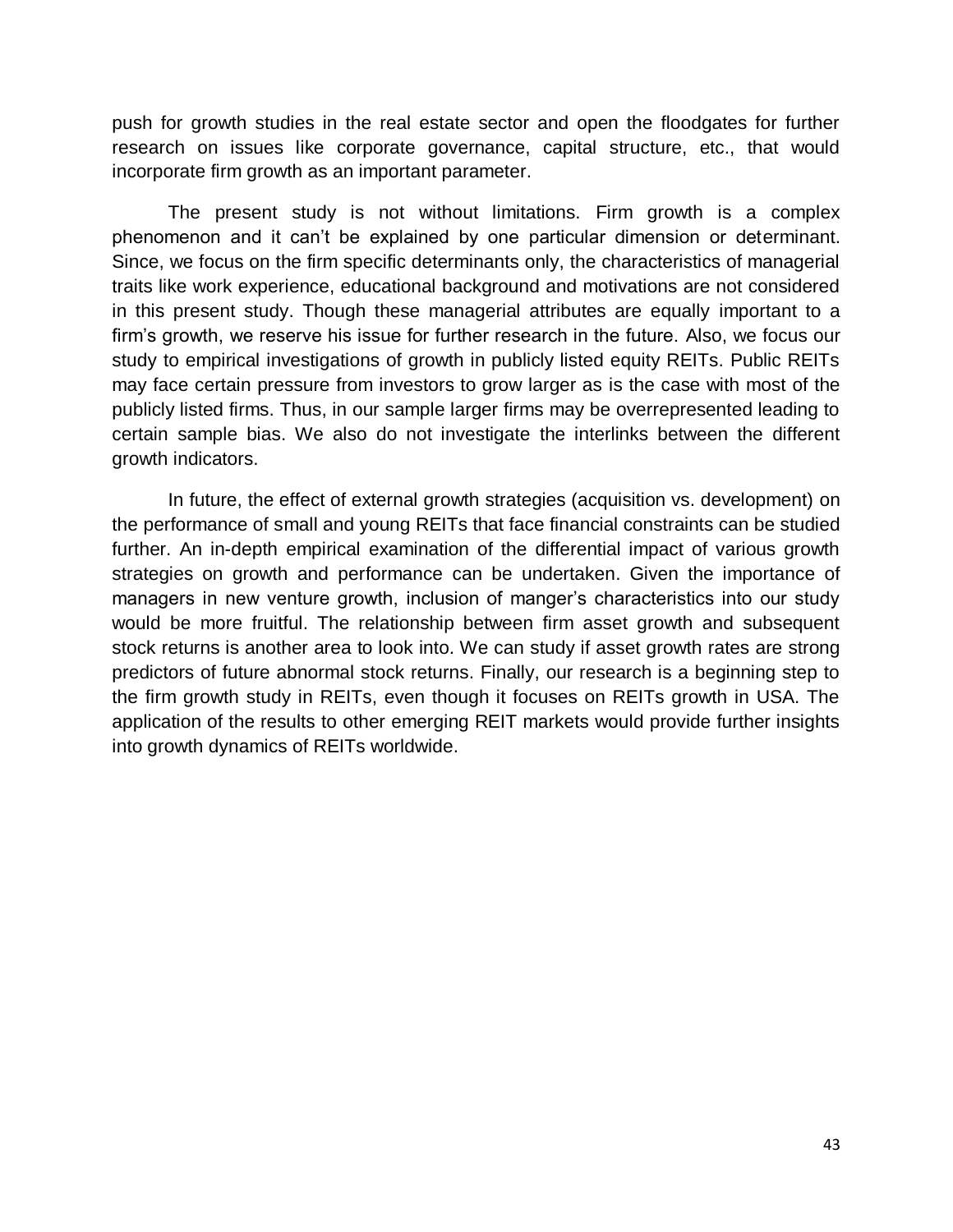push for growth studies in the real estate sector and open the floodgates for further research on issues like corporate governance, capital structure, etc., that would incorporate firm growth as an important parameter.

The present study is not without limitations. Firm growth is a complex phenomenon and it can't be explained by one particular dimension or determinant. Since, we focus on the firm specific determinants only, the characteristics of managerial traits like work experience, educational background and motivations are not considered in this present study. Though these managerial attributes are equally important to a firm's growth, we reserve his issue for further research in the future. Also, we focus our study to empirical investigations of growth in publicly listed equity REITs. Public REITs may face certain pressure from investors to grow larger as is the case with most of the publicly listed firms. Thus, in our sample larger firms may be overrepresented leading to certain sample bias. We also do not investigate the interlinks between the different growth indicators.

In future, the effect of external growth strategies (acquisition vs. development) on the performance of small and young REITs that face financial constraints can be studied further. An in-depth empirical examination of the differential impact of various growth strategies on growth and performance can be undertaken. Given the importance of managers in new venture growth, inclusion of manger's characteristics into our study would be more fruitful. The relationship between firm asset growth and subsequent stock returns is another area to look into. We can study if asset growth rates are strong predictors of future abnormal stock returns. Finally, our research is a beginning step to the firm growth study in REITs, even though it focuses on REITs growth in USA. The application of the results to other emerging REIT markets would provide further insights into growth dynamics of REITs worldwide.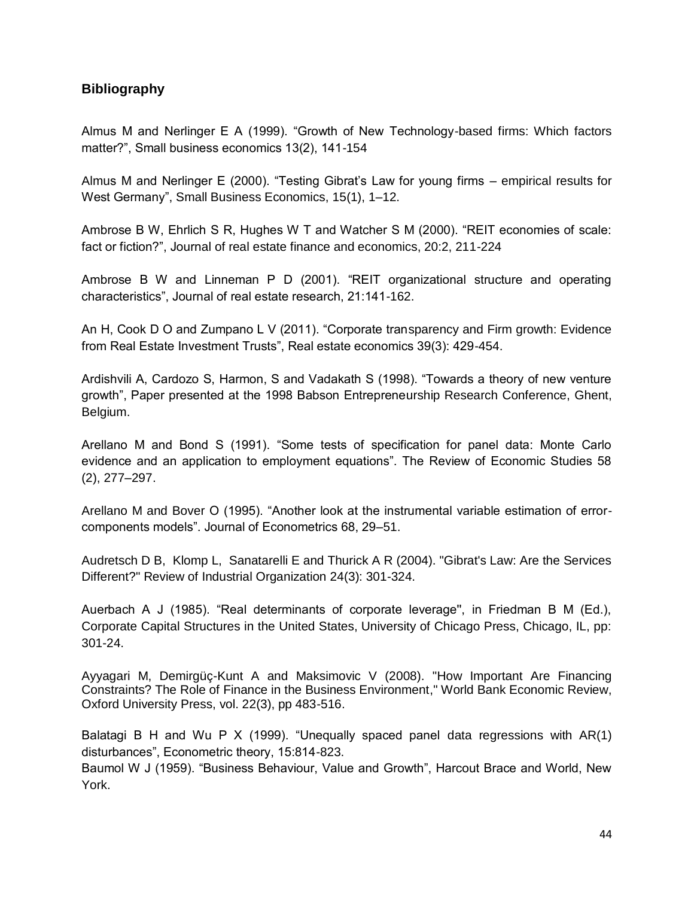## Bibliography

Almus M and Nerlinger E A (1999). “Growth of New Technology-based firms: Which factors matter?”, Small business economics 13(2), 141-154

Almus M and Nerlinger E (2000). “Testing Gibrat’s Law for young firms – empirical results for West Germany”, Small Business Economics, 15(1), 1–12.

Ambrose B W, Ehrlich S R, Hughes W T and Watcher S M (2000). “REIT economies of scale: fact or fiction?”, Journal of real estate finance and economics, 20:2, 211-224

Ambrose B W and Linneman P D (2001). “REIT organizational structure and operating characteristics”, Journal of real estate research, 21:141-162.

An H, Cook D O and Zumpano L V (2011). “Corporate transparency and Firm growth: Evidence from Real Estate Investment Trusts”, Real estate economics 39(3): 429-454.

Ardishvili A, Cardozo S, Harmon, S and Vadakath S (1998). “Towards a theory of new venture growth”, Paper presented at the 1998 Babson Entrepreneurship Research Conference, Ghent, Belgium.

Arellano M and Bond S (1991). “Some tests of specification for panel data: Monte Carlo evidence and an application to employment equations”. The Review of Economic Studies 58 (2), 277–297.

Arellano M and Bover O (1995). “Another look at the instrumental variable estimation of error-components models”. Journal of Econometrics 68, 29–51.

Audretsch D B, Klomp L, Sanatarelli E and Thurick A R (2004). "Gibrat's Law: Are the Services Different?" Review of Industrial Organization 24(3): 301-324.

Auerbach A J (1985). “Real determinants of corporate leverage", in Friedman B M (Ed.), Corporate Capital Structures in the United States, University of Chicago Press, Chicago, IL, pp: 301-24.

Ayyagari M, Demirgüç-Kunt A and Maksimovic V (2008). "How Important Are Financing Constraints? The Role of Finance in the Business Environment," World Bank Economic Review, Oxford University Press, vol. 22(3), pp 483-516.

Balatagi B H and Wu P X (1999). “Unequally spaced panel data regressions with AR(1) disturbances”, Econometric theory, 15:814-823.

Baumol W J (1959). “Business Behaviour, Value and Growth”, Harcout Brace and World, New York.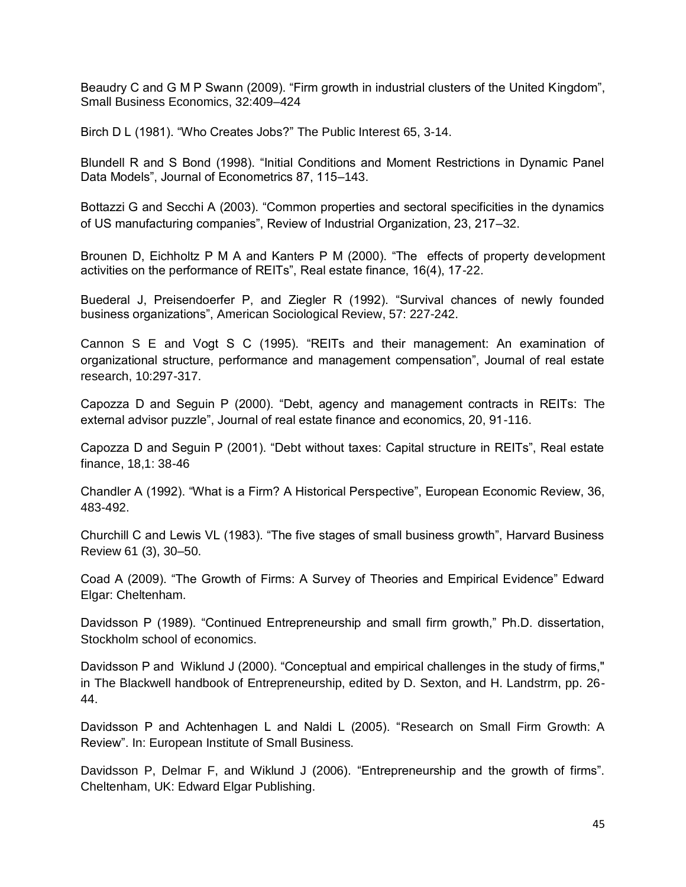Beaudry C and G M P Swann (2009). “Firm growth in industrial clusters of the United Kingdom”, Small Business Economics, 32:409–424

Birch D L (1981). “Who Creates Jobs?” The Public Interest 65, 3-14.

Blundell R and S Bond (1998). “Initial Conditions and Moment Restrictions in Dynamic Panel Data Models”, Journal of Econometrics 87, 115–143.

Bottazzi G and Secchi A (2003). “Common properties and sectoral specificities in the dynamics of US manufacturing companies”, Review of Industrial Organization, 23, 217–32.

Brounen D, Eichholtz P M A and Kanters P M (2000). “The effects of property development activities on the performance of REITs”, Real estate finance, 16(4), 17-22.

Buederal J, Preisendoerfer P, and Ziegler R (1992). “Survival chances of newly founded business organizations”, American Sociological Review, 57: 227-242.

Cannon S E and Vogt S C (1995). “REITs and their management: An examination of organizational structure, performance and management compensation”, Journal of real estate research, 10:297-317.

Capozza D and Seguin P (2000). “Debt, agency and management contracts in REITs: The external advisor puzzle”, Journal of real estate finance and economics, 20, 91-116.

Capozza D and Seguin P (2001). “Debt without taxes: Capital structure in REITs”, Real estate finance, 18,1: 38-46

Chandler A (1992). “What is a Firm? A Historical Perspective”, European Economic Review, 36, 483-492.

Churchill C and Lewis VL (1983). “The five stages of small business growth”, Harvard Business Review 61 (3), 30–50.

Coad A (2009). “The Growth of Firms: A Survey of Theories and Empirical Evidence” Edward Elgar: Cheltenham.

Davidsson P (1989). “Continued Entrepreneurship and small firm growth,” Ph.D. dissertation, Stockholm school of economics.

Davidsson P and Wiklund J (2000). “Conceptual and empirical challenges in the study of firms," in The Blackwell handbook of Entrepreneurship, edited by D. Sexton, and H. Landstrm, pp. 26-44.

Davidsson P and Achtenhagen L and Naldi L (2005). “Research on Small Firm Growth: A Review”. In: European Institute of Small Business.

Davidsson P, Delmar F, and Wiklund J (2006). “Entrepreneurship and the growth of firms”. Cheltenham, UK: Edward Elgar Publishing.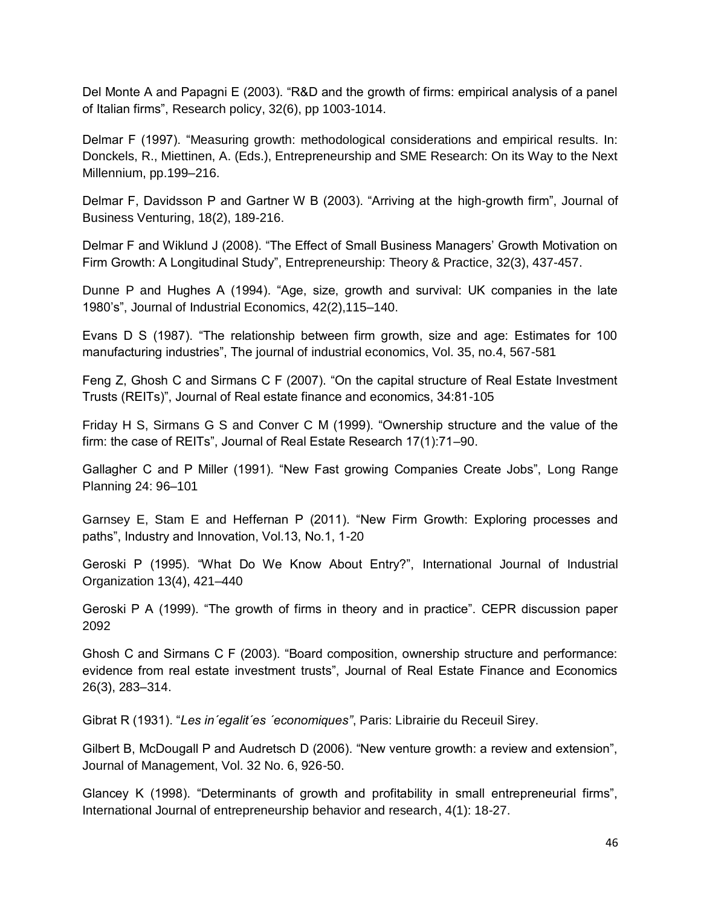Del Monte A and Papagni E (2003). “R&D and the growth of firms: empirical analysis of a panel of Italian firms”, Research policy, 32(6), pp 1003-1014.

Delmar F (1997). “Measuring growth: methodological considerations and empirical results. In: Donckels, R., Miettinen, A. (Eds.), Entrepreneurship and SME Research: On its Way to the Next Millennium, pp.199–216.

Delmar F, Davidsson P and Gartner W B (2003). “Arriving at the high-growth firm”, Journal of Business Venturing, 18(2), 189-216.

Delmar F and Wiklund J (2008). “The Effect of Small Business Managers’ Growth Motivation on Firm Growth: A Longitudinal Study”, Entrepreneurship: Theory & Practice, 32(3), 437-457.

Dunne P and Hughes A (1994). “Age, size, growth and survival: UK companies in the late 1980’s”, Journal of Industrial Economics, 42(2),115–140.

Evans D S (1987). “The relationship between firm growth, size and age: Estimates for 100 manufacturing industries”, The journal of industrial economics, Vol. 35, no.4, 567-581

Feng Z, Ghosh C and Sirmans C F (2007). “On the capital structure of Real Estate Investment Trusts (REITs)”, Journal of Real estate finance and economics, 34:81-105

Friday H S, Sirmans G S and Conver C M (1999). “Ownership structure and the value of the firm: the case of REITs”, Journal of Real Estate Research 17(1):71–90.

Gallagher C and P Miller (1991). “New Fast growing Companies Create Jobs”, Long Range Planning 24: 96–101

Garnsey E, Stam E and Heffernan P (2011). “New Firm Growth: Exploring processes and paths”, Industry and Innovation, Vol.13, No.1, 1-20

Geroski P (1995). “What Do We Know About Entry?”, International Journal of Industrial Organization 13(4), 421–440

Geroski P A (1999). “The growth of firms in theory and in practice”. CEPR discussion paper 2092

Ghosh C and Sirmans C F (2003). “Board composition, ownership structure and performance: evidence from real estate investment trusts”, Journal of Real Estate Finance and Economics 26(3), 283–314.

Gibrat R (1931). “*Les in´egalit´es ´economiques”*, Paris: Librairie du Receuil Sirey.

Gilbert B, McDougall P and Audretsch D (2006). “New venture growth: a review and extension”, Journal of Management, Vol. 32 No. 6, 926-50.

Glancey K (1998). “Determinants of growth and profitability in small entrepreneurial firms”, International Journal of entrepreneurship behavior and research, 4(1): 18-27.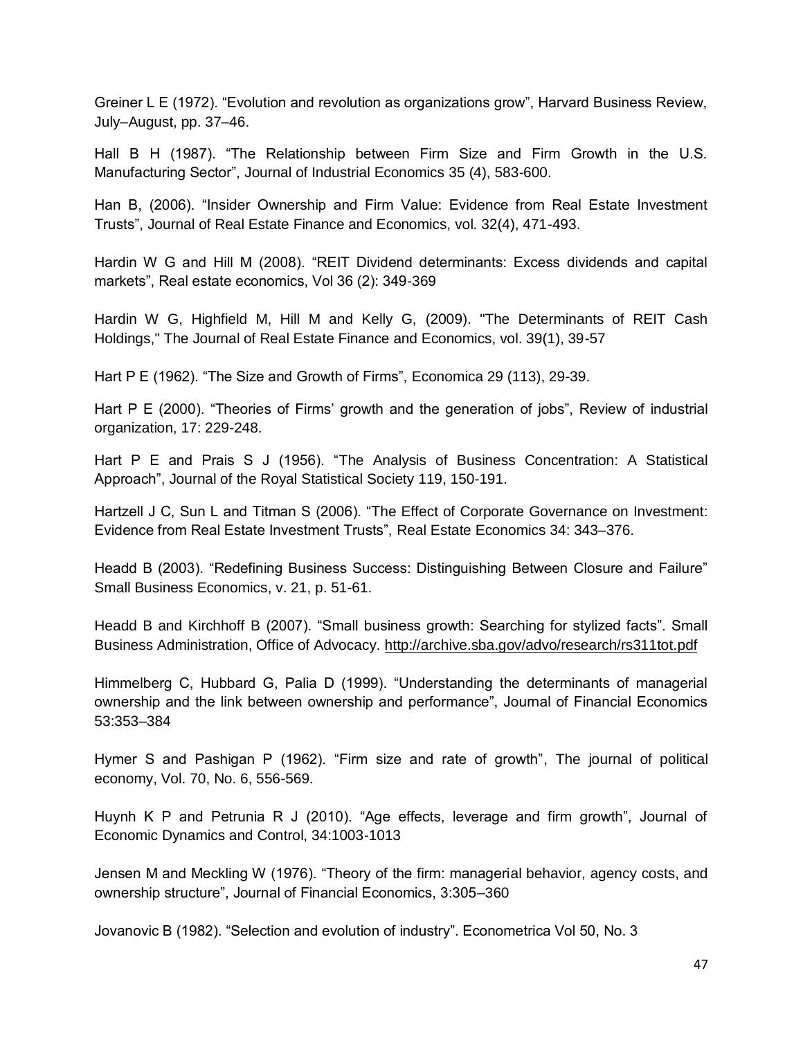Greiner L E (1972). “Evolution and revolution as organizations grow”, Harvard Business Review, July–August, pp. 37–46.

Hall B H (1987). “The Relationship between Firm Size and Firm Growth in the U.S. Manufacturing Sector”, Journal of Industrial Economics 35 (4), 583-600.

Han B, (2006). “Insider Ownership and Firm Value: Evidence from Real Estate Investment Trusts”, Journal of Real Estate Finance and Economics, vol. 32(4), 471-493.

Hardin W G and Hill M (2008). “REIT Dividend determinants: Excess dividends and capital markets”, Real estate economics, Vol 36 (2): 349-369

Hardin W G, Highfield M, Hill M and Kelly G, (2009). "The Determinants of REIT Cash Holdings," The Journal of Real Estate Finance and Economics, vol. 39(1), 39-57

Hart P E (1962). “The Size and Growth of Firms”, Economica 29 (113), 29-39.

Hart P E (2000). “Theories of Firms’ growth and the generation of jobs”, Review of industrial organization, 17: 229-248.

Hart P E and Prais S J (1956). “The Analysis of Business Concentration: A Statistical Approach”, Journal of the Royal Statistical Society 119, 150-191.

Hartzell J C, Sun L and Titman S (2006). “The Effect of Corporate Governance on Investment: Evidence from Real Estate Investment Trusts”, Real Estate Economics 34: 343–376.

Headd B (2003). “Redefining Business Success: Distinguishing Between Closure and Failure” Small Business Economics, v. 21, p. 51-61.

Headd B and Kirchhoff B (2007). “Small business growth: Searching for stylized facts”. Small Business Administration, Office of Advocacy. http://archive.sba.gov/advo/research/rs311tot.pdf

Himmelberg C, Hubbard G, Palia D (1999). “Understanding the determinants of managerial ownership and the link between ownership and performance”, Journal of Financial Economics 53:353–384

Hymer S and Pashigan P (1962). “Firm size and rate of growth”, The journal of political economy, Vol. 70, No. 6, 556-569.

Huynh K P and Petrunia R J (2010). “Age effects, leverage and firm growth”, Journal of Economic Dynamics and Control, 34:1003-1013

Jensen M and Meckling W (1976). “Theory of the firm: managerial behavior, agency costs, and ownership structure”, Journal of Financial Economics, 3:305–360

Jovanovic B (1982). “Selection and evolution of industry”. Econometrica Vol 50, No. 3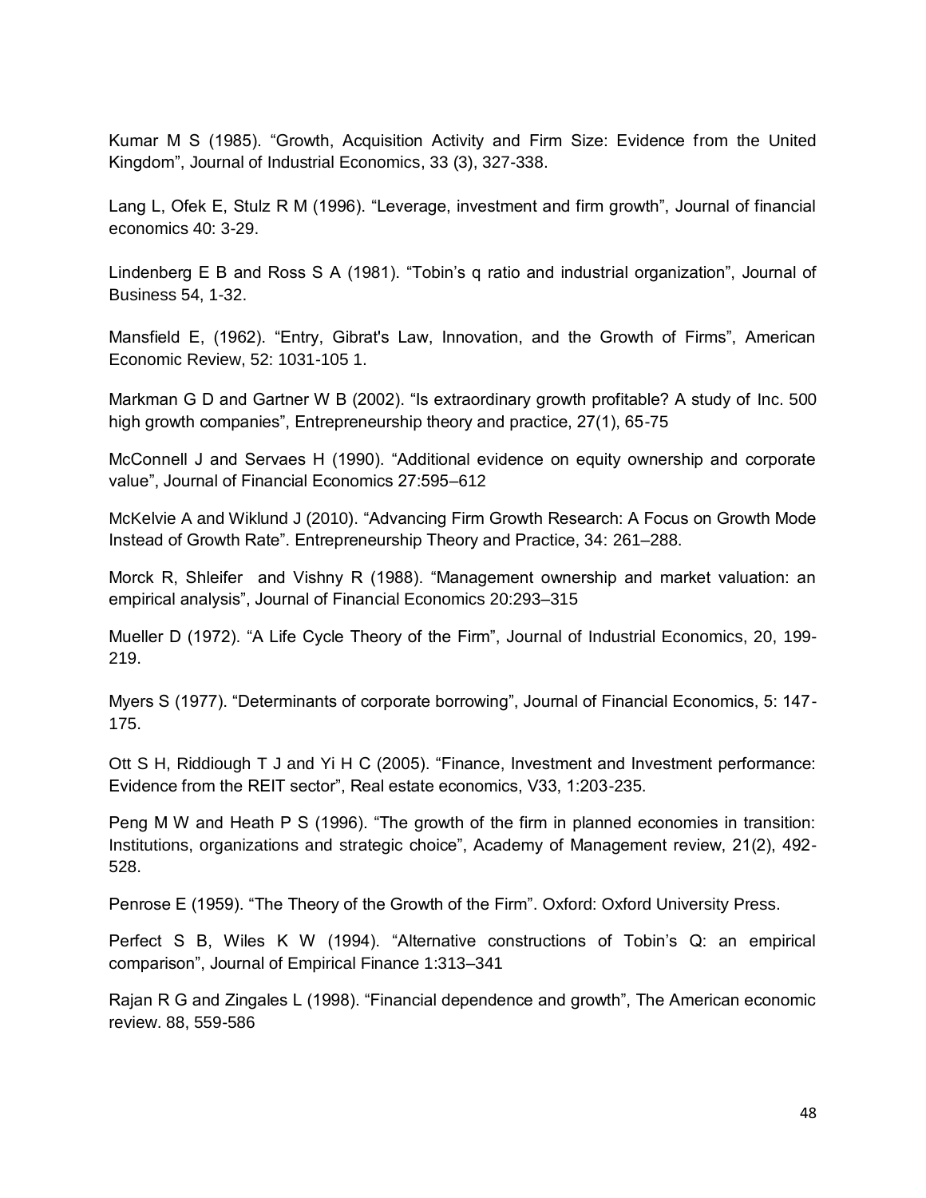Kumar M S (1985). “Growth, Acquisition Activity and Firm Size: Evidence from the United Kingdom”, Journal of Industrial Economics, 33 (3), 327-338.

Lang L, Ofek E, Stulz R M (1996). “Leverage, investment and firm growth”, Journal of financial economics 40: 3-29.

Lindenberg E B and Ross S A (1981). “Tobin’s q ratio and industrial organization”, Journal of Business 54, 1-32.

Mansfield E, (1962). “Entry, Gibrat's Law, Innovation, and the Growth of Firms”, American Economic Review, 52: 1031-105 1.

Markman G D and Gartner W B (2002). “Is extraordinary growth profitable? A study of Inc. 500 high growth companies”, Entrepreneurship theory and practice, 27(1), 65-75

McConnell J and Servaes H (1990). “Additional evidence on equity ownership and corporate value”, Journal of Financial Economics 27:595–612

McKelvie A and Wiklund J (2010). “Advancing Firm Growth Research: A Focus on Growth Mode Instead of Growth Rate”. Entrepreneurship Theory and Practice, 34: 261–288.

Morck R, Shleifer and Vishny R (1988). “Management ownership and market valuation: an empirical analysis”, Journal of Financial Economics 20:293–315

Mueller D (1972). “A Life Cycle Theory of the Firm”, Journal of Industrial Economics, 20, 199-219.

Myers S (1977). “Determinants of corporate borrowing”, Journal of Financial Economics, 5: 147-175.

Ott S H, Riddiough T J and Yi H C (2005). “Finance, Investment and Investment performance: Evidence from the REIT sector”, Real estate economics, V33, 1:203-235.

Peng M W and Heath P S (1996). “The growth of the firm in planned economies in transition: Institutions, organizations and strategic choice”, Academy of Management review, 21(2), 492-528.

Penrose E (1959). “The Theory of the Growth of the Firm”. Oxford: Oxford University Press.

Perfect S B, Wiles K W (1994). “Alternative constructions of Tobin’s Q: an empirical comparison”, Journal of Empirical Finance 1:313–341

Rajan R G and Zingales L (1998). “Financial dependence and growth”, The American economic review. 88, 559-586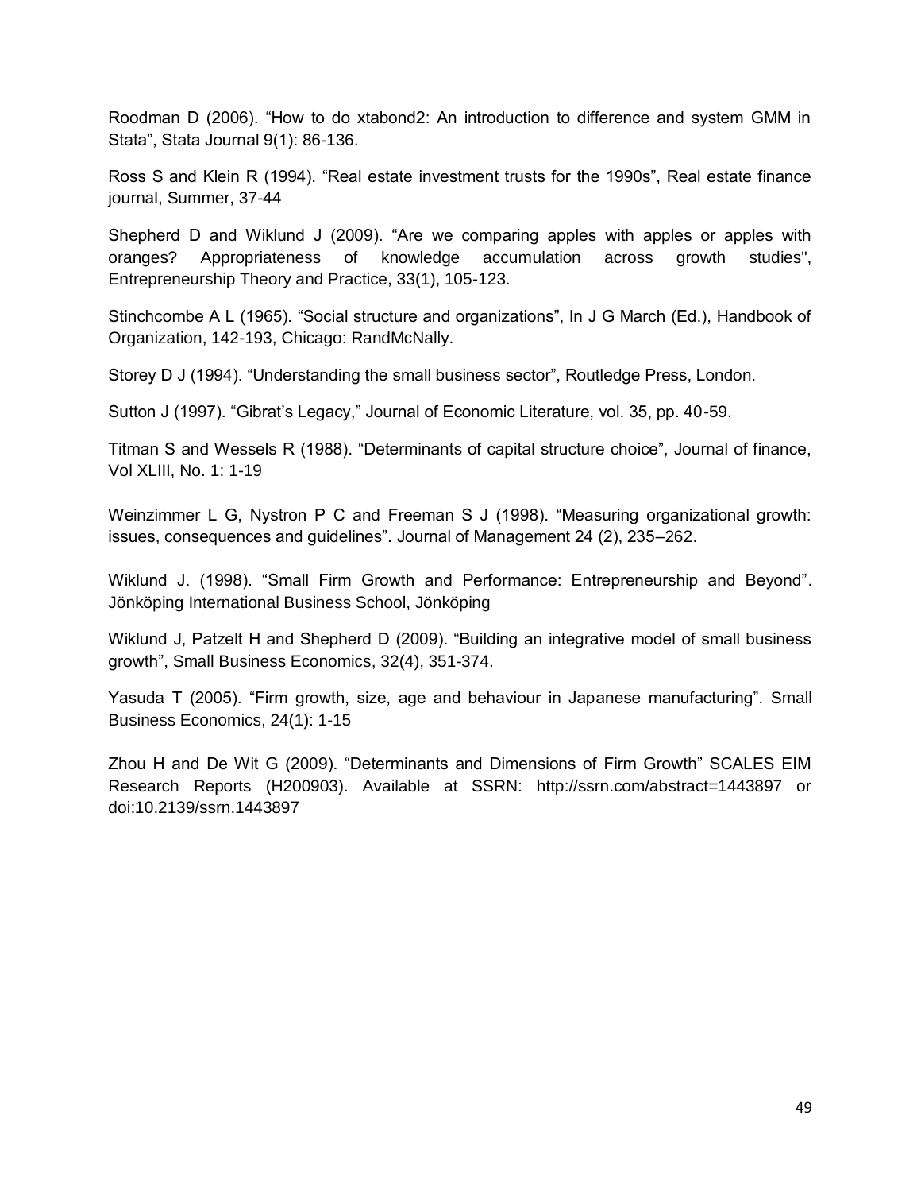Roodman D (2006). "How to do xtabond2: An introduction to difference and system GMM in Stata", Stata Journal 9(1): 86-136.

Ross S and Klein R (1994). "Real estate investment trusts for the 1990s", Real estate finance journal, Summer, 37-44

Shepherd D and Wiklund J (2009). "Are we comparing apples with apples or apples with oranges? Appropriateness of knowledge accumulation across growth studies", Entrepreneurship Theory and Practice, 33(1), 105-123.

Stinchcombe A L (1965). "Social structure and organizations", In J G March (Ed.), Handbook of Organization, 142-193, Chicago: RandMcNally.

Storey D J (1994). "Understanding the small business sector", Routledge Press, London.

Sutton J (1997). "Gibrat's Legacy," Journal of Economic Literature, vol. 35, pp. 40-59.

Titman S and Wessels R (1988). "Determinants of capital structure choice", Journal of finance, Vol XLIII, No. 1: 1-19

Weinzimmer L G, Nystron P C and Freeman S J (1998). "Measuring organizational growth: issues, consequences and guidelines". Journal of Management 24 (2), 235–262.

Wiklund J. (1998). "Small Firm Growth and Performance: Entrepreneurship and Beyond". Jönköping International Business School, Jönköping

Wiklund J, Patzelt H and Shepherd D (2009). "Building an integrative model of small business growth", Small Business Economics, 32(4), 351-374.

Yasuda T (2005). "Firm growth, size, age and behaviour in Japanese manufacturing". Small Business Economics, 24(1): 1-15

Zhou H and De Wit G (2009). "Determinants and Dimensions of Firm Growth" SCALES EIM Research Reports (H200903). Available at SSRN: http://ssrn.com/abstract=1443897 or doi:10.2139/ssrn.1443897